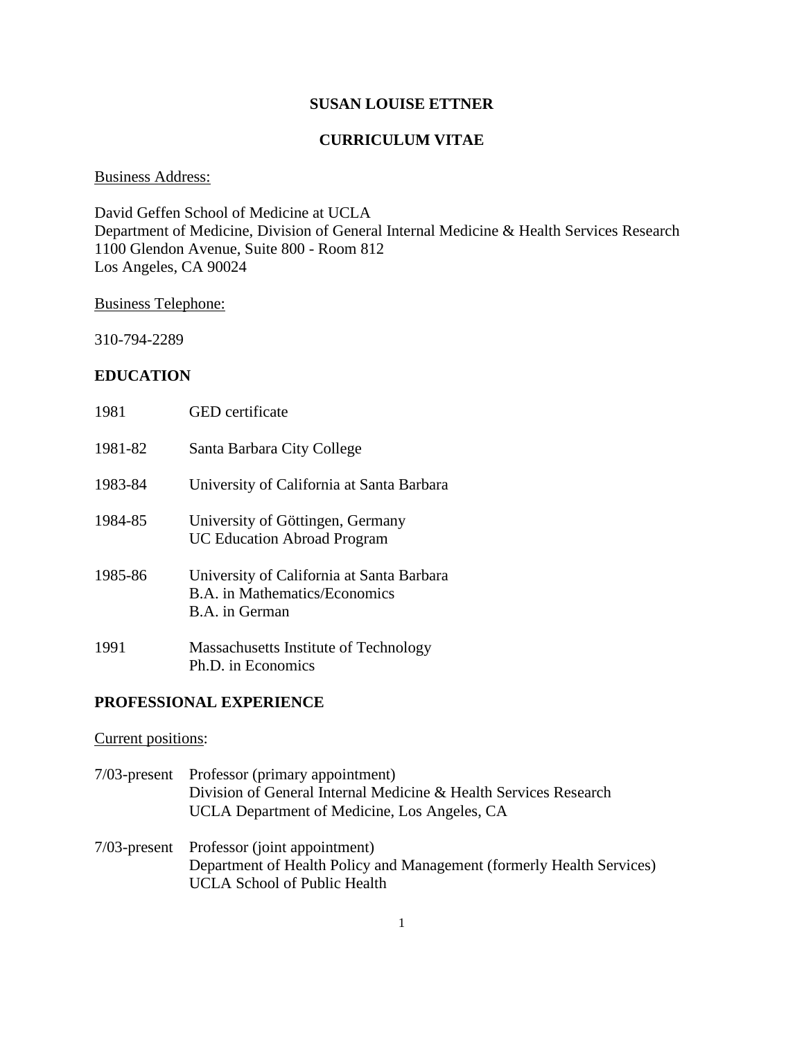# SUSAN LOUISE ETTNER

## CURRICULUM VITAE

<u>Business Address:</u>

David Geffen School of Medicine at UCLA
Department of Medicine, Division of General Internal Medicine & Health Services Research
1100 Glendon Avenue, Suite 800 - Room 812
Los Angeles, CA 90024

<u>Business Telephone:</u>

310-794-2289

## EDUCATION

| | |
|---|---|
| 1981 | GED certificate |
| 1981-82 | Santa Barbara City College |
| 1983-84 | University of California at Santa Barbara |
| 1984-85 | University of Göttingen, Germany<br>UC Education Abroad Program |
| 1985-86 | University of California at Santa Barbara<br>B.A. in Mathematics/Economics<br>B.A. in German |
| 1991 | Massachusetts Institute of Technology<br>Ph.D. in Economics |

## PROFESSIONAL EXPERIENCE

<u>Current positions</u>:

| | |
|---|---|
| 7/03-present | Professor (primary appointment)<br>Division of General Internal Medicine & Health Services Research<br>UCLA Department of Medicine, Los Angeles, CA |
| 7/03-present | Professor (joint appointment)<br>Department of Health Policy and Management (formerly Health Services)<br>UCLA School of Public Health |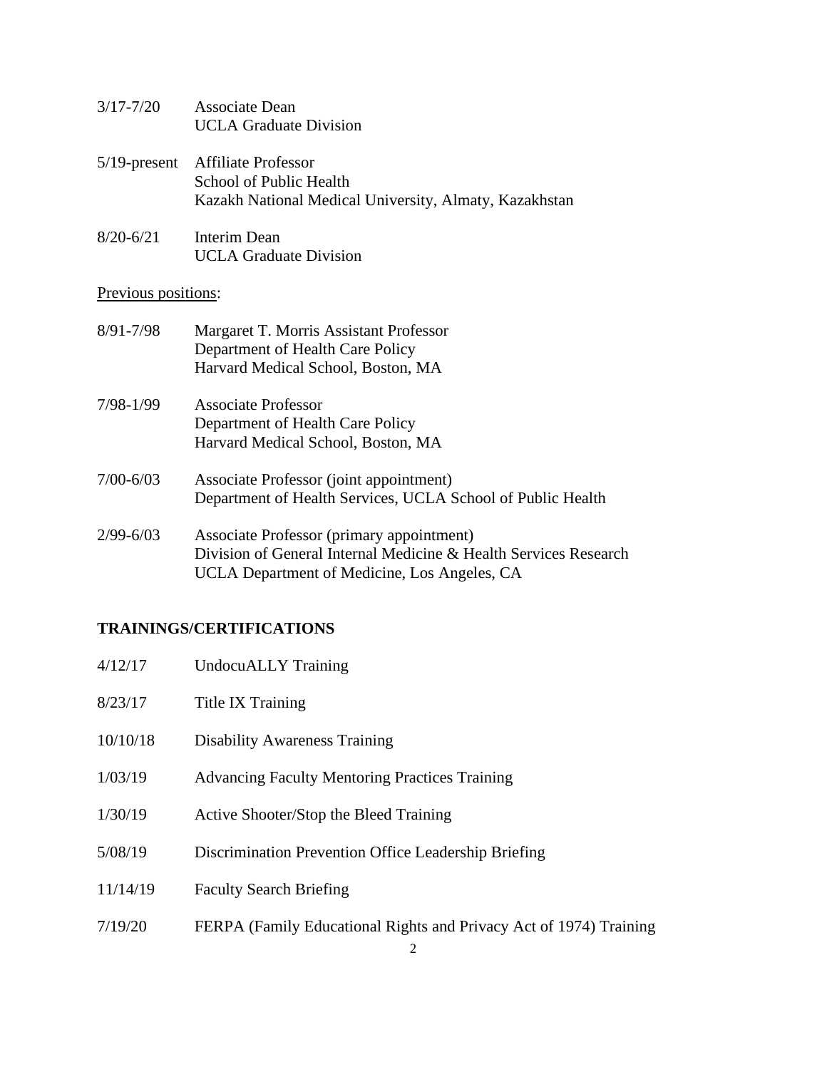3/17-7/20 Associate Dean
UCLA Graduate Division

5/19-present Affiliate Professor
School of Public Health
Kazakh National Medical University, Almaty, Kazakhstan

8/20-6/21 Interim Dean
UCLA Graduate Division

Previous positions:

8/91-7/98 Margaret T. Morris Assistant Professor
Department of Health Care Policy
Harvard Medical School, Boston, MA

7/98-1/99 Associate Professor
Department of Health Care Policy
Harvard Medical School, Boston, MA

7/00-6/03 Associate Professor (joint appointment)
Department of Health Services, UCLA School of Public Health

2/99-6/03 Associate Professor (primary appointment)
Division of General Internal Medicine & Health Services Research
UCLA Department of Medicine, Los Angeles, CA

## TRAININGS/CERTIFICATIONS

4/12/17 UndocuALLY Training

8/23/17 Title IX Training

10/10/18 Disability Awareness Training

1/03/19 Advancing Faculty Mentoring Practices Training

1/30/19 Active Shooter/Stop the Bleed Training

5/08/19 Discrimination Prevention Office Leadership Briefing

11/14/19 Faculty Search Briefing

7/19/20 FERPA (Family Educational Rights and Privacy Act of 1974) Training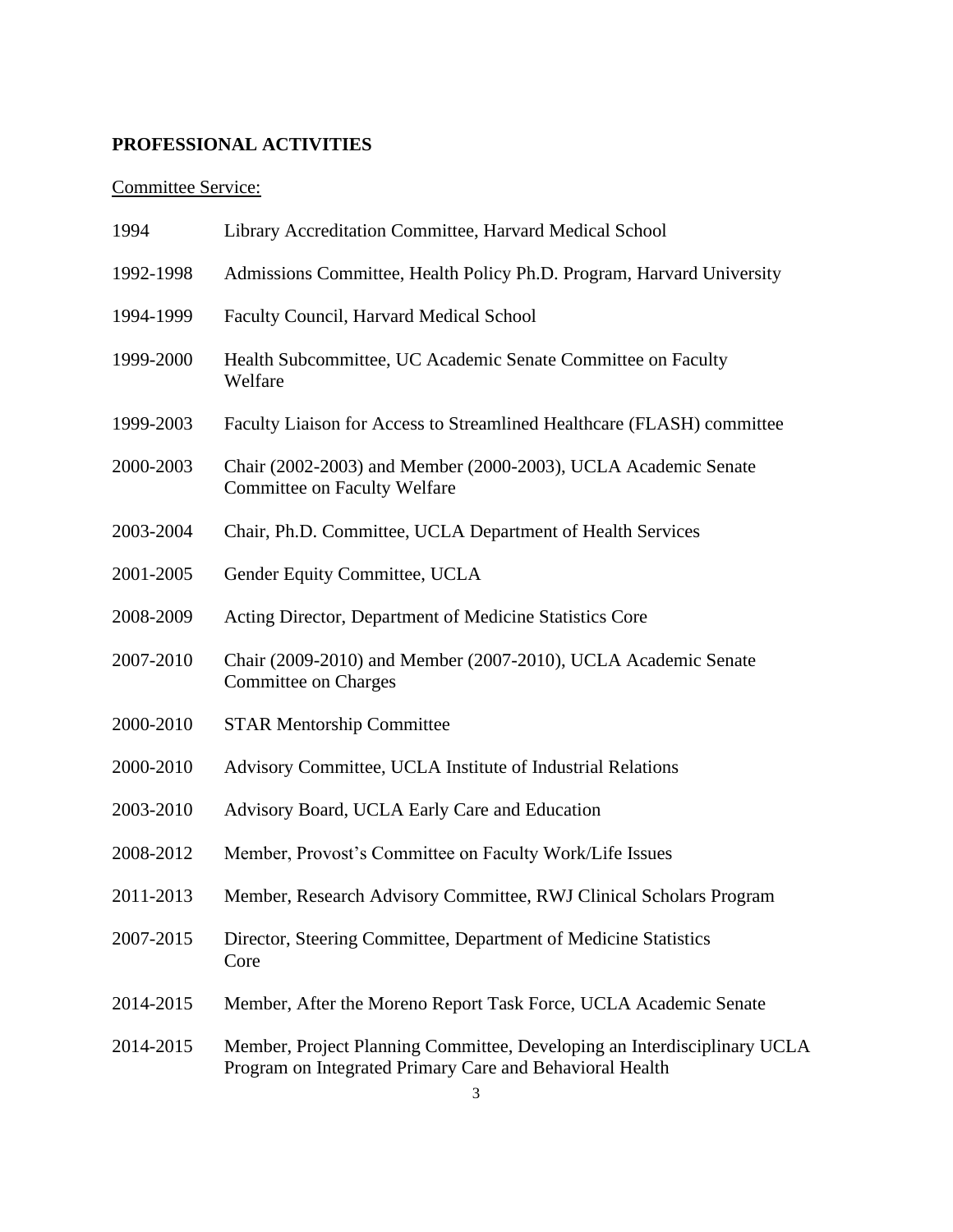## PROFESSIONAL ACTIVITIES

Committee Service:

| | |
|---|---|
| 1994 | Library Accreditation Committee, Harvard Medical School |
| 1992-1998 | Admissions Committee, Health Policy Ph.D. Program, Harvard University |
| 1994-1999 | Faculty Council, Harvard Medical School |
| 1999-2000 | Health Subcommittee, UC Academic Senate Committee on Faculty Welfare |
| 1999-2003 | Faculty Liaison for Access to Streamlined Healthcare (FLASH) committee |
| 2000-2003 | Chair (2002-2003) and Member (2000-2003), UCLA Academic Senate Committee on Faculty Welfare |
| 2003-2004 | Chair, Ph.D. Committee, UCLA Department of Health Services |
| 2001-2005 | Gender Equity Committee, UCLA |
| 2008-2009 | Acting Director, Department of Medicine Statistics Core |
| 2007-2010 | Chair (2009-2010) and Member (2007-2010), UCLA Academic Senate Committee on Charges |
| 2000-2010 | STAR Mentorship Committee |
| 2000-2010 | Advisory Committee, UCLA Institute of Industrial Relations |
| 2003-2010 | Advisory Board, UCLA Early Care and Education |
| 2008-2012 | Member, Provost's Committee on Faculty Work/Life Issues |
| 2011-2013 | Member, Research Advisory Committee, RWJ Clinical Scholars Program |
| 2007-2015 | Director, Steering Committee, Department of Medicine Statistics Core |
| 2014-2015 | Member, After the Moreno Report Task Force, UCLA Academic Senate |
| 2014-2015 | Member, Project Planning Committee, Developing an Interdisciplinary UCLA Program on Integrated Primary Care and Behavioral Health |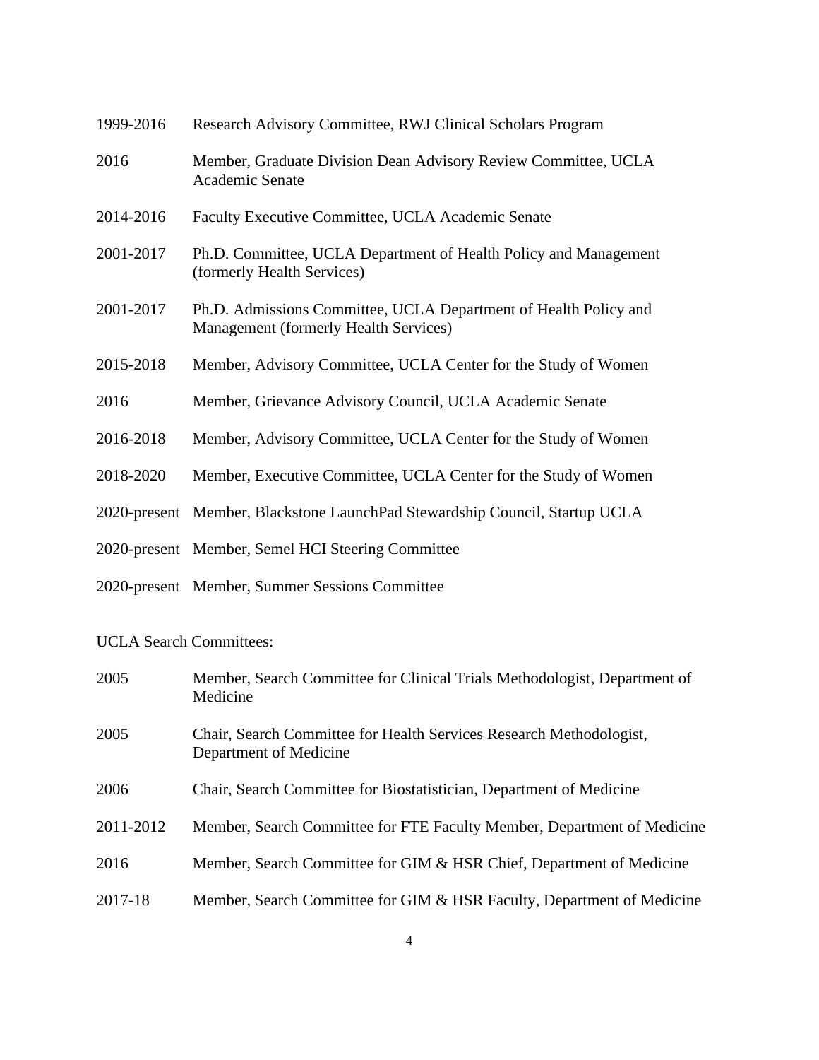1999-2016 Research Advisory Committee, RWJ Clinical Scholars Program

2016 Member, Graduate Division Dean Advisory Review Committee, UCLA Academic Senate

2014-2016 Faculty Executive Committee, UCLA Academic Senate

2001-2017 Ph.D. Committee, UCLA Department of Health Policy and Management (formerly Health Services)

2001-2017 Ph.D. Admissions Committee, UCLA Department of Health Policy and Management (formerly Health Services)

2015-2018 Member, Advisory Committee, UCLA Center for the Study of Women

2016 Member, Grievance Advisory Council, UCLA Academic Senate

2016-2018 Member, Advisory Committee, UCLA Center for the Study of Women

2018-2020 Member, Executive Committee, UCLA Center for the Study of Women

2020-present Member, Blackstone LaunchPad Stewardship Council, Startup UCLA

2020-present Member, Semel HCI Steering Committee

2020-present Member, Summer Sessions Committee

<u>UCLA Search Committees</u>:

2005 Member, Search Committee for Clinical Trials Methodologist, Department of Medicine

2005 Chair, Search Committee for Health Services Research Methodologist, Department of Medicine

2006 Chair, Search Committee for Biostatistician, Department of Medicine

2011-2012 Member, Search Committee for FTE Faculty Member, Department of Medicine

2016 Member, Search Committee for GIM & HSR Chief, Department of Medicine

2017-18 Member, Search Committee for GIM & HSR Faculty, Department of Medicine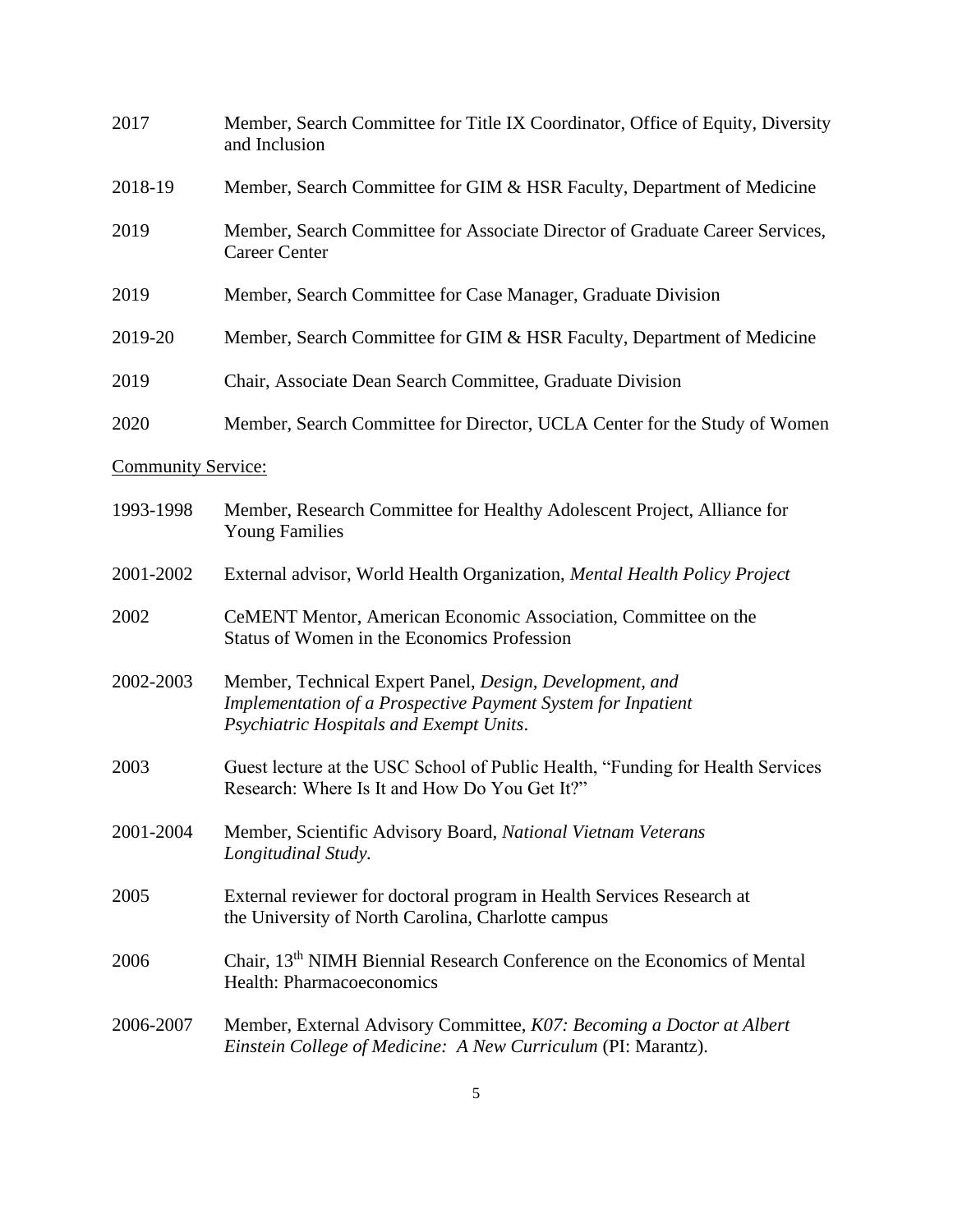2017 Member, Search Committee for Title IX Coordinator, Office of Equity, Diversity and Inclusion

2018-19 Member, Search Committee for GIM & HSR Faculty, Department of Medicine

2019 Member, Search Committee for Associate Director of Graduate Career Services, Career Center

2019 Member, Search Committee for Case Manager, Graduate Division

2019-20 Member, Search Committee for GIM & HSR Faculty, Department of Medicine

2019 Chair, Associate Dean Search Committee, Graduate Division

2020 Member, Search Committee for Director, UCLA Center for the Study of Women

<u>Community Service:</u>

1993-1998 Member, Research Committee for Healthy Adolescent Project, Alliance for Young Families

2001-2002 External advisor, World Health Organization, *Mental Health Policy Project*

2002 CeMENT Mentor, American Economic Association, Committee on the Status of Women in the Economics Profession

2002-2003 Member, Technical Expert Panel, *Design, Development, and Implementation of a Prospective Payment System for Inpatient Psychiatric Hospitals and Exempt Units*.

2003 Guest lecture at the USC School of Public Health, "Funding for Health Services Research: Where Is It and How Do You Get It?"

2001-2004 Member, Scientific Advisory Board, *National Vietnam Veterans Longitudinal Study.*

2005 External reviewer for doctoral program in Health Services Research at the University of North Carolina, Charlotte campus

2006 Chair, 13th NIMH Biennial Research Conference on the Economics of Mental Health: Pharmacoeconomics

2006-2007 Member, External Advisory Committee, *K07: Becoming a Doctor at Albert Einstein College of Medicine: A New Curriculum* (PI: Marantz).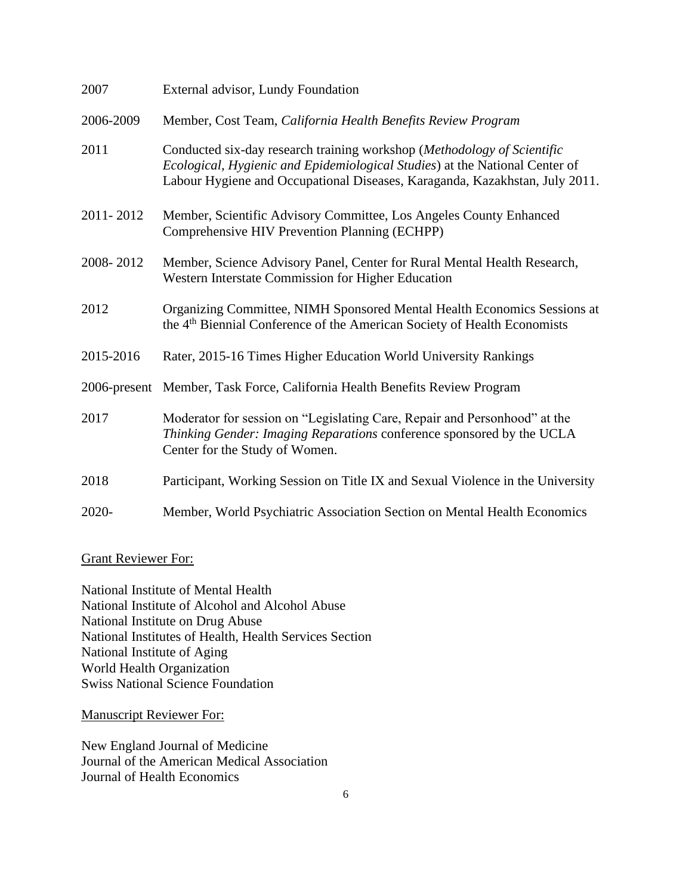| | |
|---|---|
| 2007 | External advisor, Lundy Foundation |
| 2006-2009 | Member, Cost Team, *California Health Benefits Review Program* |
| 2011 | Conducted six-day research training workshop (*Methodology of Scientific Ecological, Hygienic and Epidemiological Studies*) at the National Center of Labour Hygiene and Occupational Diseases, Karaganda, Kazakhstan, July 2011. |
| 2011- 2012 | Member, Scientific Advisory Committee, Los Angeles County Enhanced Comprehensive HIV Prevention Planning (ECHPP) |
| 2008- 2012 | Member, Science Advisory Panel, Center for Rural Mental Health Research, Western Interstate Commission for Higher Education |
| 2012 | Organizing Committee, NIMH Sponsored Mental Health Economics Sessions at the 4th Biennial Conference of the American Society of Health Economists |
| 2015-2016 | Rater, 2015-16 Times Higher Education World University Rankings |
| 2006-present | Member, Task Force, California Health Benefits Review Program |
| 2017 | Moderator for session on "Legislating Care, Repair and Personhood" at the *Thinking Gender: Imaging Reparations* conference sponsored by the UCLA Center for the Study of Women. |
| 2018 | Participant, Working Session on Title IX and Sexual Violence in the University |
| 2020- | Member, World Psychiatric Association Section on Mental Health Economics |

<u>Grant Reviewer For:</u>

National Institute of Mental Health
National Institute of Alcohol and Alcohol Abuse
National Institute on Drug Abuse
National Institutes of Health, Health Services Section
National Institute of Aging
World Health Organization
Swiss National Science Foundation

<u>Manuscript Reviewer For:</u>

New England Journal of Medicine
Journal of the American Medical Association
Journal of Health Economics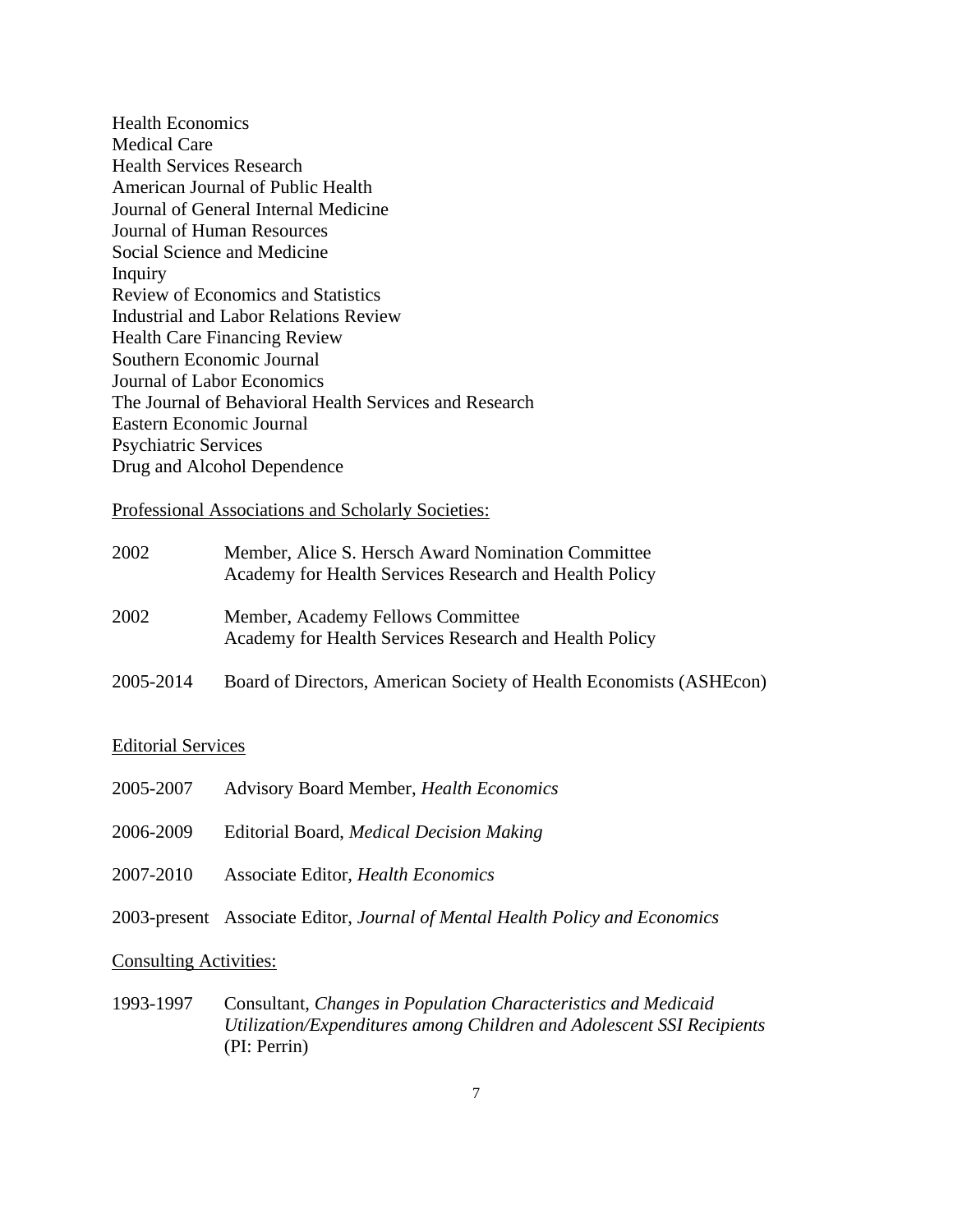Health Economics
Medical Care
Health Services Research
American Journal of Public Health
Journal of General Internal Medicine
Journal of Human Resources
Social Science and Medicine
Inquiry
Review of Economics and Statistics
Industrial and Labor Relations Review
Health Care Financing Review
Southern Economic Journal
Journal of Labor Economics
The Journal of Behavioral Health Services and Research
Eastern Economic Journal
Psychiatric Services
Drug and Alcohol Dependence

Professional Associations and Scholarly Societies:

2002 Member, Alice S. Hersch Award Nomination Committee
Academy for Health Services Research and Health Policy

2002 Member, Academy Fellows Committee
Academy for Health Services Research and Health Policy

2005-2014 Board of Directors, American Society of Health Economists (ASHEcon)

Editorial Services

2005-2007 Advisory Board Member, *Health Economics*

2006-2009 Editorial Board, *Medical Decision Making*

2007-2010 Associate Editor, *Health Economics*

2003-present Associate Editor, *Journal of Mental Health Policy and Economics*

Consulting Activities:

1993-1997 Consultant, *Changes in Population Characteristics and Medicaid Utilization/Expenditures among Children and Adolescent SSI Recipients* (PI: Perrin)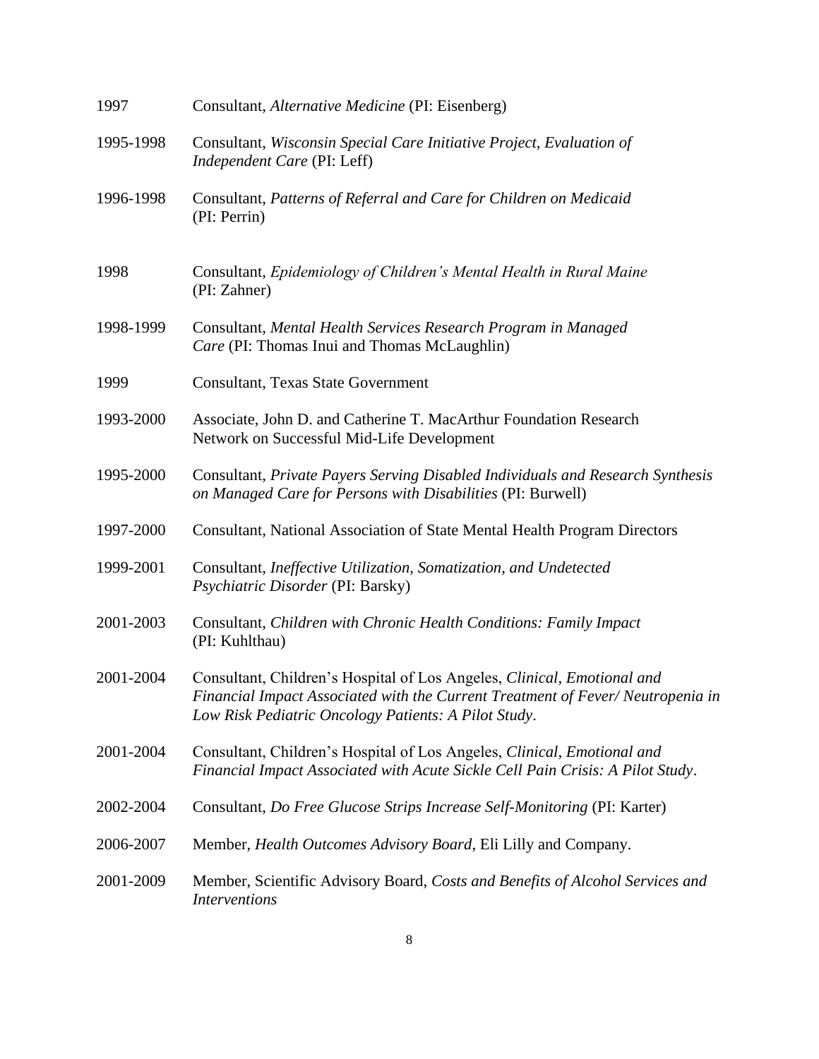1997 Consultant, *Alternative Medicine* (PI: Eisenberg)

1995-1998 Consultant, *Wisconsin Special Care Initiative Project, Evaluation of Independent Care* (PI: Leff)

1996-1998 Consultant, *Patterns of Referral and Care for Children on Medicaid* (PI: Perrin)

1998 Consultant, *Epidemiology of Children's Mental Health in Rural Maine* (PI: Zahner)

1998-1999 Consultant, *Mental Health Services Research Program in Managed Care* (PI: Thomas Inui and Thomas McLaughlin)

1999 Consultant, Texas State Government

1993-2000 Associate, John D. and Catherine T. MacArthur Foundation Research Network on Successful Mid-Life Development

1995-2000 Consultant, *Private Payers Serving Disabled Individuals and Research Synthesis on Managed Care for Persons with Disabilities* (PI: Burwell)

1997-2000 Consultant, National Association of State Mental Health Program Directors

1999-2001 Consultant, *Ineffective Utilization, Somatization, and Undetected Psychiatric Disorder* (PI: Barsky)

2001-2003 Consultant, *Children with Chronic Health Conditions: Family Impact* (PI: Kuhlthau)

2001-2004 Consultant, Children's Hospital of Los Angeles, *Clinical, Emotional and Financial Impact Associated with the Current Treatment of Fever/ Neutropenia in Low Risk Pediatric Oncology Patients: A Pilot Study*.

2001-2004 Consultant, Children's Hospital of Los Angeles, *Clinical, Emotional and Financial Impact Associated with Acute Sickle Cell Pain Crisis: A Pilot Study*.

2002-2004 Consultant, *Do Free Glucose Strips Increase Self-Monitoring* (PI: Karter)

2006-2007 Member, *Health Outcomes Advisory Board*, Eli Lilly and Company.

2001-2009 Member, Scientific Advisory Board, *Costs and Benefits of Alcohol Services and Interventions*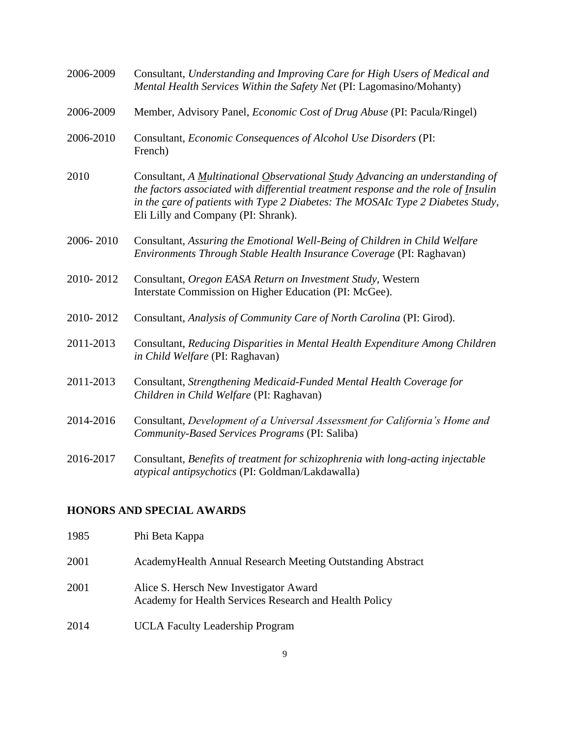2006-2009 Consultant, *Understanding and Improving Care for High Users of Medical and Mental Health Services Within the Safety Net* (PI: Lagomasino/Mohanty)

2006-2009 Member, Advisory Panel, *Economic Cost of Drug Abuse* (PI: Pacula/Ringel)

2006-2010 Consultant, *Economic Consequences of Alcohol Use Disorders* (PI: French)

2010 Consultant, *A Multinational Observational Study Advancing an understanding of the factors associated with differential treatment response and the role of Insulin in the care of patients with Type 2 Diabetes: The MOSAIc Type 2 Diabetes Study*, Eli Lilly and Company (PI: Shrank).

2006- 2010 Consultant, *Assuring the Emotional Well-Being of Children in Child Welfare Environments Through Stable Health Insurance Coverage* (PI: Raghavan)

2010- 2012 Consultant, *Oregon EASA Return on Investment Study*, Western Interstate Commission on Higher Education (PI: McGee).

2010- 2012 Consultant, *Analysis of Community Care of North Carolina* (PI: Girod).

2011-2013 Consultant, *Reducing Disparities in Mental Health Expenditure Among Children in Child Welfare* (PI: Raghavan)

2011-2013 Consultant, *Strengthening Medicaid-Funded Mental Health Coverage for Children in Child Welfare* (PI: Raghavan)

2014-2016 Consultant, *Development of a Universal Assessment for California's Home and Community-Based Services Programs* (PI: Saliba)

2016-2017 Consultant, *Benefits of treatment for schizophrenia with long-acting injectable atypical antipsychotics* (PI: Goldman/Lakdawalla)

## HONORS AND SPECIAL AWARDS

1985 Phi Beta Kappa

2001 AcademyHealth Annual Research Meeting Outstanding Abstract

2001 Alice S. Hersch New Investigator Award
Academy for Health Services Research and Health Policy

2014 UCLA Faculty Leadership Program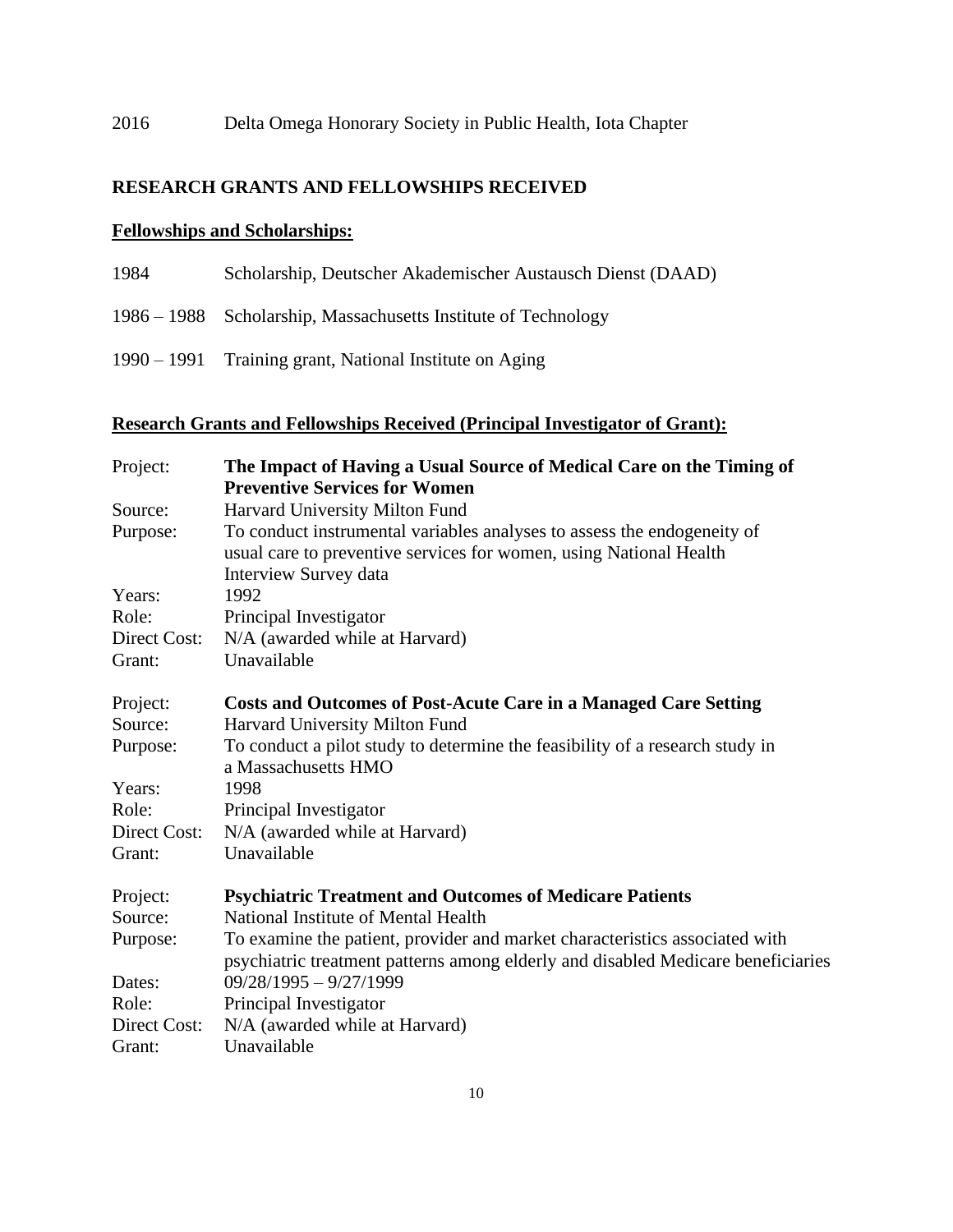2016 Delta Omega Honorary Society in Public Health, Iota Chapter

## RESEARCH GRANTS AND FELLOWSHIPS RECEIVED

### Fellowships and Scholarships:

1984 Scholarship, Deutscher Akademischer Austausch Dienst (DAAD)

1986 – 1988 Scholarship, Massachusetts Institute of Technology

1990 – 1991 Training grant, National Institute on Aging

### Research Grants and Fellowships Received (Principal Investigator of Grant):

Project: **The Impact of Having a Usual Source of Medical Care on the Timing of Preventive Services for Women**
Source: Harvard University Milton Fund
Purpose: To conduct instrumental variables analyses to assess the endogeneity of usual care to preventive services for women, using National Health Interview Survey data
Years: 1992
Role: Principal Investigator
Direct Cost: N/A (awarded while at Harvard)
Grant: Unavailable

Project: **Costs and Outcomes of Post-Acute Care in a Managed Care Setting**
Source: Harvard University Milton Fund
Purpose: To conduct a pilot study to determine the feasibility of a research study in a Massachusetts HMO
Years: 1998
Role: Principal Investigator
Direct Cost: N/A (awarded while at Harvard)
Grant: Unavailable

Project: **Psychiatric Treatment and Outcomes of Medicare Patients**
Source: National Institute of Mental Health
Purpose: To examine the patient, provider and market characteristics associated with psychiatric treatment patterns among elderly and disabled Medicare beneficiaries
Dates: 09/28/1995 – 9/27/1999
Role: Principal Investigator
Direct Cost: N/A (awarded while at Harvard)
Grant: Unavailable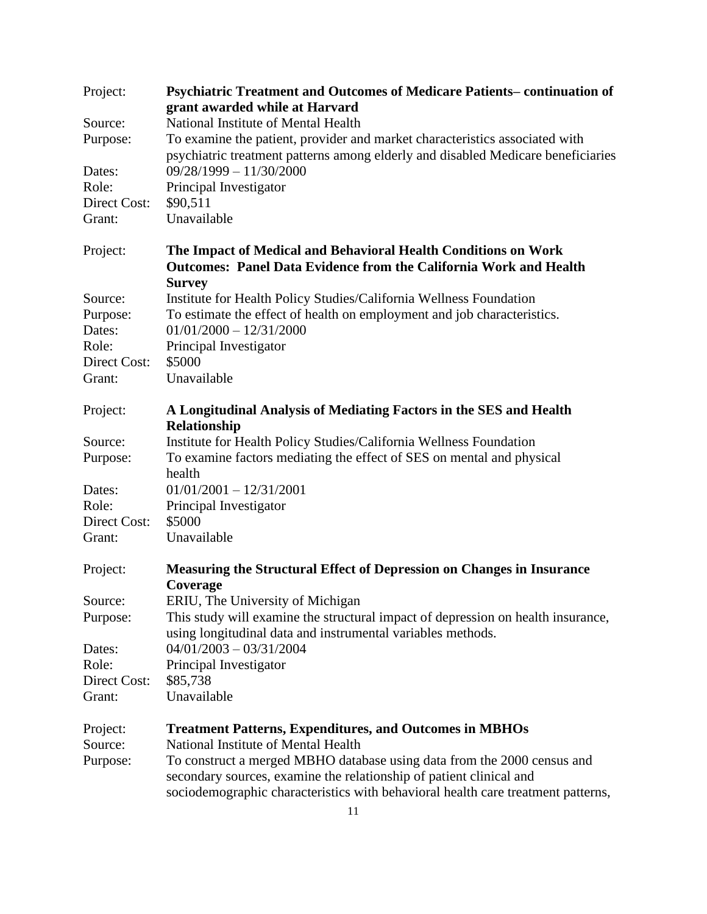Project: **Psychiatric Treatment and Outcomes of Medicare Patients– continuation of grant awarded while at Harvard**
Source: National Institute of Mental Health
Purpose: To examine the patient, provider and market characteristics associated with psychiatric treatment patterns among elderly and disabled Medicare beneficiaries
Dates: 09/28/1999 – 11/30/2000
Role: Principal Investigator
Direct Cost: $90,511
Grant: Unavailable

Project: **The Impact of Medical and Behavioral Health Conditions on Work Outcomes: Panel Data Evidence from the California Work and Health Survey**
Source: Institute for Health Policy Studies/California Wellness Foundation
Purpose: To estimate the effect of health on employment and job characteristics.
Dates: 01/01/2000 – 12/31/2000
Role: Principal Investigator
Direct Cost: $5000
Grant: Unavailable

Project: **A Longitudinal Analysis of Mediating Factors in the SES and Health Relationship**
Source: Institute for Health Policy Studies/California Wellness Foundation
Purpose: To examine factors mediating the effect of SES on mental and physical health
Dates: 01/01/2001 – 12/31/2001
Role: Principal Investigator
Direct Cost: $5000
Grant: Unavailable

Project: **Measuring the Structural Effect of Depression on Changes in Insurance Coverage**
Source: ERIU, The University of Michigan
Purpose: This study will examine the structural impact of depression on health insurance, using longitudinal data and instrumental variables methods.
Dates: 04/01/2003 – 03/31/2004
Role: Principal Investigator
Direct Cost: $85,738
Grant: Unavailable

Project: **Treatment Patterns, Expenditures, and Outcomes in MBHOs**
Source: National Institute of Mental Health
Purpose: To construct a merged MBHO database using data from the 2000 census and secondary sources, examine the relationship of patient clinical and sociodemographic characteristics with behavioral health care treatment patterns,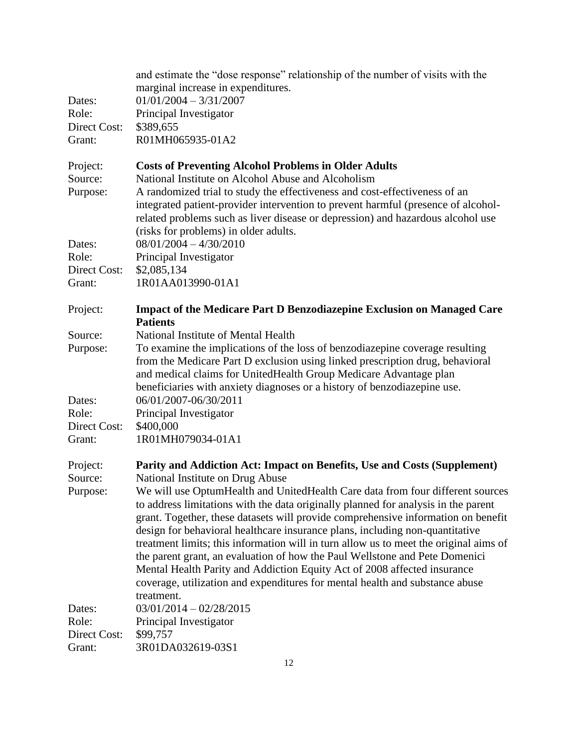and estimate the "dose response" relationship of the number of visits with the marginal increase in expenditures.

Dates: 01/01/2004 – 3/31/2007
Role: Principal Investigator
Direct Cost: $389,655
Grant: R01MH065935-01A2

Project: **Costs of Preventing Alcohol Problems in Older Adults**
Source: National Institute on Alcohol Abuse and Alcoholism
Purpose: A randomized trial to study the effectiveness and cost-effectiveness of an integrated patient-provider intervention to prevent harmful (presence of alcohol-related problems such as liver disease or depression) and hazardous alcohol use (risks for problems) in older adults.
Dates: 08/01/2004 – 4/30/2010
Role: Principal Investigator
Direct Cost: $2,085,134
Grant: 1R01AA013990-01A1

Project: **Impact of the Medicare Part D Benzodiazepine Exclusion on Managed Care Patients**
Source: National Institute of Mental Health
Purpose: To examine the implications of the loss of benzodiazepine coverage resulting from the Medicare Part D exclusion using linked prescription drug, behavioral and medical claims for UnitedHealth Group Medicare Advantage plan beneficiaries with anxiety diagnoses or a history of benzodiazepine use.
Dates: 06/01/2007-06/30/2011
Role: Principal Investigator
Direct Cost: $400,000
Grant: 1R01MH079034-01A1

Project: **Parity and Addiction Act: Impact on Benefits, Use and Costs (Supplement)**
Source: National Institute on Drug Abuse
Purpose: We will use OptumHealth and UnitedHealth Care data from four different sources to address limitations with the data originally planned for analysis in the parent grant. Together, these datasets will provide comprehensive information on benefit design for behavioral healthcare insurance plans, including non-quantitative treatment limits; this information will in turn allow us to meet the original aims of the parent grant, an evaluation of how the Paul Wellstone and Pete Domenici Mental Health Parity and Addiction Equity Act of 2008 affected insurance coverage, utilization and expenditures for mental health and substance abuse treatment.
Dates: 03/01/2014 – 02/28/2015
Role: Principal Investigator
Direct Cost: $99,757
Grant: 3R01DA032619-03S1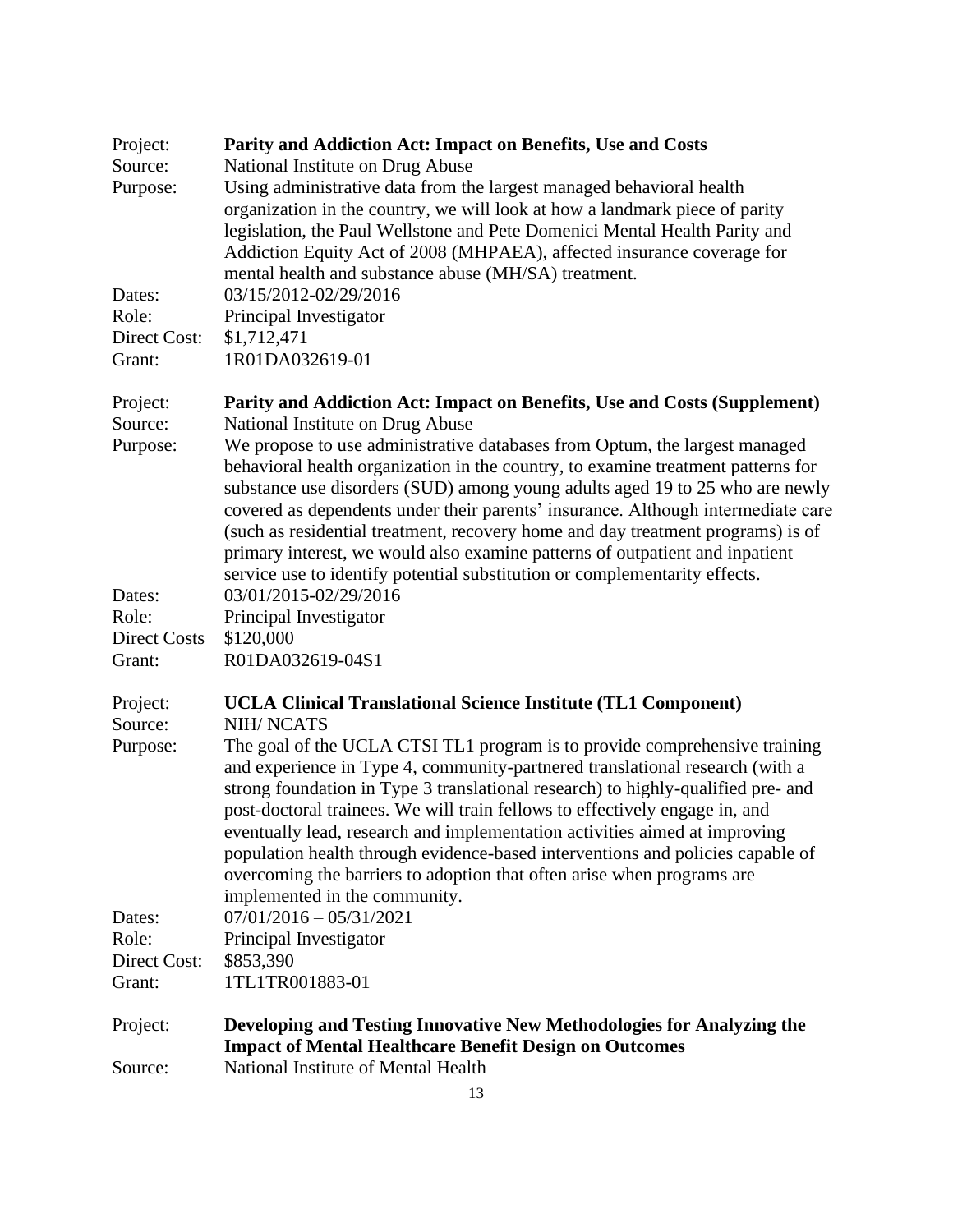| | |
|---|---|
| Project: | **Parity and Addiction Act: Impact on Benefits, Use and Costs** |
| Source: | National Institute on Drug Abuse |
| Purpose: | Using administrative data from the largest managed behavioral health organization in the country, we will look at how a landmark piece of parity legislation, the Paul Wellstone and Pete Domenici Mental Health Parity and Addiction Equity Act of 2008 (MHPAEA), affected insurance coverage for mental health and substance abuse (MH/SA) treatment. |
| Dates: | 03/15/2012-02/29/2016 |
| Role: | Principal Investigator |
| Direct Cost: | $1,712,471 |
| Grant: | 1R01DA032619-01 |

| | |
|---|---|
| Project: | **Parity and Addiction Act: Impact on Benefits, Use and Costs (Supplement)** |
| Source: | National Institute on Drug Abuse |
| Purpose: | We propose to use administrative databases from Optum, the largest managed behavioral health organization in the country, to examine treatment patterns for substance use disorders (SUD) among young adults aged 19 to 25 who are newly covered as dependents under their parents' insurance. Although intermediate care (such as residential treatment, recovery home and day treatment programs) is of primary interest, we would also examine patterns of outpatient and inpatient service use to identify potential substitution or complementarity effects. |
| Dates: | 03/01/2015-02/29/2016 |
| Role: | Principal Investigator |
| Direct Costs | $120,000 |
| Grant: | R01DA032619-04S1 |

| | |
|---|---|
| Project: | **UCLA Clinical Translational Science Institute (TL1 Component)** |
| Source: | NIH/ NCATS |
| Purpose: | The goal of the UCLA CTSI TL1 program is to provide comprehensive training and experience in Type 4, community-partnered translational research (with a strong foundation in Type 3 translational research) to highly-qualified pre- and post-doctoral trainees. We will train fellows to effectively engage in, and eventually lead, research and implementation activities aimed at improving population health through evidence-based interventions and policies capable of overcoming the barriers to adoption that often arise when programs are implemented in the community. |
| Dates: | 07/01/2016 – 05/31/2021 |
| Role: | Principal Investigator |
| Direct Cost: | $853,390 |
| Grant: | 1TL1TR001883-01 |

| | |
|---|---|
| Project: | **Developing and Testing Innovative New Methodologies for Analyzing the Impact of Mental Healthcare Benefit Design on Outcomes** |
| Source: | National Institute of Mental Health |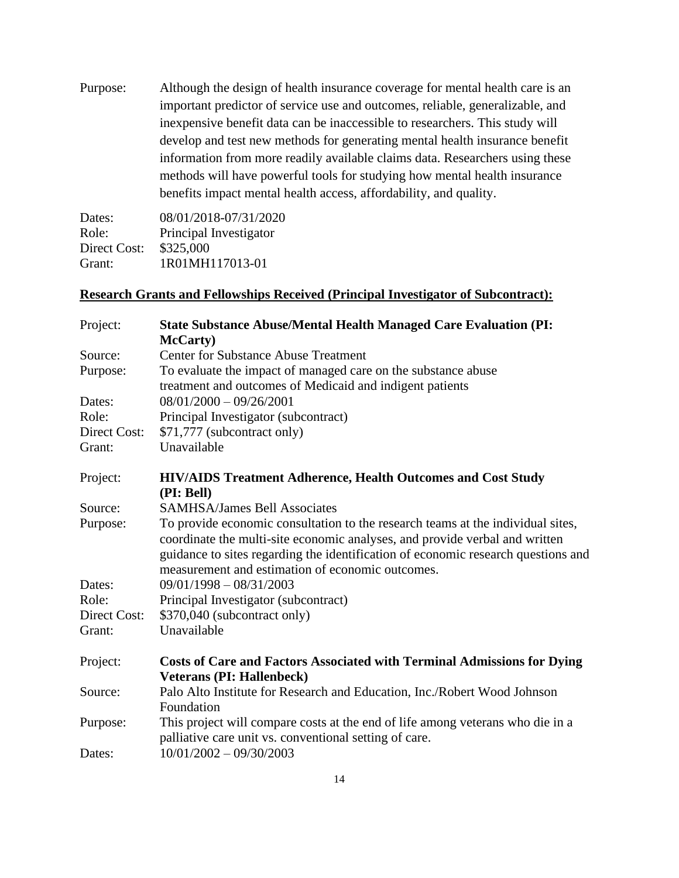Purpose: Although the design of health insurance coverage for mental health care is an important predictor of service use and outcomes, reliable, generalizable, and inexpensive benefit data can be inaccessible to researchers. This study will develop and test new methods for generating mental health insurance benefit information from more readily available claims data. Researchers using these methods will have powerful tools for studying how mental health insurance benefits impact mental health access, affordability, and quality.

Dates: 08/01/2018-07/31/2020
Role: Principal Investigator
Direct Cost: $325,000
Grant: 1R01MH117013-01

**Research Grants and Fellowships Received (Principal Investigator of Subcontract):**

Project: **State Substance Abuse/Mental Health Managed Care Evaluation (PI: McCarty)**
Source: Center for Substance Abuse Treatment
Purpose: To evaluate the impact of managed care on the substance abuse treatment and outcomes of Medicaid and indigent patients
Dates: 08/01/2000 – 09/26/2001
Role: Principal Investigator (subcontract)
Direct Cost: $71,777 (subcontract only)
Grant: Unavailable

Project: **HIV/AIDS Treatment Adherence, Health Outcomes and Cost Study (PI: Bell)**
Source: SAMHSA/James Bell Associates
Purpose: To provide economic consultation to the research teams at the individual sites, coordinate the multi-site economic analyses, and provide verbal and written guidance to sites regarding the identification of economic research questions and measurement and estimation of economic outcomes.
Dates: 09/01/1998 – 08/31/2003
Role: Principal Investigator (subcontract)
Direct Cost: $370,040 (subcontract only)
Grant: Unavailable

Project: **Costs of Care and Factors Associated with Terminal Admissions for Dying Veterans (PI: Hallenbeck)**
Source: Palo Alto Institute for Research and Education, Inc./Robert Wood Johnson Foundation
Purpose: This project will compare costs at the end of life among veterans who die in a palliative care unit vs. conventional setting of care.
Dates: 10/01/2002 – 09/30/2003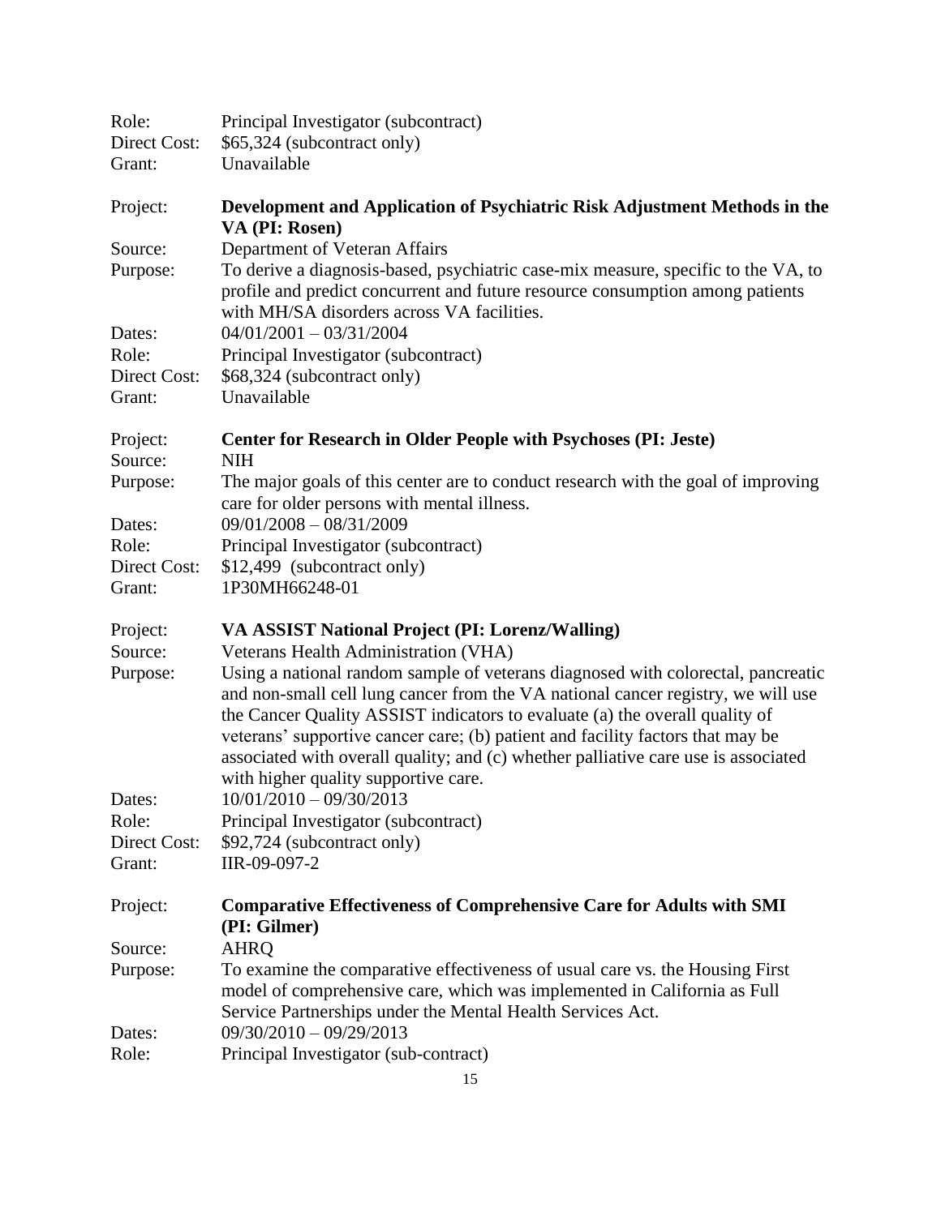Role: Principal Investigator (subcontract)
Direct Cost: $65,324 (subcontract only)
Grant: Unavailable

Project: **Development and Application of Psychiatric Risk Adjustment Methods in the VA (PI: Rosen)**
Source: Department of Veteran Affairs
Purpose: To derive a diagnosis-based, psychiatric case-mix measure, specific to the VA, to profile and predict concurrent and future resource consumption among patients with MH/SA disorders across VA facilities.
Dates: 04/01/2001 – 03/31/2004
Role: Principal Investigator (subcontract)
Direct Cost: $68,324 (subcontract only)
Grant: Unavailable

Project: **Center for Research in Older People with Psychoses (PI: Jeste)**
Source: NIH
Purpose: The major goals of this center are to conduct research with the goal of improving care for older persons with mental illness.
Dates: 09/01/2008 – 08/31/2009
Role: Principal Investigator (subcontract)
Direct Cost: $12,499 (subcontract only)
Grant: 1P30MH66248-01

Project: **VA ASSIST National Project (PI: Lorenz/Walling)**
Source: Veterans Health Administration (VHA)
Purpose: Using a national random sample of veterans diagnosed with colorectal, pancreatic and non-small cell lung cancer from the VA national cancer registry, we will use the Cancer Quality ASSIST indicators to evaluate (a) the overall quality of veterans' supportive cancer care; (b) patient and facility factors that may be associated with overall quality; and (c) whether palliative care use is associated with higher quality supportive care.
Dates: 10/01/2010 – 09/30/2013
Role: Principal Investigator (subcontract)
Direct Cost: $92,724 (subcontract only)
Grant: IIR-09-097-2

Project: **Comparative Effectiveness of Comprehensive Care for Adults with SMI (PI: Gilmer)**
Source: AHRQ
Purpose: To examine the comparative effectiveness of usual care vs. the Housing First model of comprehensive care, which was implemented in California as Full Service Partnerships under the Mental Health Services Act.
Dates: 09/30/2010 – 09/29/2013
Role: Principal Investigator (sub-contract)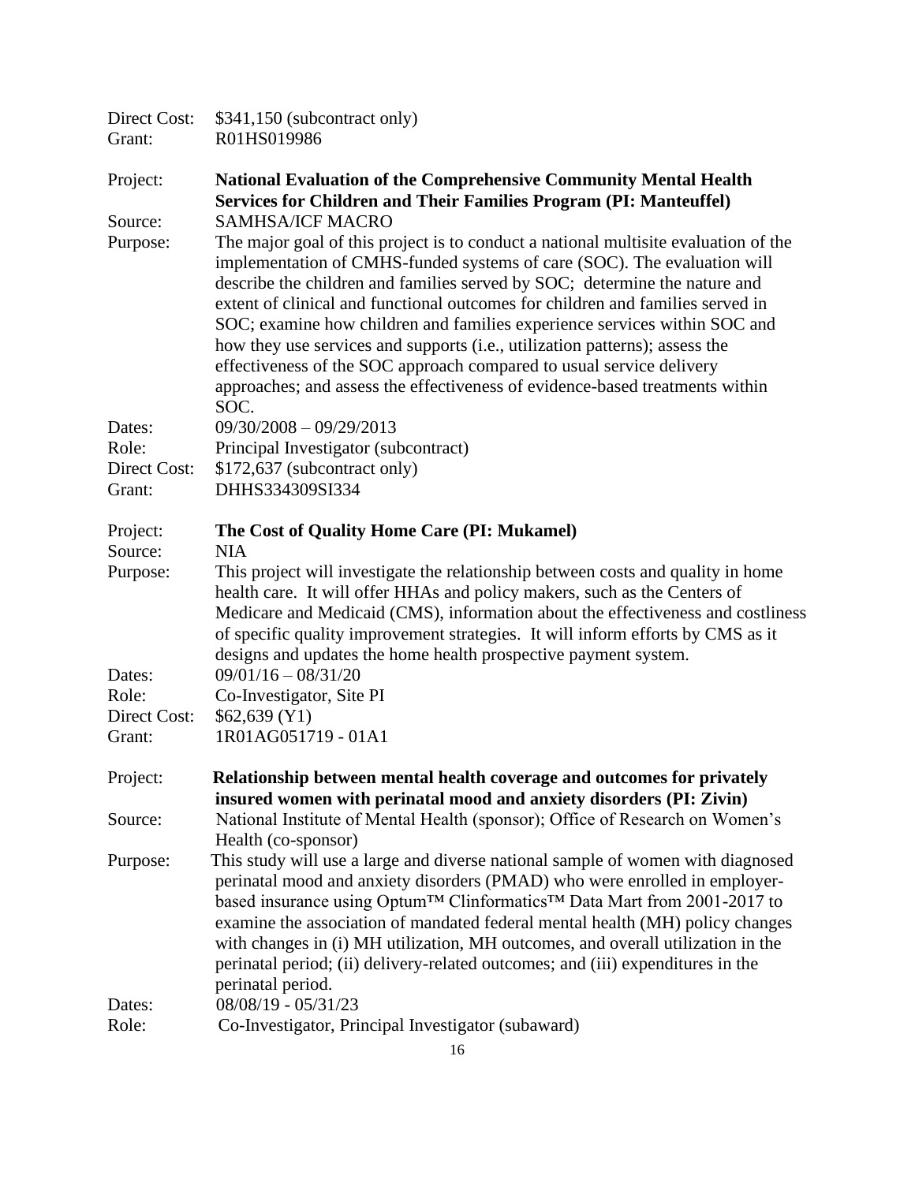Direct Cost: $341,150 (subcontract only)
Grant: R01HS019986

Project: **National Evaluation of the Comprehensive Community Mental Health Services for Children and Their Families Program (PI: Manteuffel)**
Source: SAMHSA/ICF MACRO
Purpose: The major goal of this project is to conduct a national multisite evaluation of the implementation of CMHS-funded systems of care (SOC). The evaluation will describe the children and families served by SOC; determine the nature and extent of clinical and functional outcomes for children and families served in SOC; examine how children and families experience services within SOC and how they use services and supports (i.e., utilization patterns); assess the effectiveness of the SOC approach compared to usual service delivery approaches; and assess the effectiveness of evidence-based treatments within SOC.
Dates: 09/30/2008 – 09/29/2013
Role: Principal Investigator (subcontract)
Direct Cost: $172,637 (subcontract only)
Grant: DHHS334309SI334

Project: **The Cost of Quality Home Care (PI: Mukamel)**
Source: NIA
Purpose: This project will investigate the relationship between costs and quality in home health care. It will offer HHAs and policy makers, such as the Centers of Medicare and Medicaid (CMS), information about the effectiveness and costliness of specific quality improvement strategies. It will inform efforts by CMS as it designs and updates the home health prospective payment system.
Dates: 09/01/16 – 08/31/20
Role: Co-Investigator, Site PI
Direct Cost: $62,639 (Y1)
Grant: 1R01AG051719 - 01A1

Project: **Relationship between mental health coverage and outcomes for privately insured women with perinatal mood and anxiety disorders (PI: Zivin)**
Source: National Institute of Mental Health (sponsor); Office of Research on Women's Health (co-sponsor)
Purpose: This study will use a large and diverse national sample of women with diagnosed perinatal mood and anxiety disorders (PMAD) who were enrolled in employer-based insurance using Optum™ Clinformatics™ Data Mart from 2001-2017 to examine the association of mandated federal mental health (MH) policy changes with changes in (i) MH utilization, MH outcomes, and overall utilization in the perinatal period; (ii) delivery-related outcomes; and (iii) expenditures in the perinatal period.
Dates: 08/08/19 - 05/31/23
Role: Co-Investigator, Principal Investigator (subaward)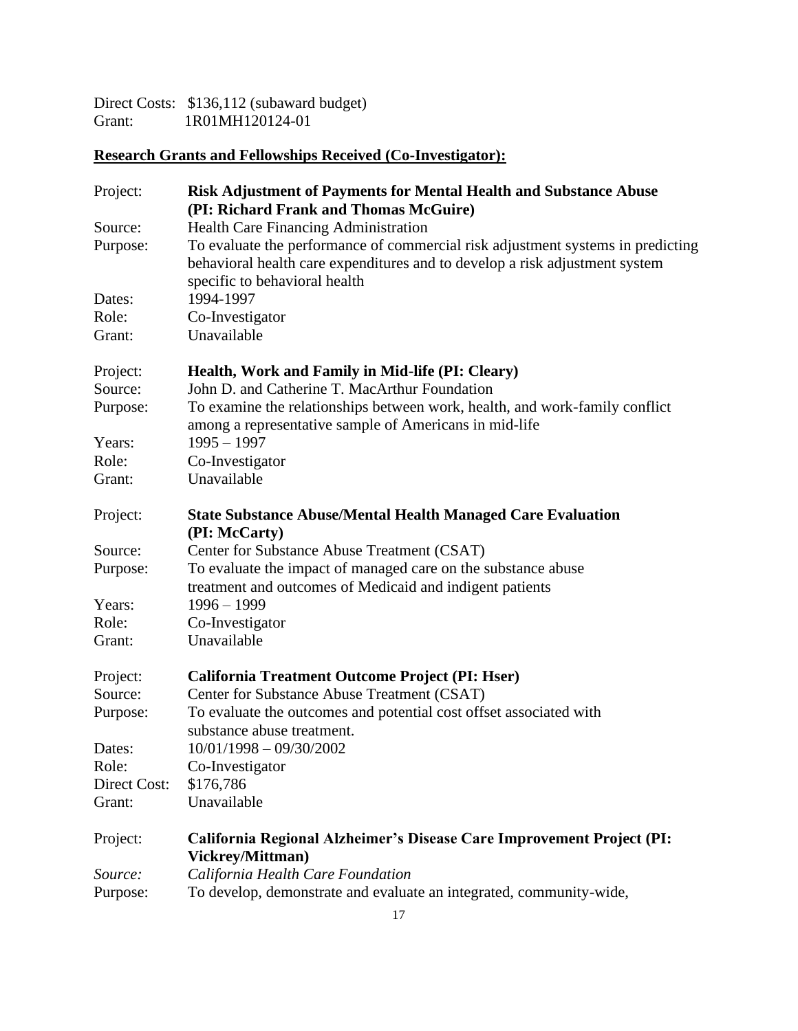Direct Costs: $136,112 (subaward budget)
Grant: 1R01MH120124-01

**Research Grants and Fellowships Received (Co-Investigator):**

Project: **Risk Adjustment of Payments for Mental Health and Substance Abuse (PI: Richard Frank and Thomas McGuire)**
Source: Health Care Financing Administration
Purpose: To evaluate the performance of commercial risk adjustment systems in predicting behavioral health care expenditures and to develop a risk adjustment system specific to behavioral health
Dates: 1994-1997
Role: Co-Investigator
Grant: Unavailable

Project: **Health, Work and Family in Mid-life (PI: Cleary)**
Source: John D. and Catherine T. MacArthur Foundation
Purpose: To examine the relationships between work, health, and work-family conflict among a representative sample of Americans in mid-life
Years: 1995 – 1997
Role: Co-Investigator
Grant: Unavailable

Project: **State Substance Abuse/Mental Health Managed Care Evaluation (PI: McCarty)**
Source: Center for Substance Abuse Treatment (CSAT)
Purpose: To evaluate the impact of managed care on the substance abuse treatment and outcomes of Medicaid and indigent patients
Years: 1996 – 1999
Role: Co-Investigator
Grant: Unavailable

Project: **California Treatment Outcome Project (PI: Hser)**
Source: Center for Substance Abuse Treatment (CSAT)
Purpose: To evaluate the outcomes and potential cost offset associated with substance abuse treatment.
Dates: 10/01/1998 – 09/30/2002
Role: Co-Investigator
Direct Cost: $176,786
Grant: Unavailable

Project: **California Regional Alzheimer's Disease Care Improvement Project (PI: Vickrey/Mittman)**
*Source:* *California Health Care Foundation*
Purpose: To develop, demonstrate and evaluate an integrated, community-wide,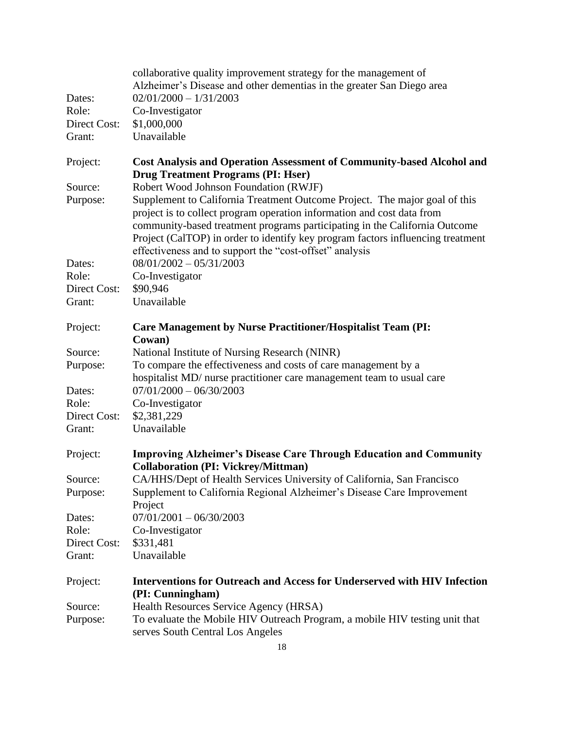collaborative quality improvement strategy for the management of Alzheimer's Disease and other dementias in the greater San Diego area

Dates: 02/01/2000 – 1/31/2003
Role: Co-Investigator
Direct Cost: $1,000,000
Grant: Unavailable

Project: **Cost Analysis and Operation Assessment of Community-based Alcohol and Drug Treatment Programs (PI: Hser)**
Source: Robert Wood Johnson Foundation (RWJF)
Purpose: Supplement to California Treatment Outcome Project. The major goal of this project is to collect program operation information and cost data from community-based treatment programs participating in the California Outcome Project (CalTOP) in order to identify key program factors influencing treatment effectiveness and to support the "cost-offset" analysis
Dates: 08/01/2002 – 05/31/2003
Role: Co-Investigator
Direct Cost: $90,946
Grant: Unavailable

Project: **Care Management by Nurse Practitioner/Hospitalist Team (PI: Cowan)**
Source: National Institute of Nursing Research (NINR)
Purpose: To compare the effectiveness and costs of care management by a hospitalist MD/ nurse practitioner care management team to usual care
Dates: 07/01/2000 – 06/30/2003
Role: Co-Investigator
Direct Cost: $2,381,229
Grant: Unavailable

Project: **Improving Alzheimer's Disease Care Through Education and Community Collaboration (PI: Vickrey/Mittman)**
Source: CA/HHS/Dept of Health Services University of California, San Francisco
Purpose: Supplement to California Regional Alzheimer's Disease Care Improvement Project
Dates: 07/01/2001 – 06/30/2003
Role: Co-Investigator
Direct Cost: $331,481
Grant: Unavailable

Project: **Interventions for Outreach and Access for Underserved with HIV Infection (PI: Cunningham)**
Source: Health Resources Service Agency (HRSA)
Purpose: To evaluate the Mobile HIV Outreach Program, a mobile HIV testing unit that serves South Central Los Angeles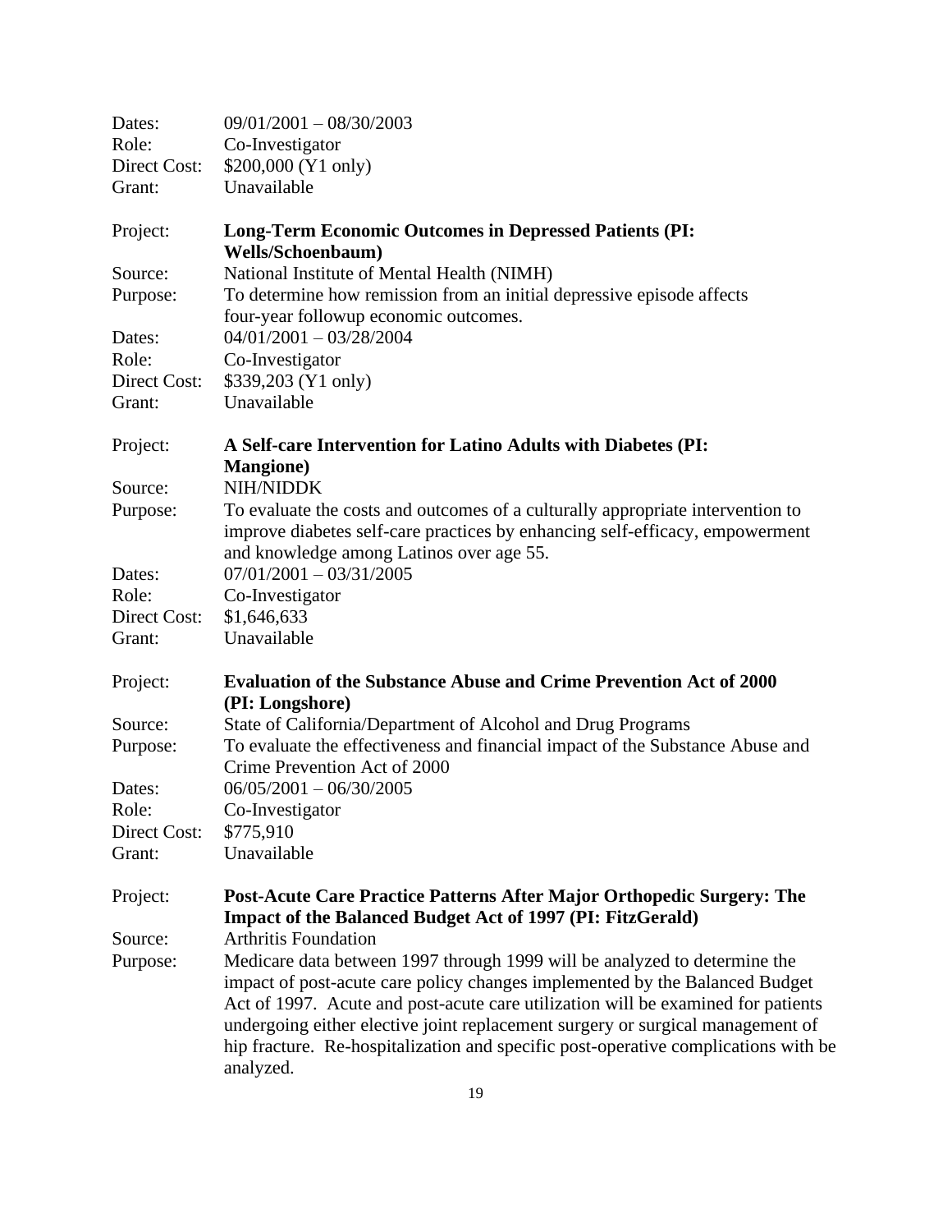Dates: 09/01/2001 – 08/30/2003
Role: Co-Investigator
Direct Cost: $200,000 (Y1 only)
Grant: Unavailable

Project: **Long-Term Economic Outcomes in Depressed Patients (PI: Wells/Schoenbaum)**
Source: National Institute of Mental Health (NIMH)
Purpose: To determine how remission from an initial depressive episode affects four-year followup economic outcomes.
Dates: 04/01/2001 – 03/28/2004
Role: Co-Investigator
Direct Cost: $339,203 (Y1 only)
Grant: Unavailable

Project: **A Self-care Intervention for Latino Adults with Diabetes (PI: Mangione)**
Source: NIH/NIDDK
Purpose: To evaluate the costs and outcomes of a culturally appropriate intervention to improve diabetes self-care practices by enhancing self-efficacy, empowerment and knowledge among Latinos over age 55.
Dates: 07/01/2001 – 03/31/2005
Role: Co-Investigator
Direct Cost: $1,646,633
Grant: Unavailable

Project: **Evaluation of the Substance Abuse and Crime Prevention Act of 2000 (PI: Longshore)**
Source: State of California/Department of Alcohol and Drug Programs
Purpose: To evaluate the effectiveness and financial impact of the Substance Abuse and Crime Prevention Act of 2000
Dates: 06/05/2001 – 06/30/2005
Role: Co-Investigator
Direct Cost: $775,910
Grant: Unavailable

Project: **Post-Acute Care Practice Patterns After Major Orthopedic Surgery: The Impact of the Balanced Budget Act of 1997 (PI: FitzGerald)**
Source: Arthritis Foundation
Purpose: Medicare data between 1997 through 1999 will be analyzed to determine the impact of post-acute care policy changes implemented by the Balanced Budget Act of 1997. Acute and post-acute care utilization will be examined for patients undergoing either elective joint replacement surgery or surgical management of hip fracture. Re-hospitalization and specific post-operative complications with be analyzed.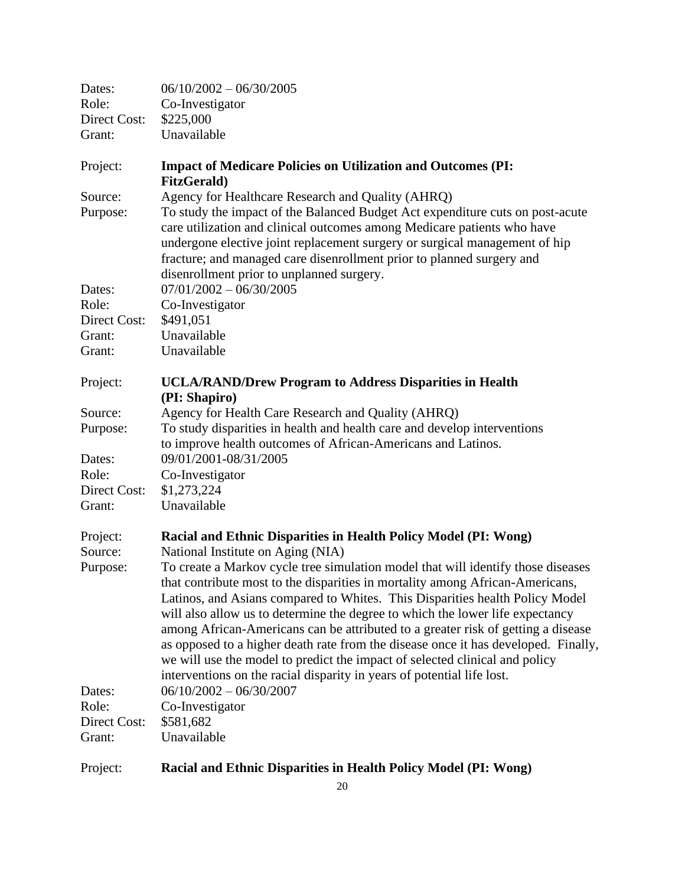Dates: 06/10/2002 – 06/30/2005
Role: Co-Investigator
Direct Cost: $225,000
Grant: Unavailable

Project: **Impact of Medicare Policies on Utilization and Outcomes (PI: FitzGerald)**
Source: Agency for Healthcare Research and Quality (AHRQ)
Purpose: To study the impact of the Balanced Budget Act expenditure cuts on post-acute care utilization and clinical outcomes among Medicare patients who have undergone elective joint replacement surgery or surgical management of hip fracture; and managed care disenrollment prior to planned surgery and disenrollment prior to unplanned surgery.
Dates: 07/01/2002 – 06/30/2005
Role: Co-Investigator
Direct Cost: $491,051
Grant: Unavailable
Grant: Unavailable

Project: **UCLA/RAND/Drew Program to Address Disparities in Health (PI: Shapiro)**
Source: Agency for Health Care Research and Quality (AHRQ)
Purpose: To study disparities in health and health care and develop interventions to improve health outcomes of African-Americans and Latinos.
Dates: 09/01/2001-08/31/2005
Role: Co-Investigator
Direct Cost: $1,273,224
Grant: Unavailable

Project: **Racial and Ethnic Disparities in Health Policy Model (PI: Wong)**
Source: National Institute on Aging (NIA)
Purpose: To create a Markov cycle tree simulation model that will identify those diseases that contribute most to the disparities in mortality among African-Americans, Latinos, and Asians compared to Whites. This Disparities health Policy Model will also allow us to determine the degree to which the lower life expectancy among African-Americans can be attributed to a greater risk of getting a disease as opposed to a higher death rate from the disease once it has developed. Finally, we will use the model to predict the impact of selected clinical and policy interventions on the racial disparity in years of potential life lost.
Dates: 06/10/2002 – 06/30/2007
Role: Co-Investigator
Direct Cost: $581,682
Grant: Unavailable

Project: **Racial and Ethnic Disparities in Health Policy Model (PI: Wong)**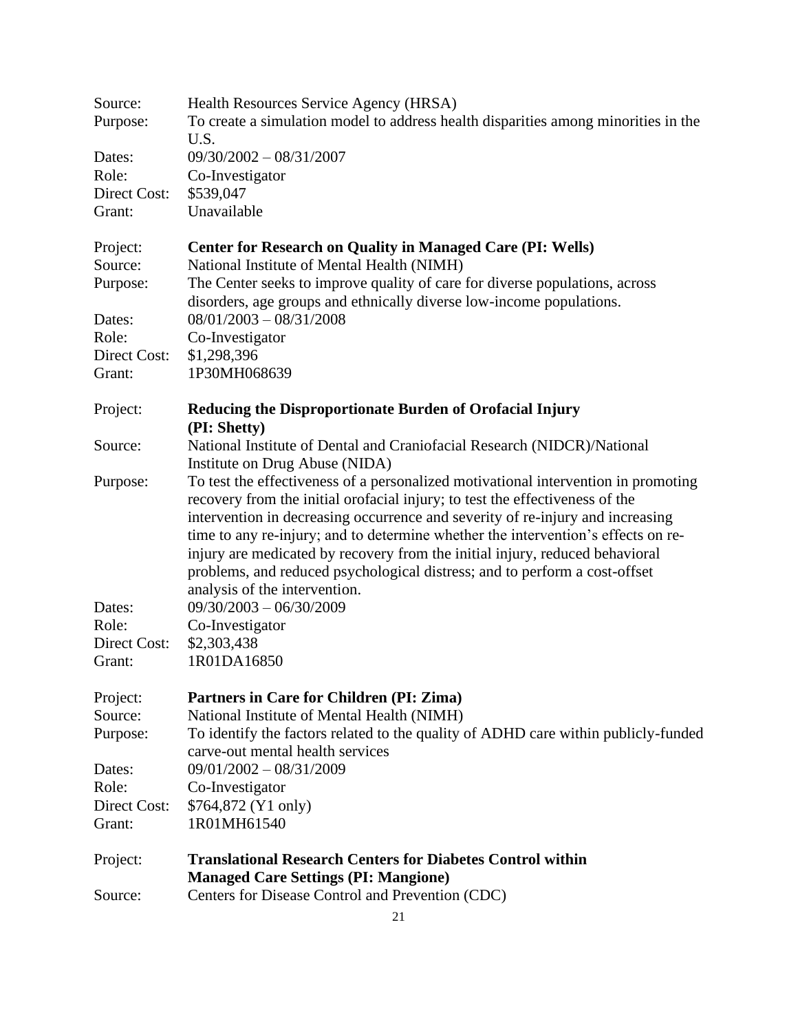Source: Health Resources Service Agency (HRSA)
Purpose: To create a simulation model to address health disparities among minorities in the U.S.
Dates: 09/30/2002 – 08/31/2007
Role: Co-Investigator
Direct Cost: $539,047
Grant: Unavailable

Project: **Center for Research on Quality in Managed Care (PI: Wells)**
Source: National Institute of Mental Health (NIMH)
Purpose: The Center seeks to improve quality of care for diverse populations, across disorders, age groups and ethnically diverse low-income populations.
Dates: 08/01/2003 – 08/31/2008
Role: Co-Investigator
Direct Cost: $1,298,396
Grant: 1P30MH068639

Project: **Reducing the Disproportionate Burden of Orofacial Injury (PI: Shetty)**
Source: National Institute of Dental and Craniofacial Research (NIDCR)/National Institute on Drug Abuse (NIDA)
Purpose: To test the effectiveness of a personalized motivational intervention in promoting recovery from the initial orofacial injury; to test the effectiveness of the intervention in decreasing occurrence and severity of re-injury and increasing time to any re-injury; and to determine whether the intervention's effects on re-injury are medicated by recovery from the initial injury, reduced behavioral problems, and reduced psychological distress; and to perform a cost-offset analysis of the intervention.
Dates: 09/30/2003 – 06/30/2009
Role: Co-Investigator
Direct Cost: $2,303,438
Grant: 1R01DA16850

Project: **Partners in Care for Children (PI: Zima)**
Source: National Institute of Mental Health (NIMH)
Purpose: To identify the factors related to the quality of ADHD care within publicly-funded carve-out mental health services
Dates: 09/01/2002 – 08/31/2009
Role: Co-Investigator
Direct Cost: $764,872 (Y1 only)
Grant: 1R01MH61540

Project: **Translational Research Centers for Diabetes Control within Managed Care Settings (PI: Mangione)**
Source: Centers for Disease Control and Prevention (CDC)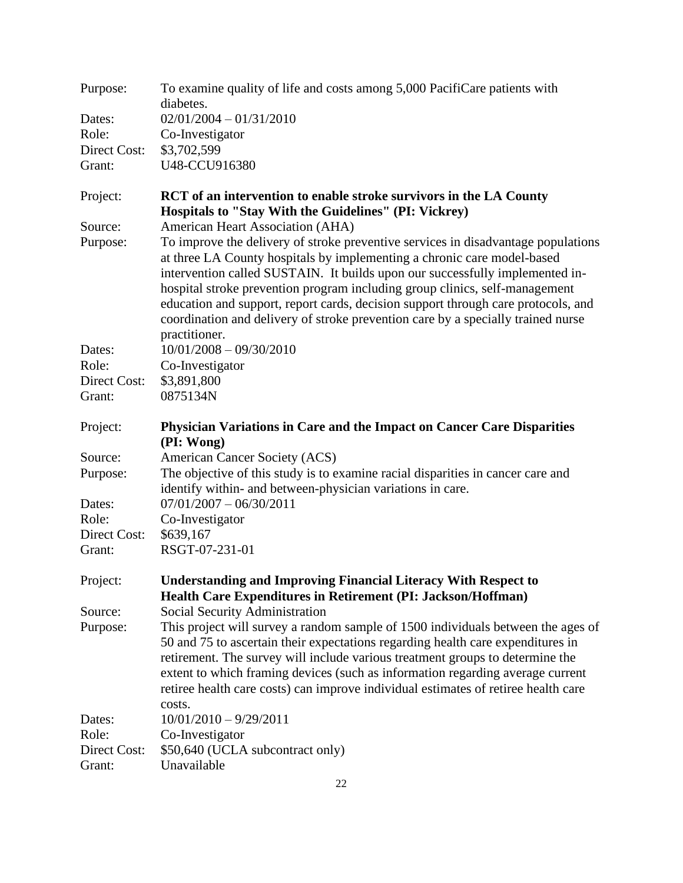Purpose: To examine quality of life and costs among 5,000 PacifiCare patients with diabetes.
Dates: 02/01/2004 – 01/31/2010
Role: Co-Investigator
Direct Cost: $3,702,599
Grant: U48-CCU916380

Project: **RCT of an intervention to enable stroke survivors in the LA County Hospitals to "Stay With the Guidelines" (PI: Vickrey)**
Source: American Heart Association (AHA)
Purpose: To improve the delivery of stroke preventive services in disadvantage populations at three LA County hospitals by implementing a chronic care model-based intervention called SUSTAIN. It builds upon our successfully implemented in-hospital stroke prevention program including group clinics, self-management education and support, report cards, decision support through care protocols, and coordination and delivery of stroke prevention care by a specially trained nurse practitioner.
Dates: 10/01/2008 – 09/30/2010
Role: Co-Investigator
Direct Cost: $3,891,800
Grant: 0875134N

Project: **Physician Variations in Care and the Impact on Cancer Care Disparities (PI: Wong)**
Source: American Cancer Society (ACS)
Purpose: The objective of this study is to examine racial disparities in cancer care and identify within- and between-physician variations in care.
Dates: 07/01/2007 – 06/30/2011
Role: Co-Investigator
Direct Cost: $639,167
Grant: RSGT-07-231-01

Project: **Understanding and Improving Financial Literacy With Respect to Health Care Expenditures in Retirement (PI: Jackson/Hoffman)**
Source: Social Security Administration
Purpose: This project will survey a random sample of 1500 individuals between the ages of 50 and 75 to ascertain their expectations regarding health care expenditures in retirement. The survey will include various treatment groups to determine the extent to which framing devices (such as information regarding average current retiree health care costs) can improve individual estimates of retiree health care costs.
Dates: 10/01/2010 – 9/29/2011
Role: Co-Investigator
Direct Cost: $50,640 (UCLA subcontract only)
Grant: Unavailable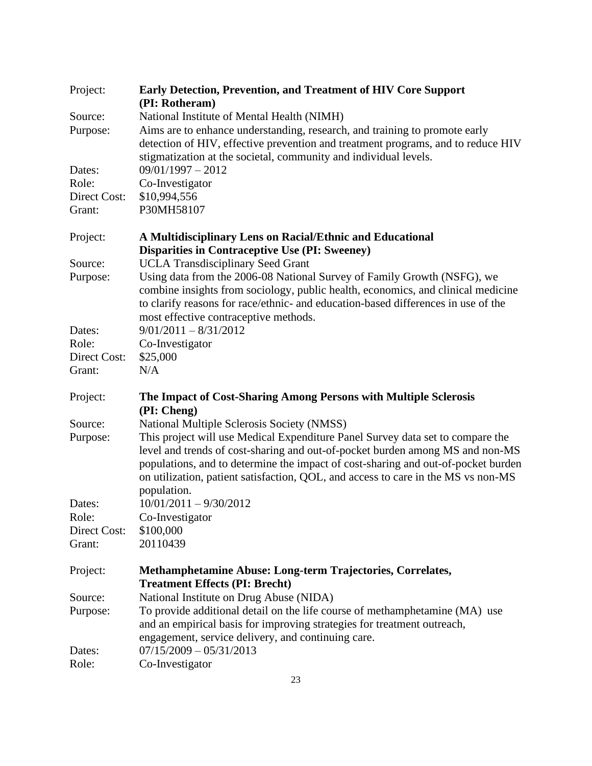Project: **Early Detection, Prevention, and Treatment of HIV Core Support (PI: Rotheram)**
Source: National Institute of Mental Health (NIMH)
Purpose: Aims are to enhance understanding, research, and training to promote early detection of HIV, effective prevention and treatment programs, and to reduce HIV stigmatization at the societal, community and individual levels.
Dates: 09/01/1997 – 2012
Role: Co-Investigator
Direct Cost: $10,994,556
Grant: P30MH58107

Project: **A Multidisciplinary Lens on Racial/Ethnic and Educational Disparities in Contraceptive Use (PI: Sweeney)**
Source: UCLA Transdisciplinary Seed Grant
Purpose: Using data from the 2006-08 National Survey of Family Growth (NSFG), we combine insights from sociology, public health, economics, and clinical medicine to clarify reasons for race/ethnic- and education-based differences in use of the most effective contraceptive methods.
Dates: 9/01/2011 – 8/31/2012
Role: Co-Investigator
Direct Cost: $25,000
Grant: N/A

Project: **The Impact of Cost-Sharing Among Persons with Multiple Sclerosis (PI: Cheng)**
Source: National Multiple Sclerosis Society (NMSS)
Purpose: This project will use Medical Expenditure Panel Survey data set to compare the level and trends of cost-sharing and out-of-pocket burden among MS and non-MS populations, and to determine the impact of cost-sharing and out-of-pocket burden on utilization, patient satisfaction, QOL, and access to care in the MS vs non-MS population.
Dates: 10/01/2011 – 9/30/2012
Role: Co-Investigator
Direct Cost: $100,000
Grant: 20110439

Project: **Methamphetamine Abuse: Long-term Trajectories, Correlates, Treatment Effects (PI: Brecht)**
Source: National Institute on Drug Abuse (NIDA)
Purpose: To provide additional detail on the life course of methamphetamine (MA) use and an empirical basis for improving strategies for treatment outreach, engagement, service delivery, and continuing care.
Dates: 07/15/2009 – 05/31/2013
Role: Co-Investigator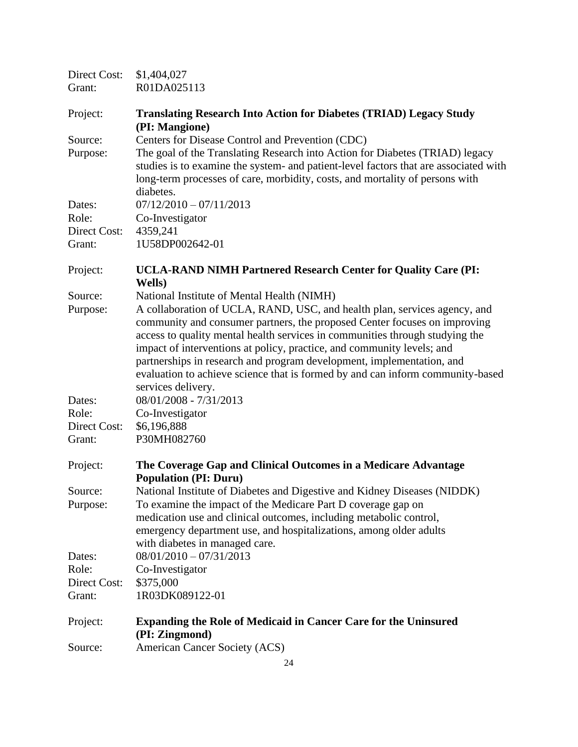Direct Cost: $1,404,027
Grant: R01DA025113

Project: **Translating Research Into Action for Diabetes (TRIAD) Legacy Study (PI: Mangione)**
Source: Centers for Disease Control and Prevention (CDC)
Purpose: The goal of the Translating Research into Action for Diabetes (TRIAD) legacy studies is to examine the system- and patient-level factors that are associated with long-term processes of care, morbidity, costs, and mortality of persons with diabetes.
Dates: 07/12/2010 – 07/11/2013
Role: Co-Investigator
Direct Cost: 4359,241
Grant: 1U58DP002642-01

Project: **UCLA-RAND NIMH Partnered Research Center for Quality Care (PI: Wells)**
Source: National Institute of Mental Health (NIMH)
Purpose: A collaboration of UCLA, RAND, USC, and health plan, services agency, and community and consumer partners, the proposed Center focuses on improving access to quality mental health services in communities through studying the impact of interventions at policy, practice, and community levels; and partnerships in research and program development, implementation, and evaluation to achieve science that is formed by and can inform community-based services delivery.
Dates: 08/01/2008 - 7/31/2013
Role: Co-Investigator
Direct Cost: $6,196,888
Grant: P30MH082760

Project: **The Coverage Gap and Clinical Outcomes in a Medicare Advantage Population (PI: Duru)**
Source: National Institute of Diabetes and Digestive and Kidney Diseases (NIDDK)
Purpose: To examine the impact of the Medicare Part D coverage gap on medication use and clinical outcomes, including metabolic control, emergency department use, and hospitalizations, among older adults with diabetes in managed care.
Dates: 08/01/2010 – 07/31/2013
Role: Co-Investigator
Direct Cost: $375,000
Grant: 1R03DK089122-01

Project: **Expanding the Role of Medicaid in Cancer Care for the Uninsured (PI: Zingmond)**
Source: American Cancer Society (ACS)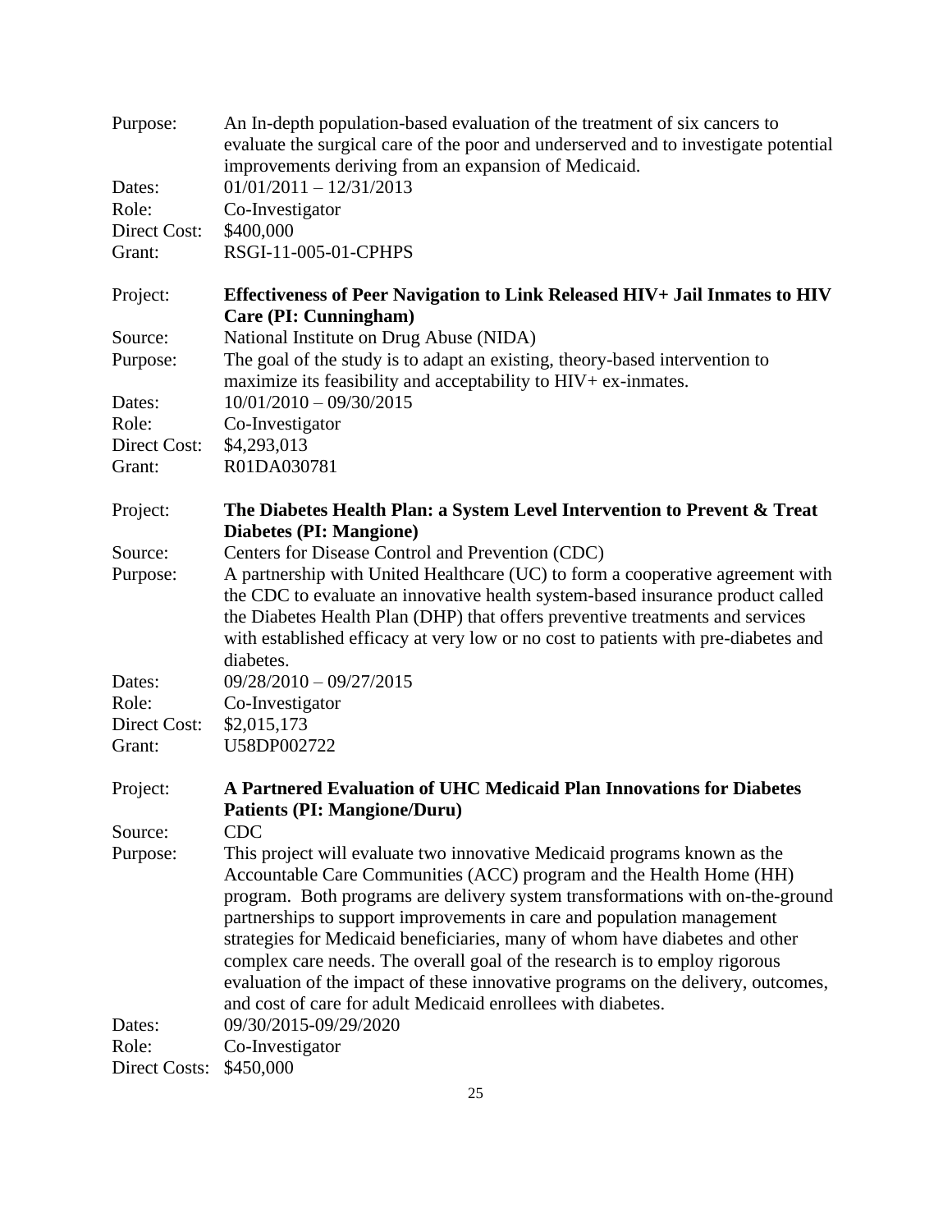Purpose: An In-depth population-based evaluation of the treatment of six cancers to evaluate the surgical care of the poor and underserved and to investigate potential improvements deriving from an expansion of Medicaid.
Dates: 01/01/2011 – 12/31/2013
Role: Co-Investigator
Direct Cost: $400,000
Grant: RSGI-11-005-01-CPHPS

Project: **Effectiveness of Peer Navigation to Link Released HIV+ Jail Inmates to HIV Care (PI: Cunningham)**
Source: National Institute on Drug Abuse (NIDA)
Purpose: The goal of the study is to adapt an existing, theory-based intervention to maximize its feasibility and acceptability to HIV+ ex-inmates.
Dates: 10/01/2010 – 09/30/2015
Role: Co-Investigator
Direct Cost: $4,293,013
Grant: R01DA030781

Project: **The Diabetes Health Plan: a System Level Intervention to Prevent & Treat Diabetes (PI: Mangione)**
Source: Centers for Disease Control and Prevention (CDC)
Purpose: A partnership with United Healthcare (UC) to form a cooperative agreement with the CDC to evaluate an innovative health system-based insurance product called the Diabetes Health Plan (DHP) that offers preventive treatments and services with established efficacy at very low or no cost to patients with pre-diabetes and diabetes.
Dates: 09/28/2010 – 09/27/2015
Role: Co-Investigator
Direct Cost: $2,015,173
Grant: U58DP002722

Project: **A Partnered Evaluation of UHC Medicaid Plan Innovations for Diabetes Patients (PI: Mangione/Duru)**
Source: CDC
Purpose: This project will evaluate two innovative Medicaid programs known as the Accountable Care Communities (ACC) program and the Health Home (HH) program. Both programs are delivery system transformations with on-the-ground partnerships to support improvements in care and population management strategies for Medicaid beneficiaries, many of whom have diabetes and other complex care needs. The overall goal of the research is to employ rigorous evaluation of the impact of these innovative programs on the delivery, outcomes, and cost of care for adult Medicaid enrollees with diabetes.
Dates: 09/30/2015-09/29/2020
Role: Co-Investigator
Direct Costs: $450,000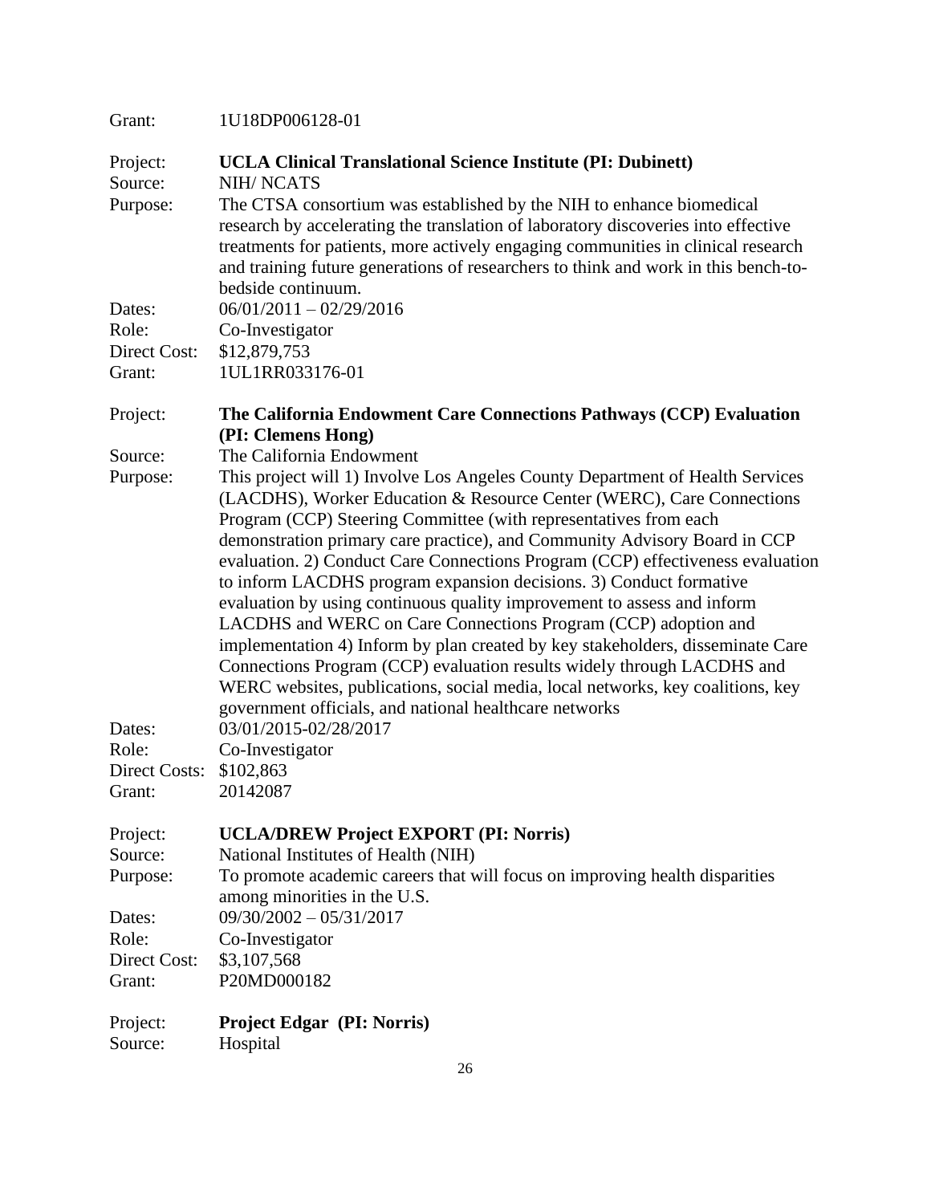Grant: 1U18DP006128-01

Project: **UCLA Clinical Translational Science Institute (PI: Dubinett)**
Source: NIH/ NCATS
Purpose: The CTSA consortium was established by the NIH to enhance biomedical research by accelerating the translation of laboratory discoveries into effective treatments for patients, more actively engaging communities in clinical research and training future generations of researchers to think and work in this bench-to-bedside continuum.
Dates: 06/01/2011 – 02/29/2016
Role: Co-Investigator
Direct Cost: $12,879,753
Grant: 1UL1RR033176-01

Project: **The California Endowment Care Connections Pathways (CCP) Evaluation (PI: Clemens Hong)**
Source: The California Endowment
Purpose: This project will 1) Involve Los Angeles County Department of Health Services (LACDHS), Worker Education & Resource Center (WERC), Care Connections Program (CCP) Steering Committee (with representatives from each demonstration primary care practice), and Community Advisory Board in CCP evaluation. 2) Conduct Care Connections Program (CCP) effectiveness evaluation to inform LACDHS program expansion decisions. 3) Conduct formative evaluation by using continuous quality improvement to assess and inform LACDHS and WERC on Care Connections Program (CCP) adoption and implementation 4) Inform by plan created by key stakeholders, disseminate Care Connections Program (CCP) evaluation results widely through LACDHS and WERC websites, publications, social media, local networks, key coalitions, key government officials, and national healthcare networks
Dates: 03/01/2015-02/28/2017
Role: Co-Investigator
Direct Costs: $102,863
Grant: 20142087

Project: **UCLA/DREW Project EXPORT (PI: Norris)**
Source: National Institutes of Health (NIH)
Purpose: To promote academic careers that will focus on improving health disparities among minorities in the U.S.
Dates: 09/30/2002 – 05/31/2017
Role: Co-Investigator
Direct Cost: $3,107,568
Grant: P20MD000182

Project: **Project Edgar (PI: Norris)**
Source: Hospital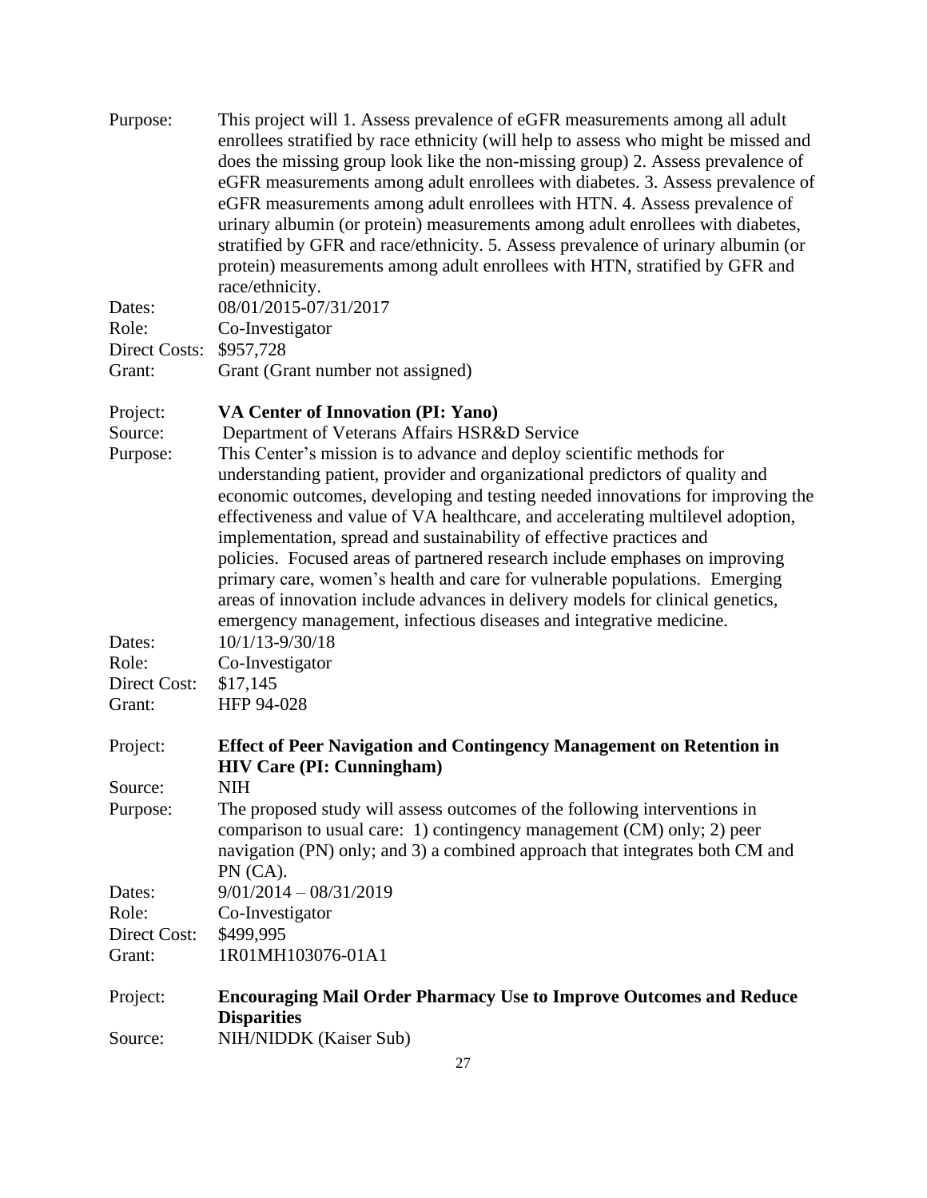Purpose: This project will 1. Assess prevalence of eGFR measurements among all adult enrollees stratified by race ethnicity (will help to assess who might be missed and does the missing group look like the non-missing group) 2. Assess prevalence of eGFR measurements among adult enrollees with diabetes. 3. Assess prevalence of eGFR measurements among adult enrollees with HTN. 4. Assess prevalence of urinary albumin (or protein) measurements among adult enrollees with diabetes, stratified by GFR and race/ethnicity. 5. Assess prevalence of urinary albumin (or protein) measurements among adult enrollees with HTN, stratified by GFR and race/ethnicity.
Dates: 08/01/2015-07/31/2017
Role: Co-Investigator
Direct Costs: $957,728
Grant: Grant (Grant number not assigned)

Project: **VA Center of Innovation (PI: Yano)**
Source: Department of Veterans Affairs HSR&D Service
Purpose: This Center's mission is to advance and deploy scientific methods for understanding patient, provider and organizational predictors of quality and economic outcomes, developing and testing needed innovations for improving the effectiveness and value of VA healthcare, and accelerating multilevel adoption, implementation, spread and sustainability of effective practices and policies. Focused areas of partnered research include emphases on improving primary care, women's health and care for vulnerable populations. Emerging areas of innovation include advances in delivery models for clinical genetics, emergency management, infectious diseases and integrative medicine.
Dates: 10/1/13-9/30/18
Role: Co-Investigator
Direct Cost: $17,145
Grant: HFP 94-028

Project: **Effect of Peer Navigation and Contingency Management on Retention in HIV Care (PI: Cunningham)**
Source: NIH
Purpose: The proposed study will assess outcomes of the following interventions in comparison to usual care: 1) contingency management (CM) only; 2) peer navigation (PN) only; and 3) a combined approach that integrates both CM and PN (CA).
Dates: 9/01/2014 – 08/31/2019
Role: Co-Investigator
Direct Cost: $499,995
Grant: 1R01MH103076-01A1

Project: **Encouraging Mail Order Pharmacy Use to Improve Outcomes and Reduce Disparities**
Source: NIH/NIDDK (Kaiser Sub)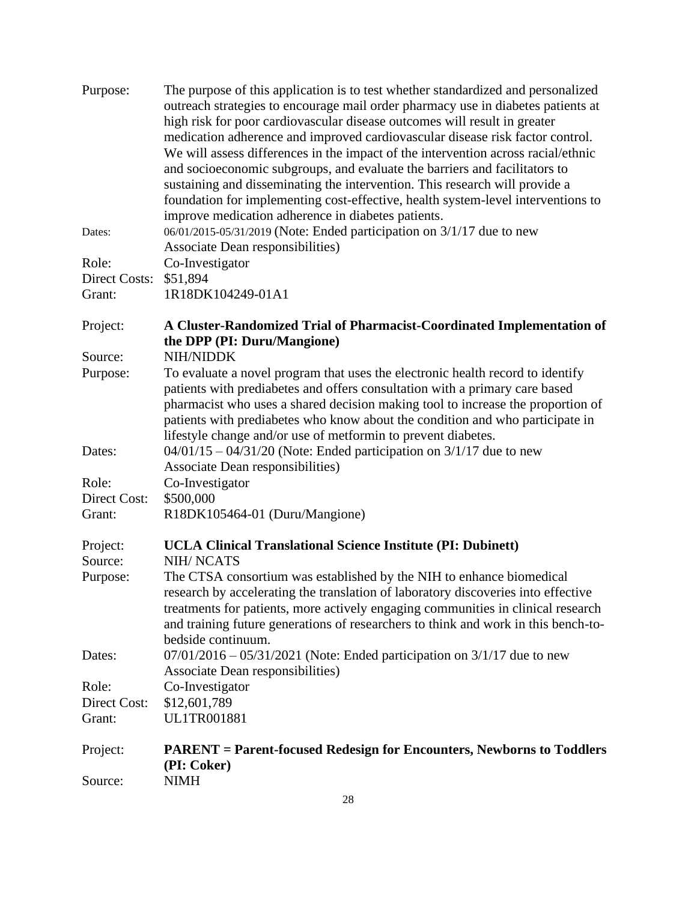Purpose: The purpose of this application is to test whether standardized and personalized outreach strategies to encourage mail order pharmacy use in diabetes patients at high risk for poor cardiovascular disease outcomes will result in greater medication adherence and improved cardiovascular disease risk factor control. We will assess differences in the impact of the intervention across racial/ethnic and socioeconomic subgroups, and evaluate the barriers and facilitators to sustaining and disseminating the intervention. This research will provide a foundation for implementing cost-effective, health system-level interventions to improve medication adherence in diabetes patients.

Dates: 06/01/2015-05/31/2019 (Note: Ended participation on 3/1/17 due to new Associate Dean responsibilities)

Role: Co-Investigator

Direct Costs: $51,894

Grant: 1R18DK104249-01A1

Project: **A Cluster-Randomized Trial of Pharmacist-Coordinated Implementation of the DPP (PI: Duru/Mangione)**

Source: NIH/NIDDK

Purpose: To evaluate a novel program that uses the electronic health record to identify patients with prediabetes and offers consultation with a primary care based pharmacist who uses a shared decision making tool to increase the proportion of patients with prediabetes who know about the condition and who participate in lifestyle change and/or use of metformin to prevent diabetes.

Dates: 04/01/15 – 04/31/20 (Note: Ended participation on 3/1/17 due to new Associate Dean responsibilities)

Role: Co-Investigator

Direct Cost: $500,000

Grant: R18DK105464-01 (Duru/Mangione)

Project: **UCLA Clinical Translational Science Institute (PI: Dubinett)**

Source: NIH/ NCATS

Purpose: The CTSA consortium was established by the NIH to enhance biomedical research by accelerating the translation of laboratory discoveries into effective treatments for patients, more actively engaging communities in clinical research and training future generations of researchers to think and work in this bench-to-bedside continuum.

Dates: 07/01/2016 – 05/31/2021 (Note: Ended participation on 3/1/17 due to new Associate Dean responsibilities)

Role: Co-Investigator

Direct Cost: $12,601,789

Grant: UL1TR001881

Project: **PARENT = Parent-focused Redesign for Encounters, Newborns to Toddlers (PI: Coker)**

Source: NIMH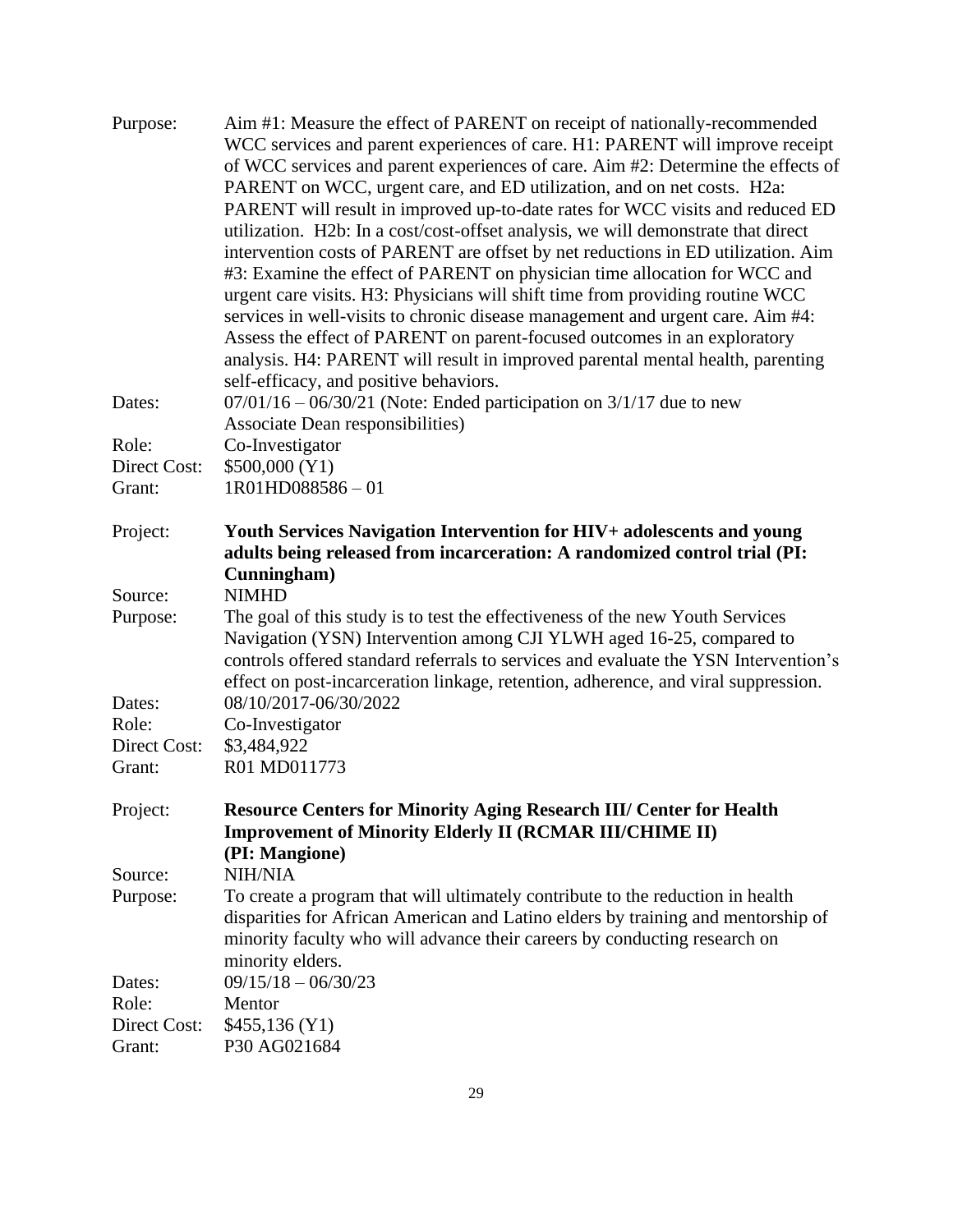Purpose: Aim #1: Measure the effect of PARENT on receipt of nationally-recommended WCC services and parent experiences of care. H1: PARENT will improve receipt of WCC services and parent experiences of care. Aim #2: Determine the effects of PARENT on WCC, urgent care, and ED utilization, and on net costs. H2a: PARENT will result in improved up-to-date rates for WCC visits and reduced ED utilization. H2b: In a cost/cost-offset analysis, we will demonstrate that direct intervention costs of PARENT are offset by net reductions in ED utilization. Aim #3: Examine the effect of PARENT on physician time allocation for WCC and urgent care visits. H3: Physicians will shift time from providing routine WCC services in well-visits to chronic disease management and urgent care. Aim #4: Assess the effect of PARENT on parent-focused outcomes in an exploratory analysis. H4: PARENT will result in improved parental mental health, parenting self-efficacy, and positive behaviors.

Dates: 07/01/16 – 06/30/21 (Note: Ended participation on 3/1/17 due to new Associate Dean responsibilities)

Role: Co-Investigator

Direct Cost: $500,000 (Y1)

Grant: 1R01HD088586 – 01

Project: **Youth Services Navigation Intervention for HIV+ adolescents and young adults being released from incarceration: A randomized control trial (PI: Cunningham)**

Source: NIMHD

Purpose: The goal of this study is to test the effectiveness of the new Youth Services Navigation (YSN) Intervention among CJI YLWH aged 16-25, compared to controls offered standard referrals to services and evaluate the YSN Intervention's effect on post-incarceration linkage, retention, adherence, and viral suppression.

Dates: 08/10/2017-06/30/2022

Role: Co-Investigator

Direct Cost: $3,484,922

Grant: R01 MD011773

Project: **Resource Centers for Minority Aging Research III/ Center for Health Improvement of Minority Elderly II (RCMAR III/CHIME II) (PI: Mangione)**

Source: NIH/NIA

Purpose: To create a program that will ultimately contribute to the reduction in health disparities for African American and Latino elders by training and mentorship of minority faculty who will advance their careers by conducting research on minority elders.

Dates: 09/15/18 – 06/30/23

Role: Mentor

Direct Cost: $455,136 (Y1)

Grant: P30 AG021684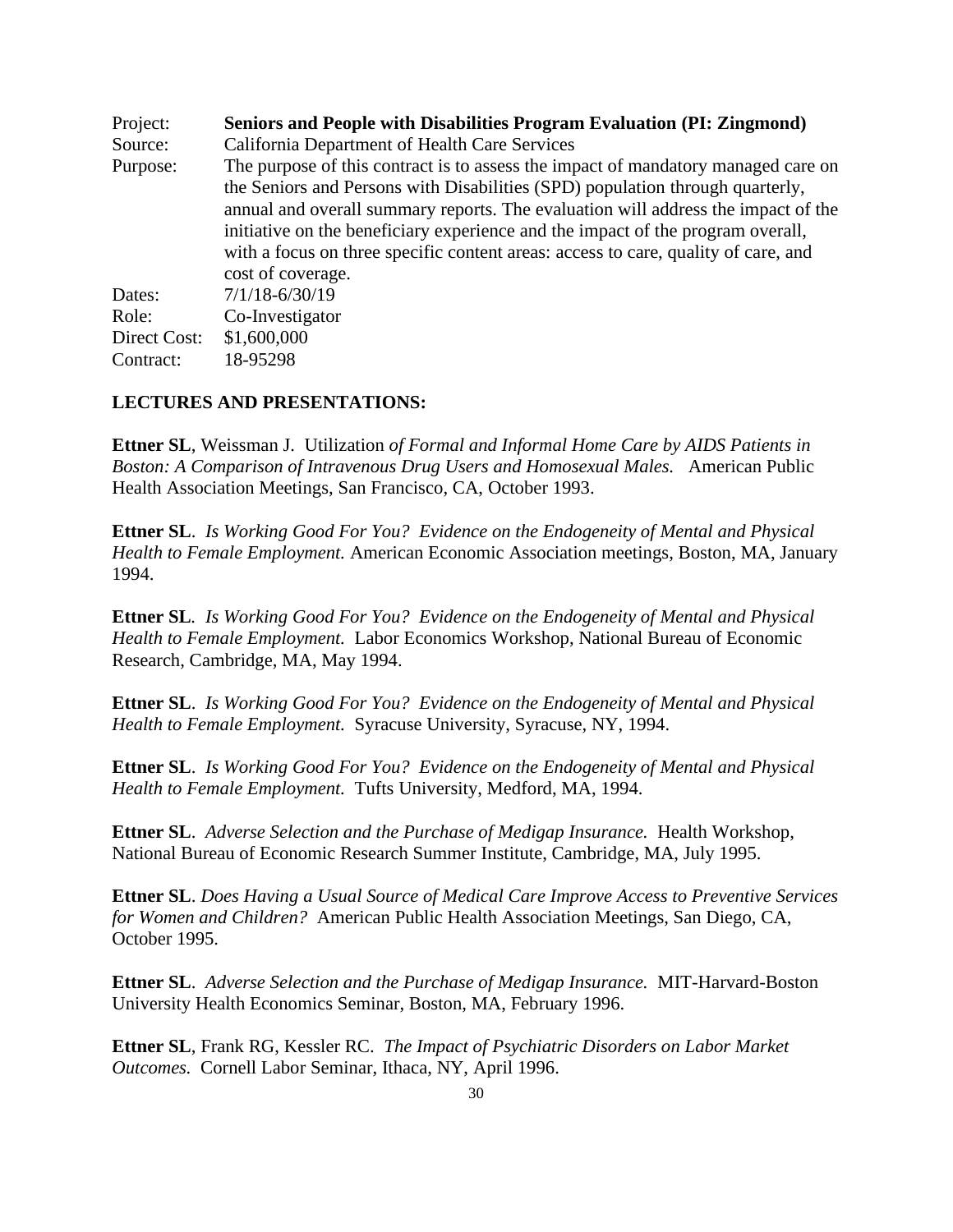| | |
|---|---|
| Project: | **Seniors and People with Disabilities Program Evaluation (PI: Zingmond)** |
| Source: | California Department of Health Care Services |
| Purpose: | The purpose of this contract is to assess the impact of mandatory managed care on the Seniors and Persons with Disabilities (SPD) population through quarterly, annual and overall summary reports. The evaluation will address the impact of the initiative on the beneficiary experience and the impact of the program overall, with a focus on three specific content areas: access to care, quality of care, and cost of coverage. |
| Dates: | 7/1/18-6/30/19 |
| Role: | Co-Investigator |
| Direct Cost: | $1,600,000 |
| Contract: | 18-95298 |

**LECTURES AND PRESENTATIONS:**

**Ettner SL**, Weissman J. Utilization *of Formal and Informal Home Care by AIDS Patients in Boston: A Comparison of Intravenous Drug Users and Homosexual Males.* American Public Health Association Meetings, San Francisco, CA, October 1993.

**Ettner SL**. *Is Working Good For You? Evidence on the Endogeneity of Mental and Physical Health to Female Employment.* American Economic Association meetings, Boston, MA, January 1994.

**Ettner SL**. *Is Working Good For You? Evidence on the Endogeneity of Mental and Physical Health to Female Employment.* Labor Economics Workshop, National Bureau of Economic Research, Cambridge, MA, May 1994.

**Ettner SL**. *Is Working Good For You? Evidence on the Endogeneity of Mental and Physical Health to Female Employment.* Syracuse University, Syracuse, NY, 1994.

**Ettner SL**. *Is Working Good For You? Evidence on the Endogeneity of Mental and Physical Health to Female Employment.* Tufts University, Medford, MA, 1994.

**Ettner SL**. *Adverse Selection and the Purchase of Medigap Insurance.* Health Workshop, National Bureau of Economic Research Summer Institute, Cambridge, MA, July 1995.

**Ettner SL**. *Does Having a Usual Source of Medical Care Improve Access to Preventive Services for Women and Children?* American Public Health Association Meetings, San Diego, CA, October 1995.

**Ettner SL**. *Adverse Selection and the Purchase of Medigap Insurance.* MIT-Harvard-Boston University Health Economics Seminar, Boston, MA, February 1996.

**Ettner SL**, Frank RG, Kessler RC. *The Impact of Psychiatric Disorders on Labor Market Outcomes.* Cornell Labor Seminar, Ithaca, NY, April 1996.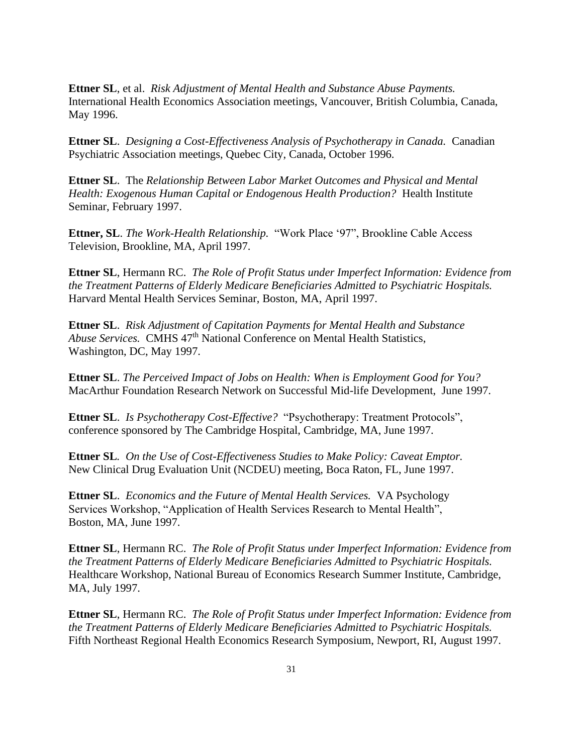**Ettner SL**, et al. *Risk Adjustment of Mental Health and Substance Abuse Payments.* International Health Economics Association meetings, Vancouver, British Columbia, Canada, May 1996.

**Ettner SL**. *Designing a Cost-Effectiveness Analysis of Psychotherapy in Canada.* Canadian Psychiatric Association meetings, Quebec City, Canada, October 1996.

**Ettner SL**. The *Relationship Between Labor Market Outcomes and Physical and Mental Health: Exogenous Human Capital or Endogenous Health Production?* Health Institute Seminar, February 1997.

**Ettner, SL**. *The Work-Health Relationship.* "Work Place '97", Brookline Cable Access Television, Brookline, MA, April 1997.

**Ettner SL**, Hermann RC. *The Role of Profit Status under Imperfect Information: Evidence from the Treatment Patterns of Elderly Medicare Beneficiaries Admitted to Psychiatric Hospitals.* Harvard Mental Health Services Seminar, Boston, MA, April 1997.

**Ettner SL**. *Risk Adjustment of Capitation Payments for Mental Health and Substance Abuse Services.* CMHS 47th National Conference on Mental Health Statistics, Washington, DC, May 1997.

**Ettner SL**. *The Perceived Impact of Jobs on Health: When is Employment Good for You?* MacArthur Foundation Research Network on Successful Mid-life Development, June 1997.

**Ettner SL**. *Is Psychotherapy Cost-Effective?* "Psychotherapy: Treatment Protocols", conference sponsored by The Cambridge Hospital, Cambridge, MA, June 1997.

**Ettner SL**. *On the Use of Cost-Effectiveness Studies to Make Policy: Caveat Emptor.* New Clinical Drug Evaluation Unit (NCDEU) meeting, Boca Raton, FL, June 1997.

**Ettner SL**. *Economics and the Future of Mental Health Services.* VA Psychology Services Workshop, "Application of Health Services Research to Mental Health", Boston, MA, June 1997.

**Ettner SL**, Hermann RC. *The Role of Profit Status under Imperfect Information: Evidence from the Treatment Patterns of Elderly Medicare Beneficiaries Admitted to Psychiatric Hospitals.* Healthcare Workshop, National Bureau of Economics Research Summer Institute, Cambridge, MA, July 1997.

**Ettner SL**, Hermann RC. *The Role of Profit Status under Imperfect Information: Evidence from the Treatment Patterns of Elderly Medicare Beneficiaries Admitted to Psychiatric Hospitals.* Fifth Northeast Regional Health Economics Research Symposium, Newport, RI, August 1997.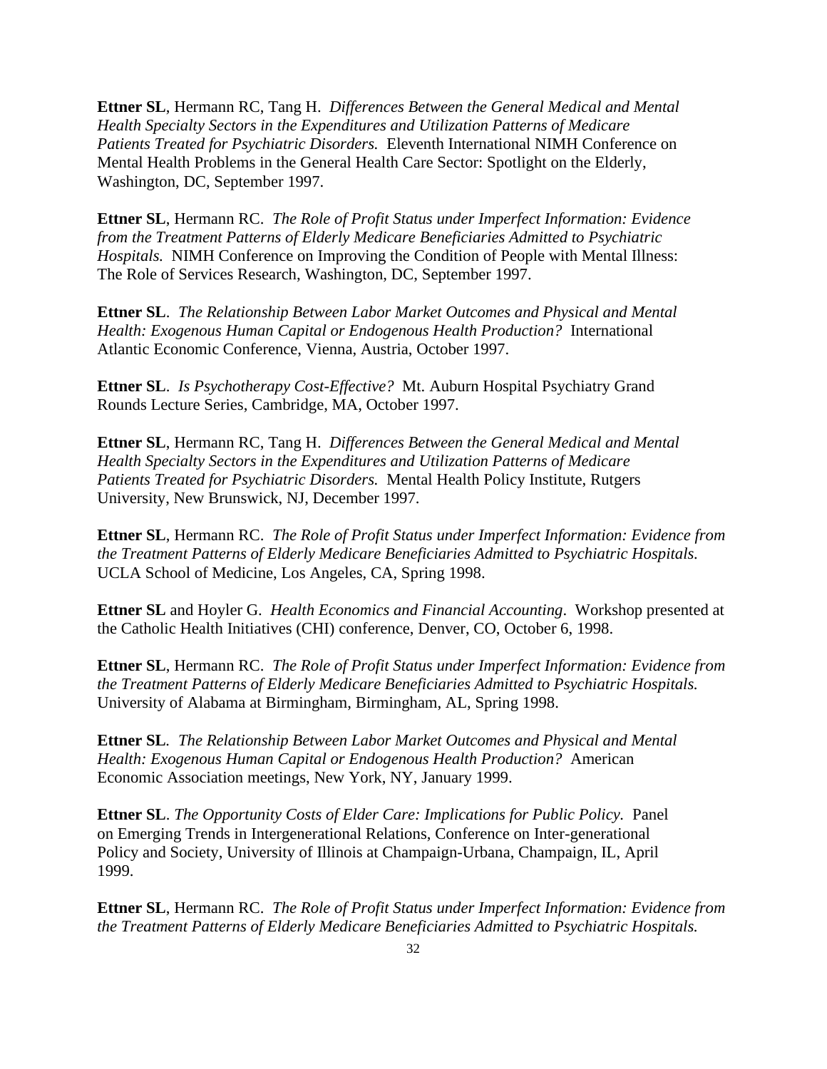**Ettner SL**, Hermann RC, Tang H. *Differences Between the General Medical and Mental Health Specialty Sectors in the Expenditures and Utilization Patterns of Medicare Patients Treated for Psychiatric Disorders.* Eleventh International NIMH Conference on Mental Health Problems in the General Health Care Sector: Spotlight on the Elderly, Washington, DC, September 1997.

**Ettner SL**, Hermann RC. *The Role of Profit Status under Imperfect Information: Evidence from the Treatment Patterns of Elderly Medicare Beneficiaries Admitted to Psychiatric Hospitals.* NIMH Conference on Improving the Condition of People with Mental Illness: The Role of Services Research, Washington, DC, September 1997.

**Ettner SL**. *The Relationship Between Labor Market Outcomes and Physical and Mental Health: Exogenous Human Capital or Endogenous Health Production?* International Atlantic Economic Conference, Vienna, Austria, October 1997.

**Ettner SL**. *Is Psychotherapy Cost-Effective?* Mt. Auburn Hospital Psychiatry Grand Rounds Lecture Series, Cambridge, MA, October 1997.

**Ettner SL**, Hermann RC, Tang H. *Differences Between the General Medical and Mental Health Specialty Sectors in the Expenditures and Utilization Patterns of Medicare Patients Treated for Psychiatric Disorders.* Mental Health Policy Institute, Rutgers University, New Brunswick, NJ, December 1997.

**Ettner SL**, Hermann RC. *The Role of Profit Status under Imperfect Information: Evidence from the Treatment Patterns of Elderly Medicare Beneficiaries Admitted to Psychiatric Hospitals.* UCLA School of Medicine, Los Angeles, CA, Spring 1998.

**Ettner SL** and Hoyler G. *Health Economics and Financial Accounting*. Workshop presented at the Catholic Health Initiatives (CHI) conference, Denver, CO, October 6, 1998.

**Ettner SL**, Hermann RC. *The Role of Profit Status under Imperfect Information: Evidence from the Treatment Patterns of Elderly Medicare Beneficiaries Admitted to Psychiatric Hospitals.* University of Alabama at Birmingham, Birmingham, AL, Spring 1998.

**Ettner SL**. *The Relationship Between Labor Market Outcomes and Physical and Mental Health: Exogenous Human Capital or Endogenous Health Production?* American Economic Association meetings, New York, NY, January 1999.

**Ettner SL**. *The Opportunity Costs of Elder Care: Implications for Public Policy.* Panel on Emerging Trends in Intergenerational Relations, Conference on Inter-generational Policy and Society, University of Illinois at Champaign-Urbana, Champaign, IL, April 1999.

**Ettner SL**, Hermann RC. *The Role of Profit Status under Imperfect Information: Evidence from the Treatment Patterns of Elderly Medicare Beneficiaries Admitted to Psychiatric Hospitals.*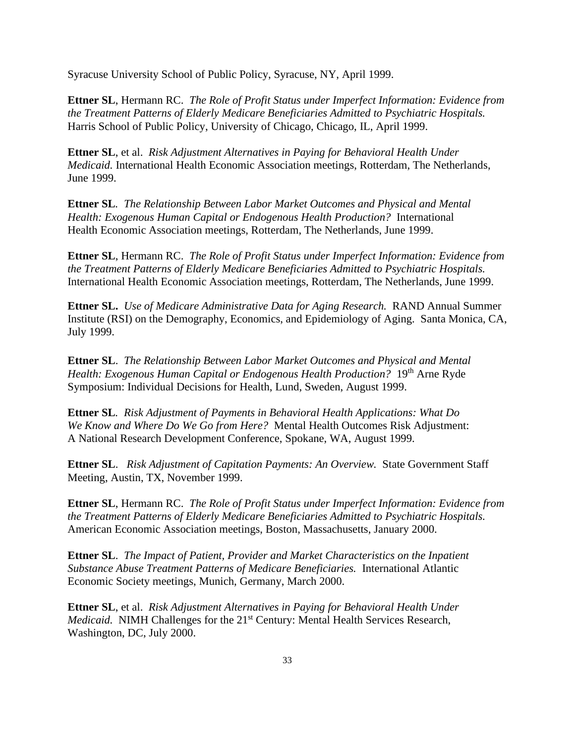Syracuse University School of Public Policy, Syracuse, NY, April 1999.

**Ettner SL**, Hermann RC. *The Role of Profit Status under Imperfect Information: Evidence from the Treatment Patterns of Elderly Medicare Beneficiaries Admitted to Psychiatric Hospitals.* Harris School of Public Policy, University of Chicago, Chicago, IL, April 1999.

**Ettner SL**, et al. *Risk Adjustment Alternatives in Paying for Behavioral Health Under Medicaid.* International Health Economic Association meetings, Rotterdam, The Netherlands, June 1999.

**Ettner SL**. *The Relationship Between Labor Market Outcomes and Physical and Mental Health: Exogenous Human Capital or Endogenous Health Production?* International Health Economic Association meetings, Rotterdam, The Netherlands, June 1999.

**Ettner SL**, Hermann RC. *The Role of Profit Status under Imperfect Information: Evidence from the Treatment Patterns of Elderly Medicare Beneficiaries Admitted to Psychiatric Hospitals.* International Health Economic Association meetings, Rotterdam, The Netherlands, June 1999.

**Ettner SL.** *Use of Medicare Administrative Data for Aging Research.* RAND Annual Summer Institute (RSI) on the Demography, Economics, and Epidemiology of Aging. Santa Monica, CA, July 1999.

**Ettner SL**. *The Relationship Between Labor Market Outcomes and Physical and Mental Health: Exogenous Human Capital or Endogenous Health Production?* 19th Arne Ryde Symposium: Individual Decisions for Health, Lund, Sweden, August 1999.

**Ettner SL**. *Risk Adjustment of Payments in Behavioral Health Applications: What Do We Know and Where Do We Go from Here?* Mental Health Outcomes Risk Adjustment: A National Research Development Conference, Spokane, WA, August 1999.

**Ettner SL**. *Risk Adjustment of Capitation Payments: An Overview.* State Government Staff Meeting, Austin, TX, November 1999.

**Ettner SL**, Hermann RC. *The Role of Profit Status under Imperfect Information: Evidence from the Treatment Patterns of Elderly Medicare Beneficiaries Admitted to Psychiatric Hospitals.* American Economic Association meetings, Boston, Massachusetts, January 2000.

**Ettner SL**. *The Impact of Patient, Provider and Market Characteristics on the Inpatient Substance Abuse Treatment Patterns of Medicare Beneficiaries.* International Atlantic Economic Society meetings, Munich, Germany, March 2000.

**Ettner SL**, et al. *Risk Adjustment Alternatives in Paying for Behavioral Health Under Medicaid.* NIMH Challenges for the 21st Century: Mental Health Services Research, Washington, DC, July 2000.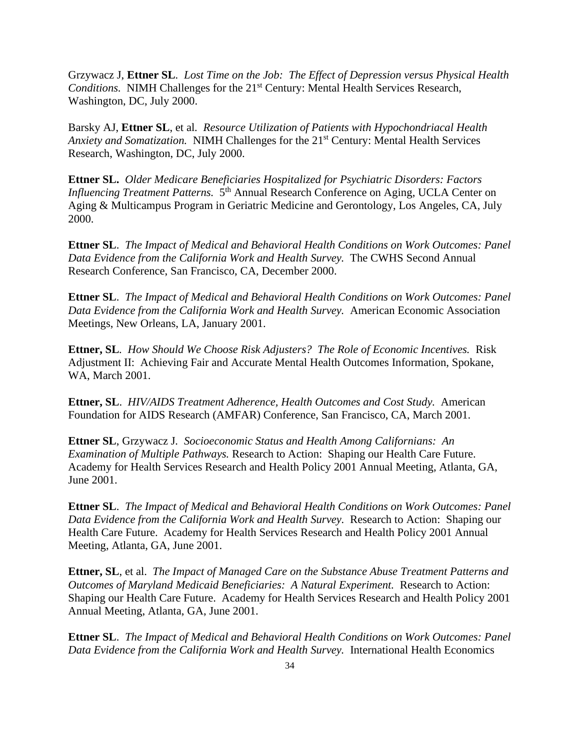Grzywacz J, **Ettner SL**. *Lost Time on the Job: The Effect of Depression versus Physical Health Conditions.* NIMH Challenges for the 21st Century: Mental Health Services Research, Washington, DC, July 2000.

Barsky AJ, **Ettner SL**, et al. *Resource Utilization of Patients with Hypochondriacal Health Anxiety and Somatization.* NIMH Challenges for the 21st Century: Mental Health Services Research, Washington, DC, July 2000.

**Ettner SL.** *Older Medicare Beneficiaries Hospitalized for Psychiatric Disorders: Factors Influencing Treatment Patterns.* 5th Annual Research Conference on Aging, UCLA Center on Aging & Multicampus Program in Geriatric Medicine and Gerontology, Los Angeles, CA, July 2000.

**Ettner SL**. *The Impact of Medical and Behavioral Health Conditions on Work Outcomes: Panel Data Evidence from the California Work and Health Survey.* The CWHS Second Annual Research Conference, San Francisco, CA, December 2000.

**Ettner SL**. *The Impact of Medical and Behavioral Health Conditions on Work Outcomes: Panel Data Evidence from the California Work and Health Survey.* American Economic Association Meetings, New Orleans, LA, January 2001.

**Ettner, SL**. *How Should We Choose Risk Adjusters? The Role of Economic Incentives.* Risk Adjustment II: Achieving Fair and Accurate Mental Health Outcomes Information, Spokane, WA, March 2001.

**Ettner, SL**. *HIV/AIDS Treatment Adherence, Health Outcomes and Cost Study.* American Foundation for AIDS Research (AMFAR) Conference, San Francisco, CA, March 2001.

**Ettner SL**, Grzywacz J. *Socioeconomic Status and Health Among Californians: An Examination of Multiple Pathways.* Research to Action: Shaping our Health Care Future. Academy for Health Services Research and Health Policy 2001 Annual Meeting, Atlanta, GA, June 2001.

**Ettner SL**. *The Impact of Medical and Behavioral Health Conditions on Work Outcomes: Panel Data Evidence from the California Work and Health Survey.* Research to Action: Shaping our Health Care Future. Academy for Health Services Research and Health Policy 2001 Annual Meeting, Atlanta, GA, June 2001.

**Ettner, SL**, et al. *The Impact of Managed Care on the Substance Abuse Treatment Patterns and Outcomes of Maryland Medicaid Beneficiaries: A Natural Experiment.* Research to Action: Shaping our Health Care Future. Academy for Health Services Research and Health Policy 2001 Annual Meeting, Atlanta, GA, June 2001.

**Ettner SL**. *The Impact of Medical and Behavioral Health Conditions on Work Outcomes: Panel Data Evidence from the California Work and Health Survey.* International Health Economics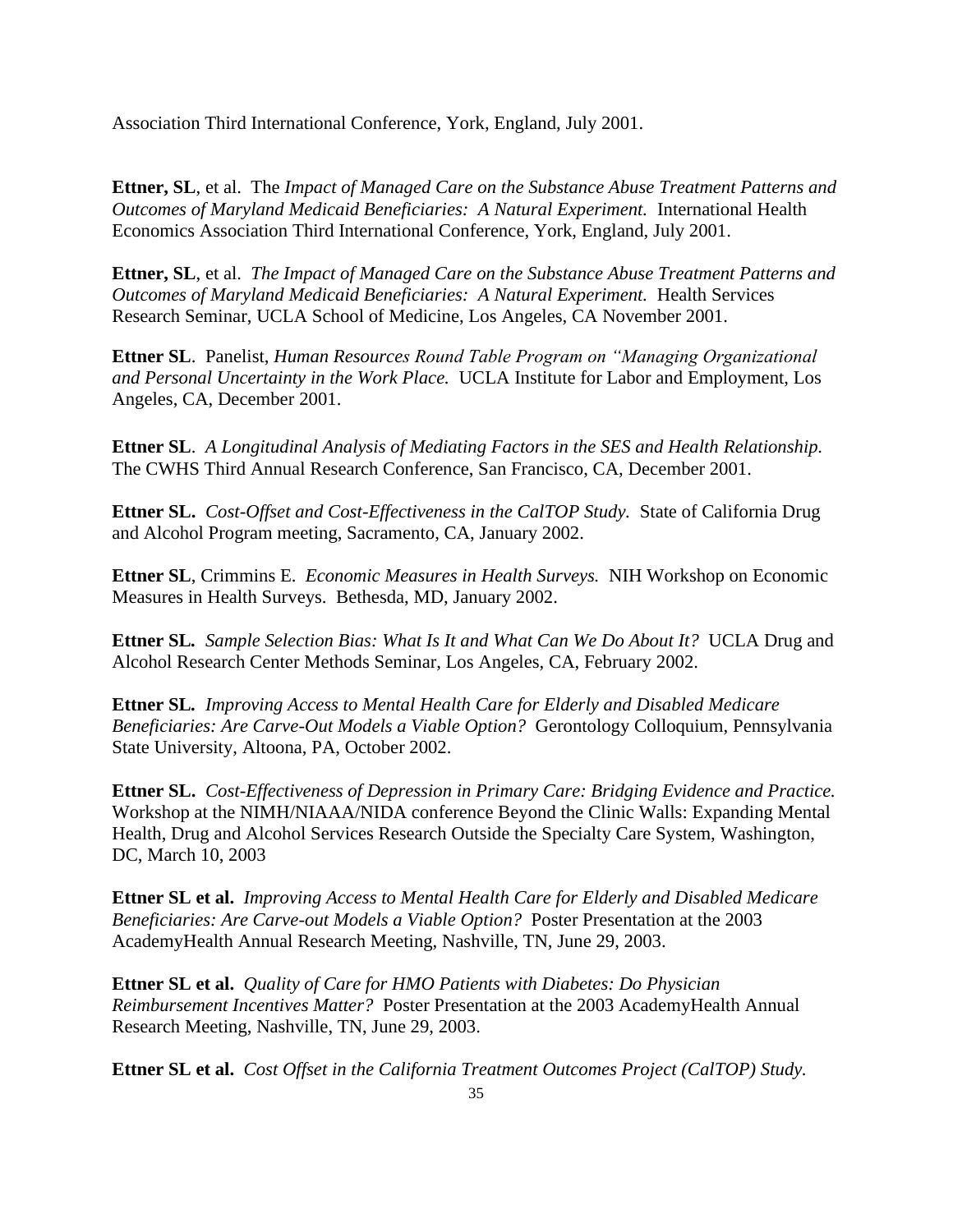Association Third International Conference, York, England, July 2001.

**Ettner, SL**, et al. The *Impact of Managed Care on the Substance Abuse Treatment Patterns and Outcomes of Maryland Medicaid Beneficiaries: A Natural Experiment.* International Health Economics Association Third International Conference, York, England, July 2001.

**Ettner, SL**, et al. *The Impact of Managed Care on the Substance Abuse Treatment Patterns and Outcomes of Maryland Medicaid Beneficiaries: A Natural Experiment.* Health Services Research Seminar, UCLA School of Medicine, Los Angeles, CA November 2001.

**Ettner SL**. Panelist, *Human Resources Round Table Program on "Managing Organizational and Personal Uncertainty in the Work Place.* UCLA Institute for Labor and Employment, Los Angeles, CA, December 2001.

**Ettner SL**. *A Longitudinal Analysis of Mediating Factors in the SES and Health Relationship.* The CWHS Third Annual Research Conference, San Francisco, CA, December 2001.

**Ettner SL.** *Cost-Offset and Cost-Effectiveness in the CalTOP Study.* State of California Drug and Alcohol Program meeting, Sacramento, CA, January 2002.

**Ettner SL**, Crimmins E. *Economic Measures in Health Surveys.* NIH Workshop on Economic Measures in Health Surveys. Bethesda, MD, January 2002.

**Ettner SL.** *Sample Selection Bias: What Is It and What Can We Do About It?* UCLA Drug and Alcohol Research Center Methods Seminar, Los Angeles, CA, February 2002.

**Ettner SL.** *Improving Access to Mental Health Care for Elderly and Disabled Medicare Beneficiaries: Are Carve-Out Models a Viable Option?* Gerontology Colloquium, Pennsylvania State University, Altoona, PA, October 2002.

**Ettner SL.** *Cost-Effectiveness of Depression in Primary Care: Bridging Evidence and Practice.* Workshop at the NIMH/NIAAA/NIDA conference Beyond the Clinic Walls: Expanding Mental Health, Drug and Alcohol Services Research Outside the Specialty Care System, Washington, DC, March 10, 2003

**Ettner SL et al.** *Improving Access to Mental Health Care for Elderly and Disabled Medicare Beneficiaries: Are Carve-out Models a Viable Option?* Poster Presentation at the 2003 AcademyHealth Annual Research Meeting, Nashville, TN, June 29, 2003.

**Ettner SL et al.** *Quality of Care for HMO Patients with Diabetes: Do Physician Reimbursement Incentives Matter?* Poster Presentation at the 2003 AcademyHealth Annual Research Meeting, Nashville, TN, June 29, 2003.

**Ettner SL et al.** *Cost Offset in the California Treatment Outcomes Project (CalTOP) Study.*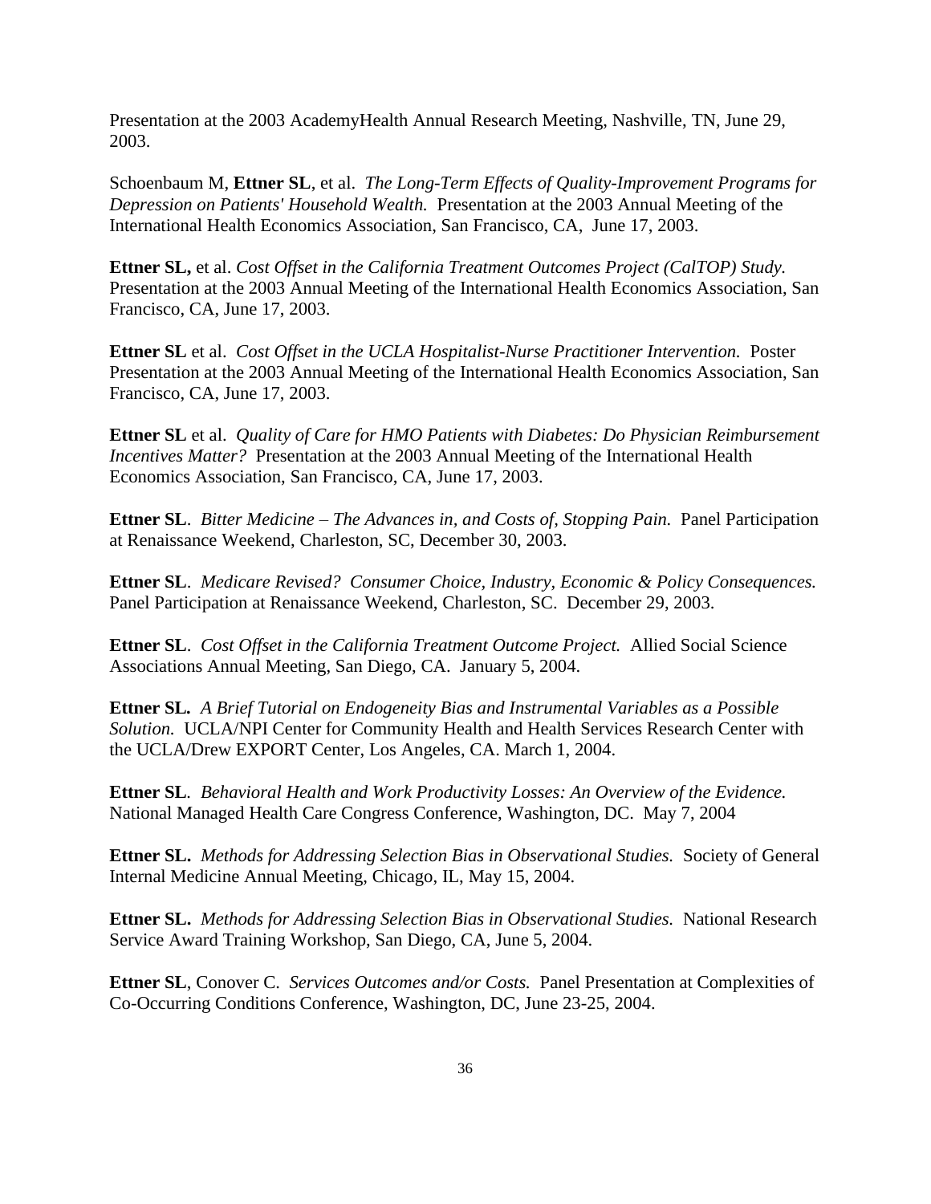Presentation at the 2003 AcademyHealth Annual Research Meeting, Nashville, TN, June 29, 2003.

Schoenbaum M, **Ettner SL**, et al. *The Long-Term Effects of Quality-Improvement Programs for Depression on Patients' Household Wealth.* Presentation at the 2003 Annual Meeting of the International Health Economics Association, San Francisco, CA, June 17, 2003.

**Ettner SL,** et al. *Cost Offset in the California Treatment Outcomes Project (CalTOP) Study.* Presentation at the 2003 Annual Meeting of the International Health Economics Association, San Francisco, CA, June 17, 2003.

**Ettner SL** et al. *Cost Offset in the UCLA Hospitalist-Nurse Practitioner Intervention.* Poster Presentation at the 2003 Annual Meeting of the International Health Economics Association, San Francisco, CA, June 17, 2003.

**Ettner SL** et al. *Quality of Care for HMO Patients with Diabetes: Do Physician Reimbursement Incentives Matter?* Presentation at the 2003 Annual Meeting of the International Health Economics Association, San Francisco, CA, June 17, 2003.

**Ettner SL**. *Bitter Medicine – The Advances in, and Costs of, Stopping Pain.* Panel Participation at Renaissance Weekend, Charleston, SC, December 30, 2003.

**Ettner SL**. *Medicare Revised? Consumer Choice, Industry, Economic & Policy Consequences.* Panel Participation at Renaissance Weekend, Charleston, SC. December 29, 2003.

**Ettner SL**. *Cost Offset in the California Treatment Outcome Project.* Allied Social Science Associations Annual Meeting, San Diego, CA. January 5, 2004.

**Ettner SL.** *A Brief Tutorial on Endogeneity Bias and Instrumental Variables as a Possible Solution.* UCLA/NPI Center for Community Health and Health Services Research Center with the UCLA/Drew EXPORT Center, Los Angeles, CA. March 1, 2004.

**Ettner SL**. *Behavioral Health and Work Productivity Losses: An Overview of the Evidence.* National Managed Health Care Congress Conference, Washington, DC. May 7, 2004

**Ettner SL.** *Methods for Addressing Selection Bias in Observational Studies.* Society of General Internal Medicine Annual Meeting, Chicago, IL, May 15, 2004.

**Ettner SL.** *Methods for Addressing Selection Bias in Observational Studies.* National Research Service Award Training Workshop, San Diego, CA, June 5, 2004.

**Ettner SL**, Conover C. *Services Outcomes and/or Costs.* Panel Presentation at Complexities of Co-Occurring Conditions Conference, Washington, DC, June 23-25, 2004.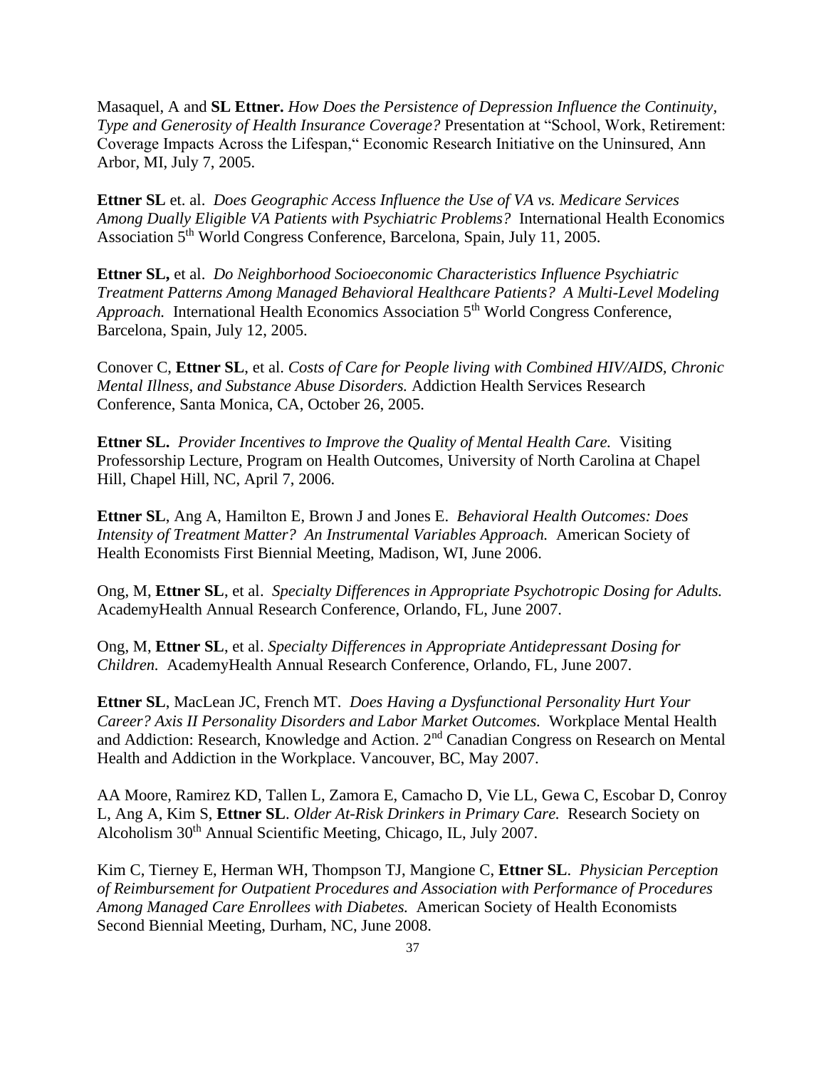Masaquel, A and **SL Ettner.** *How Does the Persistence of Depression Influence the Continuity, Type and Generosity of Health Insurance Coverage?* Presentation at "School, Work, Retirement: Coverage Impacts Across the Lifespan," Economic Research Initiative on the Uninsured, Ann Arbor, MI, July 7, 2005.

**Ettner SL** et. al. *Does Geographic Access Influence the Use of VA vs. Medicare Services Among Dually Eligible VA Patients with Psychiatric Problems?* International Health Economics Association 5th World Congress Conference, Barcelona, Spain, July 11, 2005.

**Ettner SL,** et al. *Do Neighborhood Socioeconomic Characteristics Influence Psychiatric Treatment Patterns Among Managed Behavioral Healthcare Patients? A Multi-Level Modeling Approach.* International Health Economics Association 5th World Congress Conference, Barcelona, Spain, July 12, 2005.

Conover C, **Ettner SL**, et al. *Costs of Care for People living with Combined HIV/AIDS, Chronic Mental Illness, and Substance Abuse Disorders.* Addiction Health Services Research Conference, Santa Monica, CA, October 26, 2005.

**Ettner SL.** *Provider Incentives to Improve the Quality of Mental Health Care.* Visiting Professorship Lecture, Program on Health Outcomes, University of North Carolina at Chapel Hill, Chapel Hill, NC, April 7, 2006.

**Ettner SL**, Ang A, Hamilton E, Brown J and Jones E. *Behavioral Health Outcomes: Does Intensity of Treatment Matter? An Instrumental Variables Approach.* American Society of Health Economists First Biennial Meeting, Madison, WI, June 2006.

Ong, M, **Ettner SL**, et al. *Specialty Differences in Appropriate Psychotropic Dosing for Adults.* AcademyHealth Annual Research Conference, Orlando, FL, June 2007.

Ong, M, **Ettner SL**, et al. *Specialty Differences in Appropriate Antidepressant Dosing for Children.* AcademyHealth Annual Research Conference, Orlando, FL, June 2007.

**Ettner SL**, MacLean JC, French MT. *Does Having a Dysfunctional Personality Hurt Your Career? Axis II Personality Disorders and Labor Market Outcomes.* Workplace Mental Health and Addiction: Research, Knowledge and Action. 2nd Canadian Congress on Research on Mental Health and Addiction in the Workplace. Vancouver, BC, May 2007.

AA Moore, Ramirez KD, Tallen L, Zamora E, Camacho D, Vie LL, Gewa C, Escobar D, Conroy L, Ang A, Kim S, **Ettner SL**. *Older At-Risk Drinkers in Primary Care.* Research Society on Alcoholism 30th Annual Scientific Meeting, Chicago, IL, July 2007.

Kim C, Tierney E, Herman WH, Thompson TJ, Mangione C, **Ettner SL**. *Physician Perception of Reimbursement for Outpatient Procedures and Association with Performance of Procedures Among Managed Care Enrollees with Diabetes.* American Society of Health Economists Second Biennial Meeting, Durham, NC, June 2008.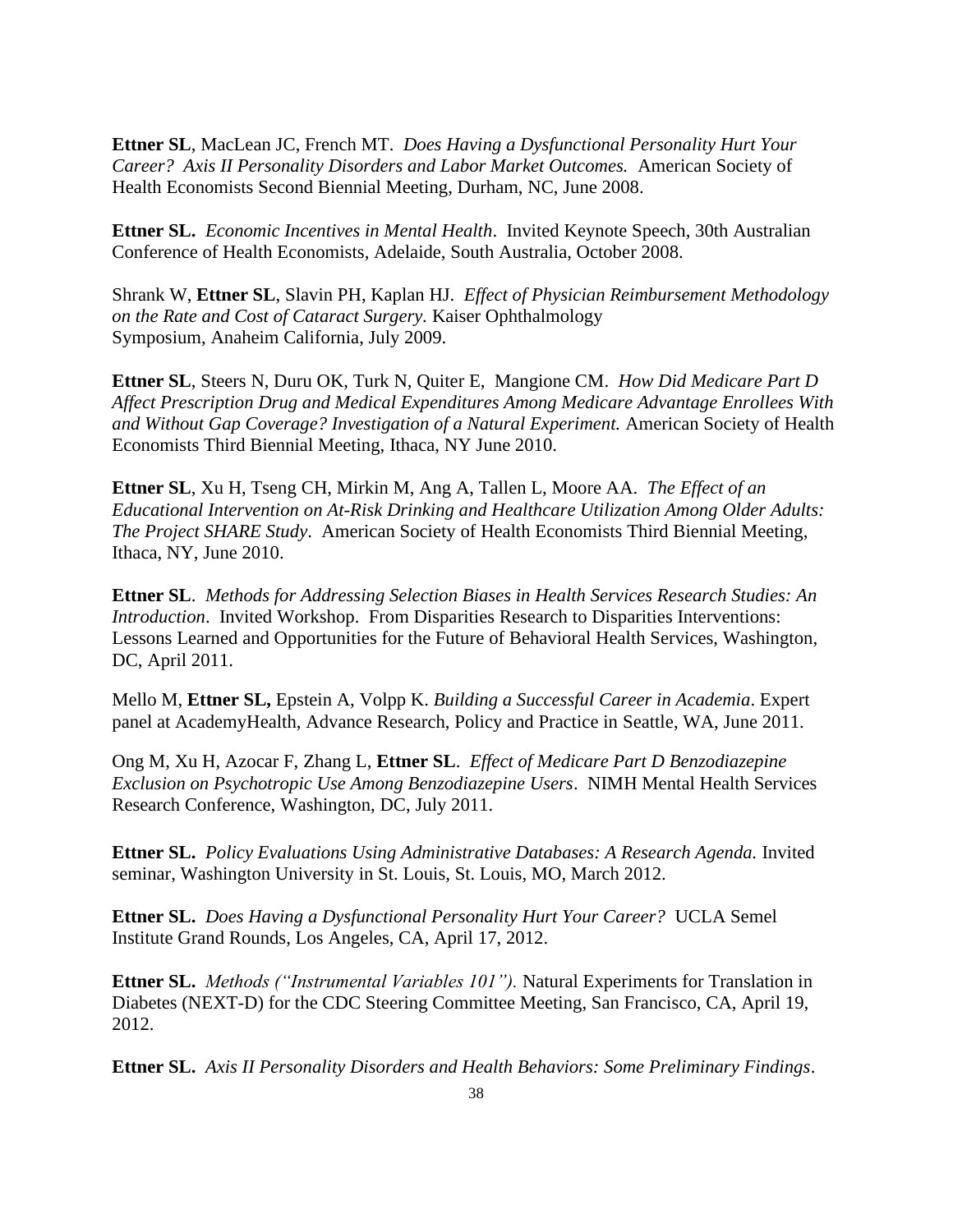**Ettner SL**, MacLean JC, French MT. *Does Having a Dysfunctional Personality Hurt Your Career? Axis II Personality Disorders and Labor Market Outcomes.* American Society of Health Economists Second Biennial Meeting, Durham, NC, June 2008.

**Ettner SL.** *Economic Incentives in Mental Health*. Invited Keynote Speech, 30th Australian Conference of Health Economists, Adelaide, South Australia, October 2008.

Shrank W, **Ettner SL**, Slavin PH, Kaplan HJ. *Effect of Physician Reimbursement Methodology on the Rate and Cost of Cataract Surgery*. Kaiser Ophthalmology Symposium, Anaheim California, July 2009.

**Ettner SL**, Steers N, Duru OK, Turk N, Quiter E, Mangione CM. *How Did Medicare Part D Affect Prescription Drug and Medical Expenditures Among Medicare Advantage Enrollees With and Without Gap Coverage? Investigation of a Natural Experiment.* American Society of Health Economists Third Biennial Meeting, Ithaca, NY June 2010.

**Ettner SL**, Xu H, Tseng CH, Mirkin M, Ang A, Tallen L, Moore AA. *The Effect of an Educational Intervention on At-Risk Drinking and Healthcare Utilization Among Older Adults: The Project SHARE Study*. American Society of Health Economists Third Biennial Meeting, Ithaca, NY, June 2010.

**Ettner SL**. *Methods for Addressing Selection Biases in Health Services Research Studies: An Introduction*. Invited Workshop. From Disparities Research to Disparities Interventions: Lessons Learned and Opportunities for the Future of Behavioral Health Services, Washington, DC, April 2011.

Mello M, **Ettner SL,** Epstein A, Volpp K. *Building a Successful Career in Academia*. Expert panel at AcademyHealth, Advance Research, Policy and Practice in Seattle, WA, June 2011.

Ong M, Xu H, Azocar F, Zhang L, **Ettner SL**. *Effect of Medicare Part D Benzodiazepine Exclusion on Psychotropic Use Among Benzodiazepine Users*. NIMH Mental Health Services Research Conference, Washington, DC, July 2011.

**Ettner SL.** *Policy Evaluations Using Administrative Databases: A Research Agenda.* Invited seminar, Washington University in St. Louis, St. Louis, MO, March 2012.

**Ettner SL.** *Does Having a Dysfunctional Personality Hurt Your Career?* UCLA Semel Institute Grand Rounds, Los Angeles, CA, April 17, 2012.

**Ettner SL.** *Methods ("Instrumental Variables 101").* Natural Experiments for Translation in Diabetes (NEXT-D) for the CDC Steering Committee Meeting, San Francisco, CA, April 19, 2012.

**Ettner SL.** *Axis II Personality Disorders and Health Behaviors: Some Preliminary Findings*.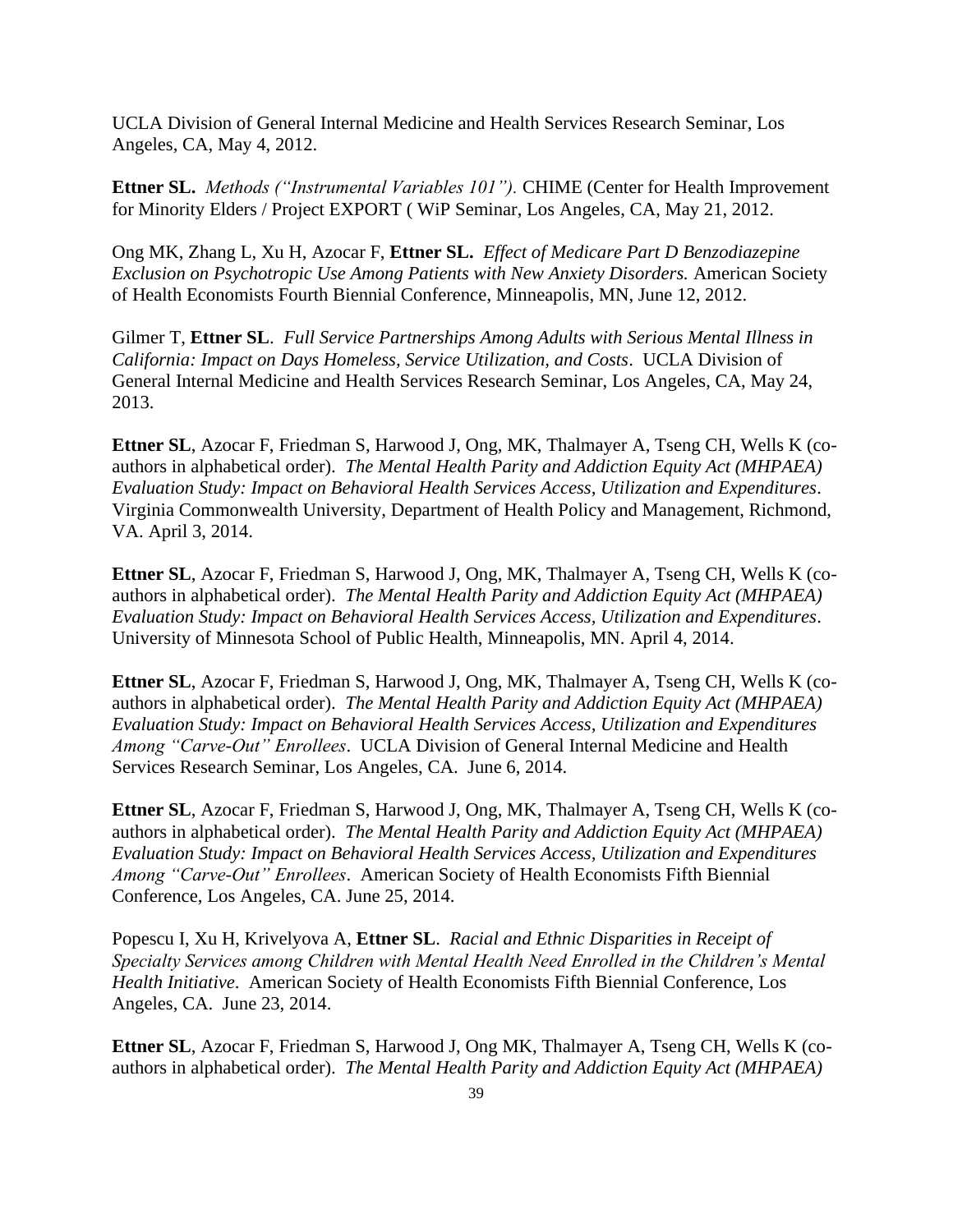UCLA Division of General Internal Medicine and Health Services Research Seminar, Los Angeles, CA, May 4, 2012.

**Ettner SL.** *Methods ("Instrumental Variables 101").* CHIME (Center for Health Improvement for Minority Elders / Project EXPORT ( WiP Seminar, Los Angeles, CA, May 21, 2012.

Ong MK, Zhang L, Xu H, Azocar F, **Ettner SL.** *Effect of Medicare Part D Benzodiazepine Exclusion on Psychotropic Use Among Patients with New Anxiety Disorders.* American Society of Health Economists Fourth Biennial Conference, Minneapolis, MN, June 12, 2012.

Gilmer T, **Ettner SL**. *Full Service Partnerships Among Adults with Serious Mental Illness in California: Impact on Days Homeless, Service Utilization, and Costs*. UCLA Division of General Internal Medicine and Health Services Research Seminar, Los Angeles, CA, May 24, 2013.

**Ettner SL**, Azocar F, Friedman S, Harwood J, Ong, MK, Thalmayer A, Tseng CH, Wells K (co-authors in alphabetical order). *The Mental Health Parity and Addiction Equity Act (MHPAEA) Evaluation Study: Impact on Behavioral Health Services Access, Utilization and Expenditures*. Virginia Commonwealth University, Department of Health Policy and Management, Richmond, VA. April 3, 2014.

**Ettner SL**, Azocar F, Friedman S, Harwood J, Ong, MK, Thalmayer A, Tseng CH, Wells K (co-authors in alphabetical order). *The Mental Health Parity and Addiction Equity Act (MHPAEA) Evaluation Study: Impact on Behavioral Health Services Access, Utilization and Expenditures*. University of Minnesota School of Public Health, Minneapolis, MN. April 4, 2014.

**Ettner SL**, Azocar F, Friedman S, Harwood J, Ong, MK, Thalmayer A, Tseng CH, Wells K (co-authors in alphabetical order). *The Mental Health Parity and Addiction Equity Act (MHPAEA) Evaluation Study: Impact on Behavioral Health Services Access, Utilization and Expenditures Among "Carve-Out" Enrollees*. UCLA Division of General Internal Medicine and Health Services Research Seminar, Los Angeles, CA. June 6, 2014.

**Ettner SL**, Azocar F, Friedman S, Harwood J, Ong, MK, Thalmayer A, Tseng CH, Wells K (co-authors in alphabetical order). *The Mental Health Parity and Addiction Equity Act (MHPAEA) Evaluation Study: Impact on Behavioral Health Services Access, Utilization and Expenditures Among "Carve-Out" Enrollees*. American Society of Health Economists Fifth Biennial Conference, Los Angeles, CA. June 25, 2014.

Popescu I, Xu H, Krivelyova A, **Ettner SL**. *Racial and Ethnic Disparities in Receipt of Specialty Services among Children with Mental Health Need Enrolled in the Children's Mental Health Initiative*. American Society of Health Economists Fifth Biennial Conference, Los Angeles, CA. June 23, 2014.

**Ettner SL**, Azocar F, Friedman S, Harwood J, Ong MK, Thalmayer A, Tseng CH, Wells K (co-authors in alphabetical order). *The Mental Health Parity and Addiction Equity Act (MHPAEA)*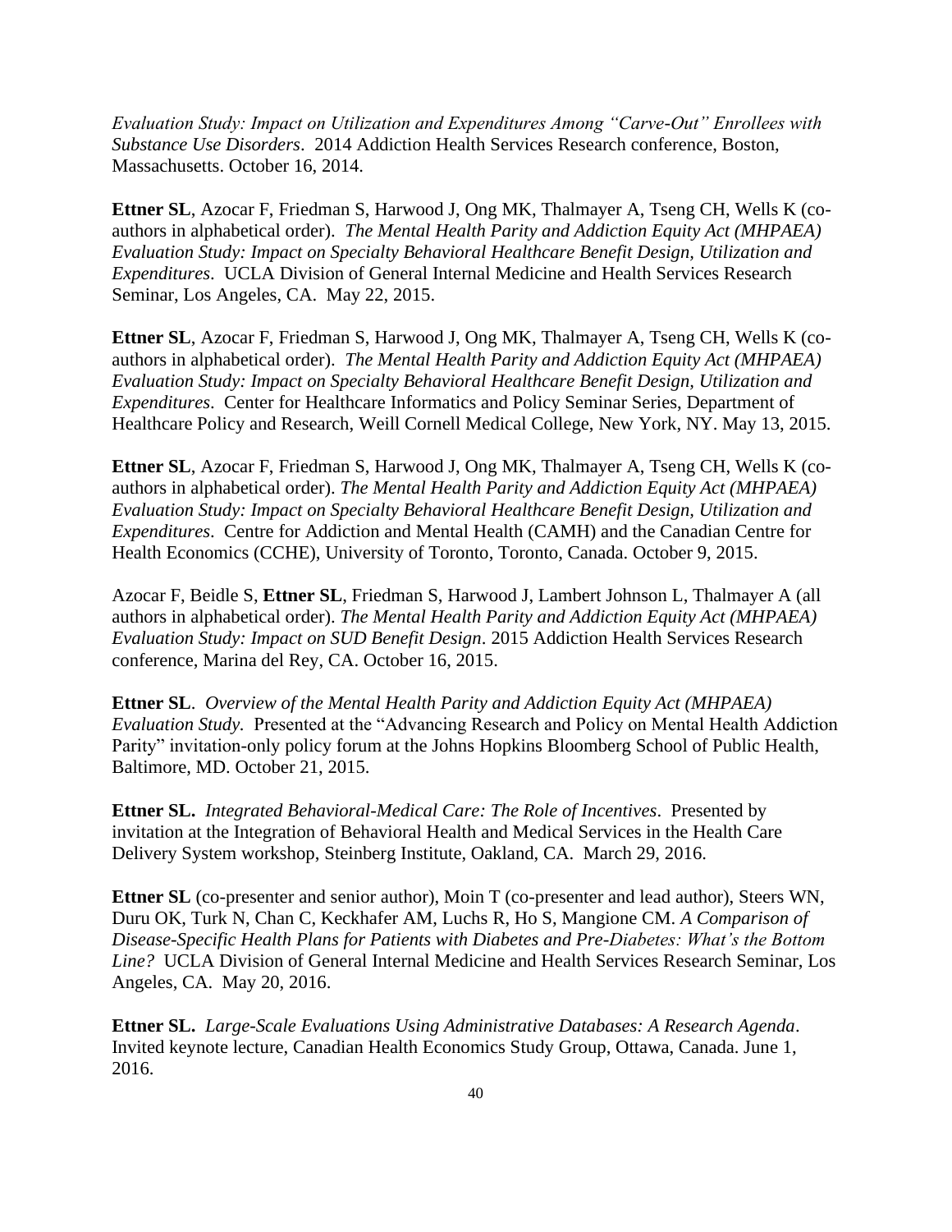*Evaluation Study: Impact on Utilization and Expenditures Among "Carve-Out" Enrollees with Substance Use Disorders*. 2014 Addiction Health Services Research conference, Boston, Massachusetts. October 16, 2014.

**Ettner SL**, Azocar F, Friedman S, Harwood J, Ong MK, Thalmayer A, Tseng CH, Wells K (co-authors in alphabetical order). *The Mental Health Parity and Addiction Equity Act (MHPAEA) Evaluation Study: Impact on Specialty Behavioral Healthcare Benefit Design, Utilization and Expenditures*. UCLA Division of General Internal Medicine and Health Services Research Seminar, Los Angeles, CA. May 22, 2015.

**Ettner SL**, Azocar F, Friedman S, Harwood J, Ong MK, Thalmayer A, Tseng CH, Wells K (co-authors in alphabetical order). *The Mental Health Parity and Addiction Equity Act (MHPAEA) Evaluation Study: Impact on Specialty Behavioral Healthcare Benefit Design, Utilization and Expenditures*. Center for Healthcare Informatics and Policy Seminar Series, Department of Healthcare Policy and Research, Weill Cornell Medical College, New York, NY. May 13, 2015.

**Ettner SL**, Azocar F, Friedman S, Harwood J, Ong MK, Thalmayer A, Tseng CH, Wells K (co-authors in alphabetical order). *The Mental Health Parity and Addiction Equity Act (MHPAEA) Evaluation Study: Impact on Specialty Behavioral Healthcare Benefit Design, Utilization and Expenditures*. Centre for Addiction and Mental Health (CAMH) and the Canadian Centre for Health Economics (CCHE), University of Toronto, Toronto, Canada. October 9, 2015.

Azocar F, Beidle S, **Ettner SL**, Friedman S, Harwood J, Lambert Johnson L, Thalmayer A (all authors in alphabetical order). *The Mental Health Parity and Addiction Equity Act (MHPAEA) Evaluation Study: Impact on SUD Benefit Design*. 2015 Addiction Health Services Research conference, Marina del Rey, CA. October 16, 2015.

**Ettner SL**. *Overview of the Mental Health Parity and Addiction Equity Act (MHPAEA) Evaluation Study.* Presented at the "Advancing Research and Policy on Mental Health Addiction Parity" invitation-only policy forum at the Johns Hopkins Bloomberg School of Public Health, Baltimore, MD. October 21, 2015.

**Ettner SL.** *Integrated Behavioral-Medical Care: The Role of Incentives*. Presented by invitation at the Integration of Behavioral Health and Medical Services in the Health Care Delivery System workshop, Steinberg Institute, Oakland, CA. March 29, 2016.

**Ettner SL** (co-presenter and senior author), Moin T (co-presenter and lead author), Steers WN, Duru OK, Turk N, Chan C, Keckhafer AM, Luchs R, Ho S, Mangione CM. *A Comparison of Disease-Specific Health Plans for Patients with Diabetes and Pre-Diabetes: What's the Bottom Line?* UCLA Division of General Internal Medicine and Health Services Research Seminar, Los Angeles, CA. May 20, 2016.

**Ettner SL.** *Large-Scale Evaluations Using Administrative Databases: A Research Agenda*. Invited keynote lecture, Canadian Health Economics Study Group, Ottawa, Canada. June 1, 2016.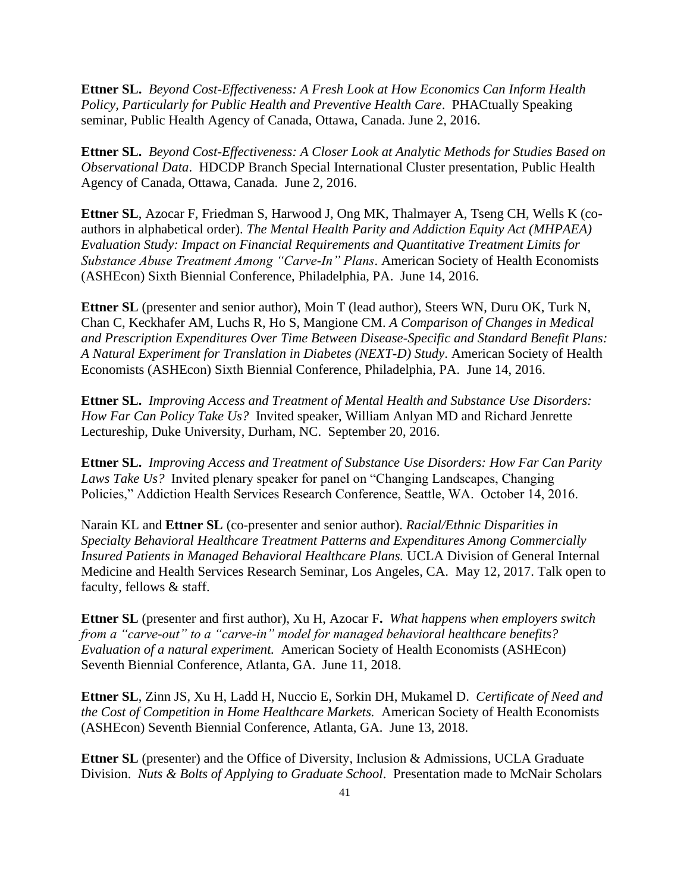**Ettner SL.** *Beyond Cost-Effectiveness: A Fresh Look at How Economics Can Inform Health Policy, Particularly for Public Health and Preventive Health Care*. PHACtually Speaking seminar, Public Health Agency of Canada, Ottawa, Canada. June 2, 2016.

**Ettner SL.** *Beyond Cost-Effectiveness: A Closer Look at Analytic Methods for Studies Based on Observational Data*. HDCDP Branch Special International Cluster presentation, Public Health Agency of Canada, Ottawa, Canada. June 2, 2016.

**Ettner SL**, Azocar F, Friedman S, Harwood J, Ong MK, Thalmayer A, Tseng CH, Wells K (co-authors in alphabetical order). *The Mental Health Parity and Addiction Equity Act (MHPAEA) Evaluation Study: Impact on Financial Requirements and Quantitative Treatment Limits for Substance Abuse Treatment Among "Carve-In" Plans*. American Society of Health Economists (ASHEcon) Sixth Biennial Conference, Philadelphia, PA. June 14, 2016.

**Ettner SL** (presenter and senior author), Moin T (lead author), Steers WN, Duru OK, Turk N, Chan C, Keckhafer AM, Luchs R, Ho S, Mangione CM. *A Comparison of Changes in Medical and Prescription Expenditures Over Time Between Disease-Specific and Standard Benefit Plans: A Natural Experiment for Translation in Diabetes (NEXT-D) Study*. American Society of Health Economists (ASHEcon) Sixth Biennial Conference, Philadelphia, PA. June 14, 2016.

**Ettner SL.** *Improving Access and Treatment of Mental Health and Substance Use Disorders: How Far Can Policy Take Us?* Invited speaker, William Anlyan MD and Richard Jenrette Lectureship, Duke University, Durham, NC. September 20, 2016.

**Ettner SL.** *Improving Access and Treatment of Substance Use Disorders: How Far Can Parity Laws Take Us?* Invited plenary speaker for panel on "Changing Landscapes, Changing Policies," Addiction Health Services Research Conference, Seattle, WA. October 14, 2016.

Narain KL and **Ettner SL** (co-presenter and senior author). *Racial/Ethnic Disparities in Specialty Behavioral Healthcare Treatment Patterns and Expenditures Among Commercially Insured Patients in Managed Behavioral Healthcare Plans.* UCLA Division of General Internal Medicine and Health Services Research Seminar, Los Angeles, CA. May 12, 2017. Talk open to faculty, fellows & staff.

**Ettner SL** (presenter and first author), Xu H, Azocar F**.** *What happens when employers switch from a "carve-out" to a "carve-in" model for managed behavioral healthcare benefits? Evaluation of a natural experiment.* American Society of Health Economists (ASHEcon) Seventh Biennial Conference, Atlanta, GA. June 11, 2018.

**Ettner SL**, Zinn JS, Xu H, Ladd H, Nuccio E, Sorkin DH, Mukamel D. *Certificate of Need and the Cost of Competition in Home Healthcare Markets.* American Society of Health Economists (ASHEcon) Seventh Biennial Conference, Atlanta, GA. June 13, 2018.

**Ettner SL** (presenter) and the Office of Diversity, Inclusion & Admissions, UCLA Graduate Division. *Nuts & Bolts of Applying to Graduate School*. Presentation made to McNair Scholars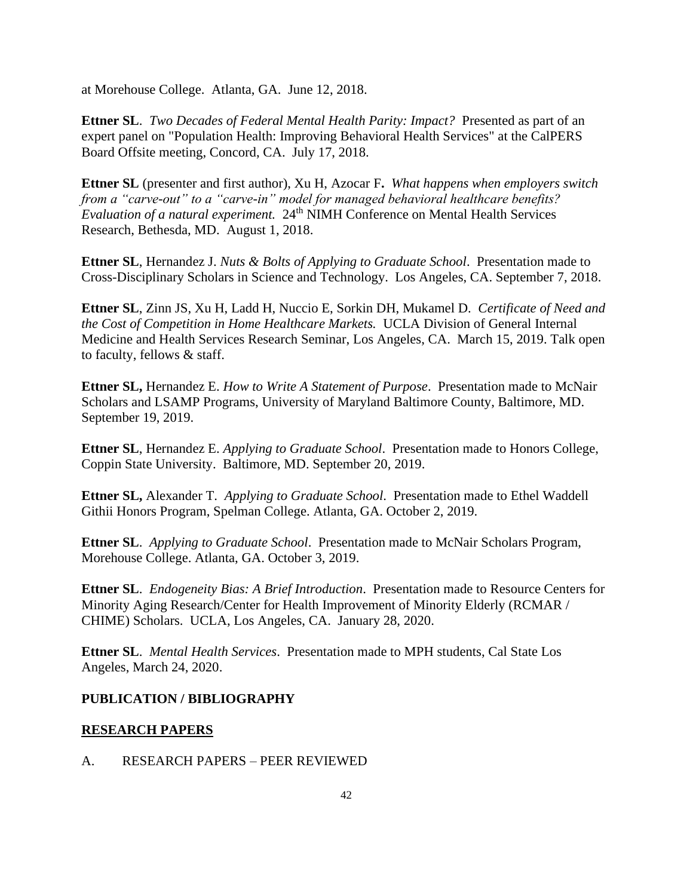at Morehouse College. Atlanta, GA. June 12, 2018.

**Ettner SL**. *Two Decades of Federal Mental Health Parity: Impact?* Presented as part of an expert panel on "Population Health: Improving Behavioral Health Services" at the CalPERS Board Offsite meeting, Concord, CA. July 17, 2018.

**Ettner SL** (presenter and first author), Xu H, Azocar F**.** *What happens when employers switch from a "carve-out" to a "carve-in" model for managed behavioral healthcare benefits? Evaluation of a natural experiment.* 24th NIMH Conference on Mental Health Services Research, Bethesda, MD. August 1, 2018.

**Ettner SL**, Hernandez J. *Nuts & Bolts of Applying to Graduate School*. Presentation made to Cross-Disciplinary Scholars in Science and Technology. Los Angeles, CA. September 7, 2018.

**Ettner SL**, Zinn JS, Xu H, Ladd H, Nuccio E, Sorkin DH, Mukamel D. *Certificate of Need and the Cost of Competition in Home Healthcare Markets.* UCLA Division of General Internal Medicine and Health Services Research Seminar, Los Angeles, CA. March 15, 2019. Talk open to faculty, fellows & staff.

**Ettner SL,** Hernandez E. *How to Write A Statement of Purpose*. Presentation made to McNair Scholars and LSAMP Programs, University of Maryland Baltimore County, Baltimore, MD. September 19, 2019.

**Ettner SL**, Hernandez E. *Applying to Graduate School*. Presentation made to Honors College, Coppin State University. Baltimore, MD. September 20, 2019.

**Ettner SL,** Alexander T. *Applying to Graduate School*. Presentation made to Ethel Waddell Githii Honors Program, Spelman College. Atlanta, GA. October 2, 2019.

**Ettner SL**. *Applying to Graduate School*. Presentation made to McNair Scholars Program, Morehouse College. Atlanta, GA. October 3, 2019.

**Ettner SL**. *Endogeneity Bias: A Brief Introduction*. Presentation made to Resource Centers for Minority Aging Research/Center for Health Improvement of Minority Elderly (RCMAR / CHIME) Scholars. UCLA, Los Angeles, CA. January 28, 2020.

**Ettner SL**. *Mental Health Services*. Presentation made to MPH students, Cal State Los Angeles, March 24, 2020.

## PUBLICATION / BIBLIOGRAPHY

## RESEARCH PAPERS

A. RESEARCH PAPERS – PEER REVIEWED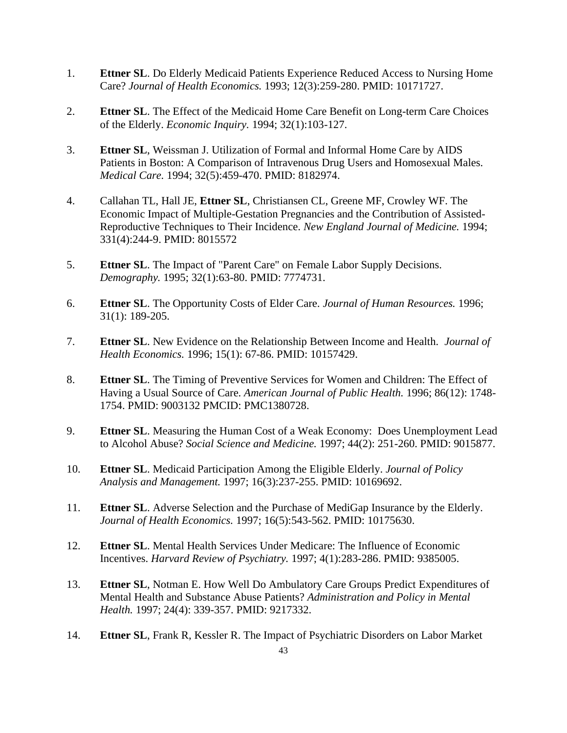1. **Ettner SL**. Do Elderly Medicaid Patients Experience Reduced Access to Nursing Home Care? *Journal of Health Economics.* 1993; 12(3):259-280. PMID: 10171727.

2. **Ettner SL**. The Effect of the Medicaid Home Care Benefit on Long-term Care Choices of the Elderly. *Economic Inquiry.* 1994; 32(1):103-127.

3. **Ettner SL**, Weissman J. Utilization of Formal and Informal Home Care by AIDS Patients in Boston: A Comparison of Intravenous Drug Users and Homosexual Males. *Medical Care.* 1994; 32(5):459-470. PMID: 8182974.

4. Callahan TL, Hall JE, **Ettner SL**, Christiansen CL, Greene MF, Crowley WF. The Economic Impact of Multiple-Gestation Pregnancies and the Contribution of Assisted-Reproductive Techniques to Their Incidence. *New England Journal of Medicine.* 1994; 331(4):244-9. PMID: 8015572

5. **Ettner SL**. The Impact of "Parent Care" on Female Labor Supply Decisions. *Demography.* 1995; 32(1):63-80. PMID: 7774731.

6. **Ettner SL**. The Opportunity Costs of Elder Care. *Journal of Human Resources.* 1996; 31(1): 189-205.

7. **Ettner SL**. New Evidence on the Relationship Between Income and Health. *Journal of Health Economics.* 1996; 15(1): 67-86. PMID: 10157429.

8. **Ettner SL**. The Timing of Preventive Services for Women and Children: The Effect of Having a Usual Source of Care. *American Journal of Public Health.* 1996; 86(12): 1748-1754. PMID: 9003132 PMCID: PMC1380728.

9. **Ettner SL**. Measuring the Human Cost of a Weak Economy: Does Unemployment Lead to Alcohol Abuse? *Social Science and Medicine.* 1997; 44(2): 251-260. PMID: 9015877.

10. **Ettner SL**. Medicaid Participation Among the Eligible Elderly. *Journal of Policy Analysis and Management.* 1997; 16(3):237-255. PMID: 10169692.

11. **Ettner SL**. Adverse Selection and the Purchase of MediGap Insurance by the Elderly. *Journal of Health Economics.* 1997; 16(5):543-562. PMID: 10175630.

12. **Ettner SL**. Mental Health Services Under Medicare: The Influence of Economic Incentives. *Harvard Review of Psychiatry.* 1997; 4(1):283-286. PMID: 9385005.

13. **Ettner SL**, Notman E. How Well Do Ambulatory Care Groups Predict Expenditures of Mental Health and Substance Abuse Patients? *Administration and Policy in Mental Health.* 1997; 24(4): 339-357. PMID: 9217332.

14. **Ettner SL**, Frank R, Kessler R. The Impact of Psychiatric Disorders on Labor Market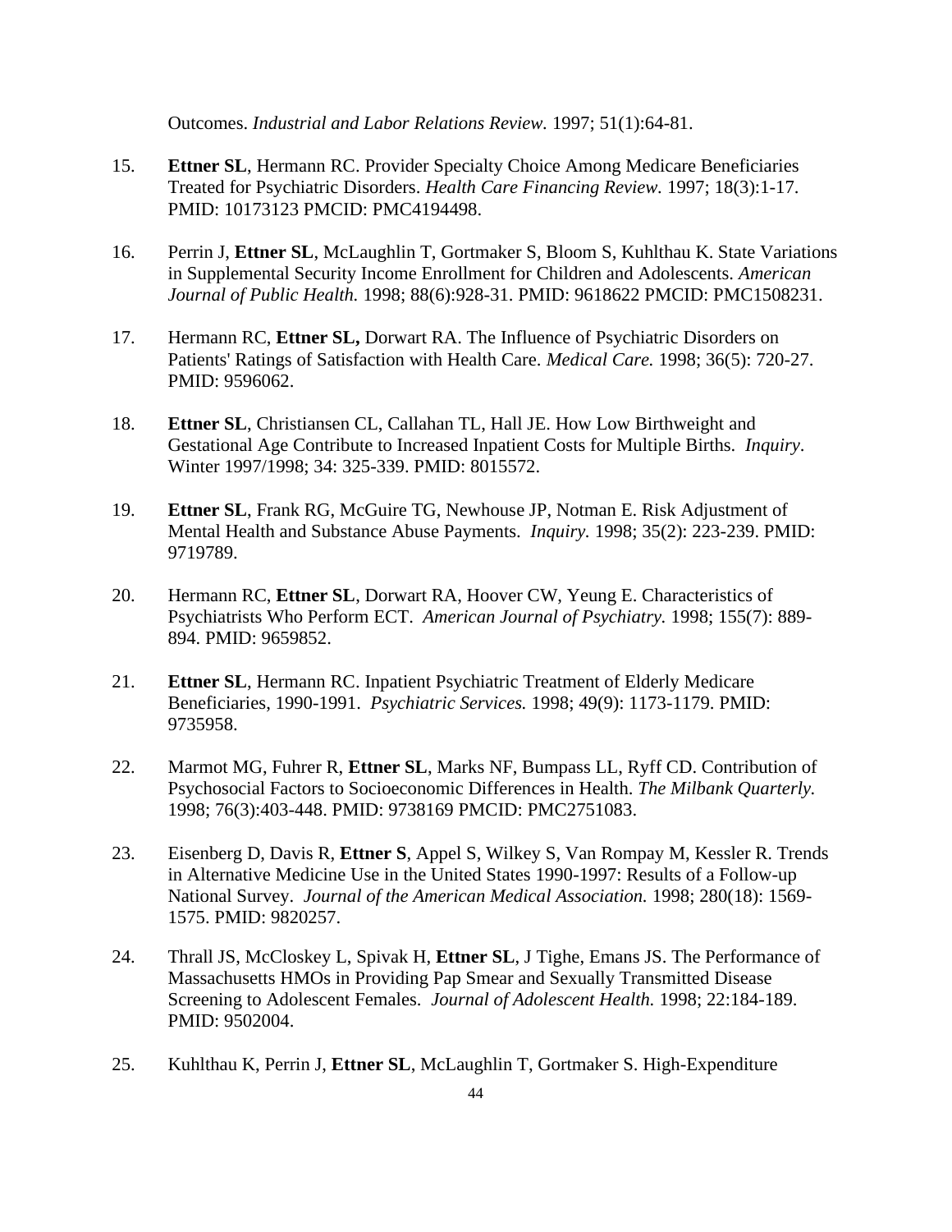Outcomes. *Industrial and Labor Relations Review.* 1997; 51(1):64-81.

15. **Ettner SL**, Hermann RC. Provider Specialty Choice Among Medicare Beneficiaries Treated for Psychiatric Disorders. *Health Care Financing Review.* 1997; 18(3):1-17. PMID: 10173123 PMCID: PMC4194498.

16. Perrin J, **Ettner SL**, McLaughlin T, Gortmaker S, Bloom S, Kuhlthau K. State Variations in Supplemental Security Income Enrollment for Children and Adolescents. *American Journal of Public Health.* 1998; 88(6):928-31. PMID: 9618622 PMCID: PMC1508231.

17. Hermann RC, **Ettner SL,** Dorwart RA. The Influence of Psychiatric Disorders on Patients' Ratings of Satisfaction with Health Care. *Medical Care.* 1998; 36(5): 720-27. PMID: 9596062.

18. **Ettner SL**, Christiansen CL, Callahan TL, Hall JE. How Low Birthweight and Gestational Age Contribute to Increased Inpatient Costs for Multiple Births. *Inquiry*. Winter 1997/1998; 34: 325-339. PMID: 8015572.

19. **Ettner SL**, Frank RG, McGuire TG, Newhouse JP, Notman E. Risk Adjustment of Mental Health and Substance Abuse Payments. *Inquiry.* 1998; 35(2): 223-239. PMID: 9719789.

20. Hermann RC, **Ettner SL**, Dorwart RA, Hoover CW, Yeung E. Characteristics of Psychiatrists Who Perform ECT. *American Journal of Psychiatry.* 1998; 155(7): 889-894. PMID: 9659852.

21. **Ettner SL**, Hermann RC. Inpatient Psychiatric Treatment of Elderly Medicare Beneficiaries, 1990-1991. *Psychiatric Services.* 1998; 49(9): 1173-1179. PMID: 9735958.

22. Marmot MG, Fuhrer R, **Ettner SL**, Marks NF, Bumpass LL, Ryff CD. Contribution of Psychosocial Factors to Socioeconomic Differences in Health. *The Milbank Quarterly.* 1998; 76(3):403-448. PMID: 9738169 PMCID: PMC2751083.

23. Eisenberg D, Davis R, **Ettner S**, Appel S, Wilkey S, Van Rompay M, Kessler R. Trends in Alternative Medicine Use in the United States 1990-1997: Results of a Follow-up National Survey. *Journal of the American Medical Association.* 1998; 280(18): 1569-1575. PMID: 9820257.

24. Thrall JS, McCloskey L, Spivak H, **Ettner SL**, J Tighe, Emans JS. The Performance of Massachusetts HMOs in Providing Pap Smear and Sexually Transmitted Disease Screening to Adolescent Females. *Journal of Adolescent Health.* 1998; 22:184-189. PMID: 9502004.

25. Kuhlthau K, Perrin J, **Ettner SL**, McLaughlin T, Gortmaker S. High-Expenditure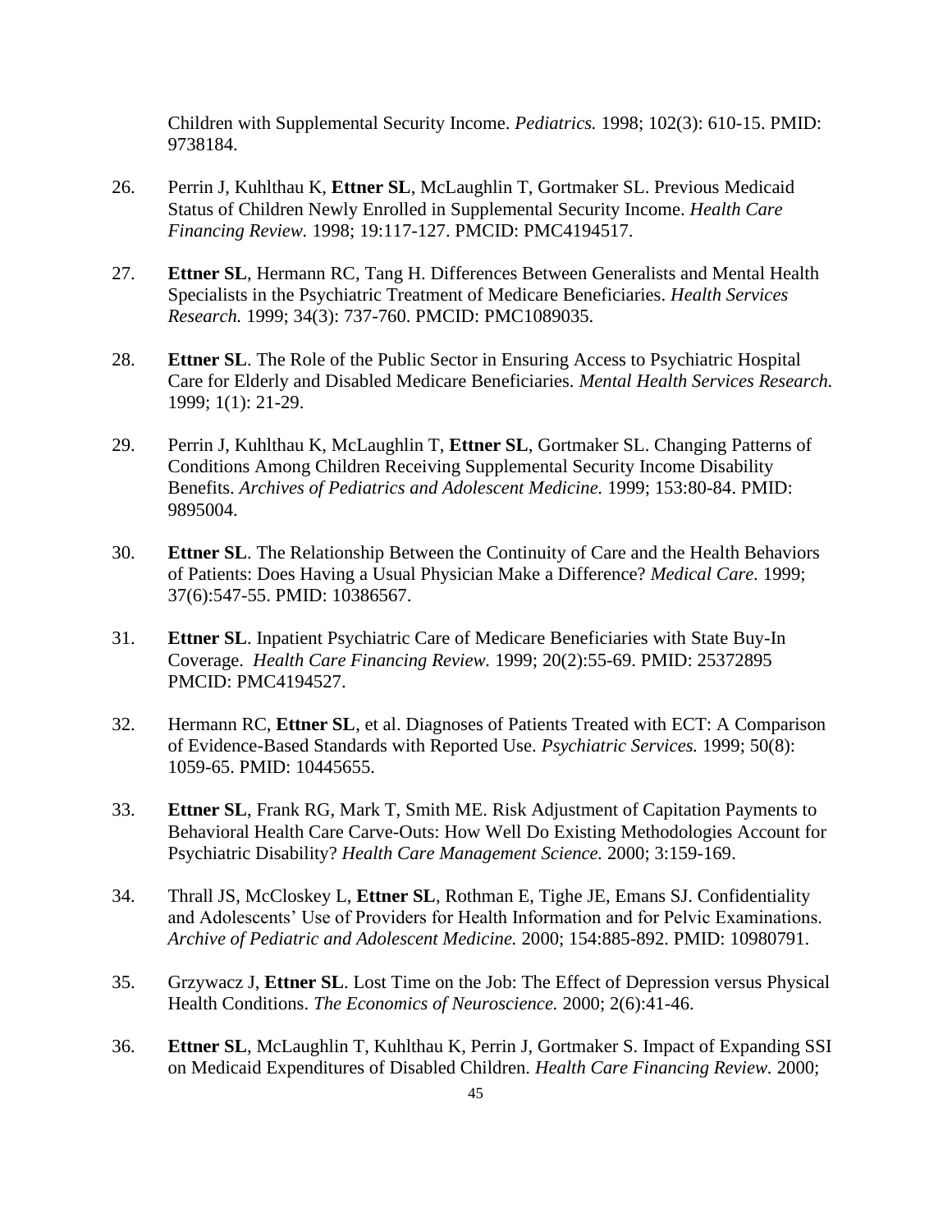Children with Supplemental Security Income. *Pediatrics.* 1998; 102(3): 610-15. PMID: 9738184.

26. Perrin J, Kuhlthau K, **Ettner SL**, McLaughlin T, Gortmaker SL. Previous Medicaid Status of Children Newly Enrolled in Supplemental Security Income. *Health Care Financing Review.* 1998; 19:117-127. PMCID: PMC4194517.

27. **Ettner SL**, Hermann RC, Tang H. Differences Between Generalists and Mental Health Specialists in the Psychiatric Treatment of Medicare Beneficiaries. *Health Services Research.* 1999; 34(3): 737-760. PMCID: PMC1089035.

28. **Ettner SL**. The Role of the Public Sector in Ensuring Access to Psychiatric Hospital Care for Elderly and Disabled Medicare Beneficiaries. *Mental Health Services Research.* 1999; 1(1): 21-29.

29. Perrin J, Kuhlthau K, McLaughlin T, **Ettner SL**, Gortmaker SL. Changing Patterns of Conditions Among Children Receiving Supplemental Security Income Disability Benefits. *Archives of Pediatrics and Adolescent Medicine.* 1999; 153:80-84. PMID: 9895004.

30. **Ettner SL**. The Relationship Between the Continuity of Care and the Health Behaviors of Patients: Does Having a Usual Physician Make a Difference? *Medical Care.* 1999; 37(6):547-55. PMID: 10386567.

31. **Ettner SL**. Inpatient Psychiatric Care of Medicare Beneficiaries with State Buy-In Coverage. *Health Care Financing Review.* 1999; 20(2):55-69. PMID: 25372895 PMCID: PMC4194527.

32. Hermann RC, **Ettner SL**, et al. Diagnoses of Patients Treated with ECT: A Comparison of Evidence-Based Standards with Reported Use. *Psychiatric Services.* 1999; 50(8): 1059-65. PMID: 10445655.

33. **Ettner SL**, Frank RG, Mark T, Smith ME. Risk Adjustment of Capitation Payments to Behavioral Health Care Carve-Outs: How Well Do Existing Methodologies Account for Psychiatric Disability? *Health Care Management Science.* 2000; 3:159-169.

34. Thrall JS, McCloskey L, **Ettner SL**, Rothman E, Tighe JE, Emans SJ. Confidentiality and Adolescents' Use of Providers for Health Information and for Pelvic Examinations. *Archive of Pediatric and Adolescent Medicine.* 2000; 154:885-892. PMID: 10980791.

35. Grzywacz J, **Ettner SL**. Lost Time on the Job: The Effect of Depression versus Physical Health Conditions. *The Economics of Neuroscience.* 2000; 2(6):41-46.

36. **Ettner SL**, McLaughlin T, Kuhlthau K, Perrin J, Gortmaker S. Impact of Expanding SSI on Medicaid Expenditures of Disabled Children. *Health Care Financing Review.* 2000;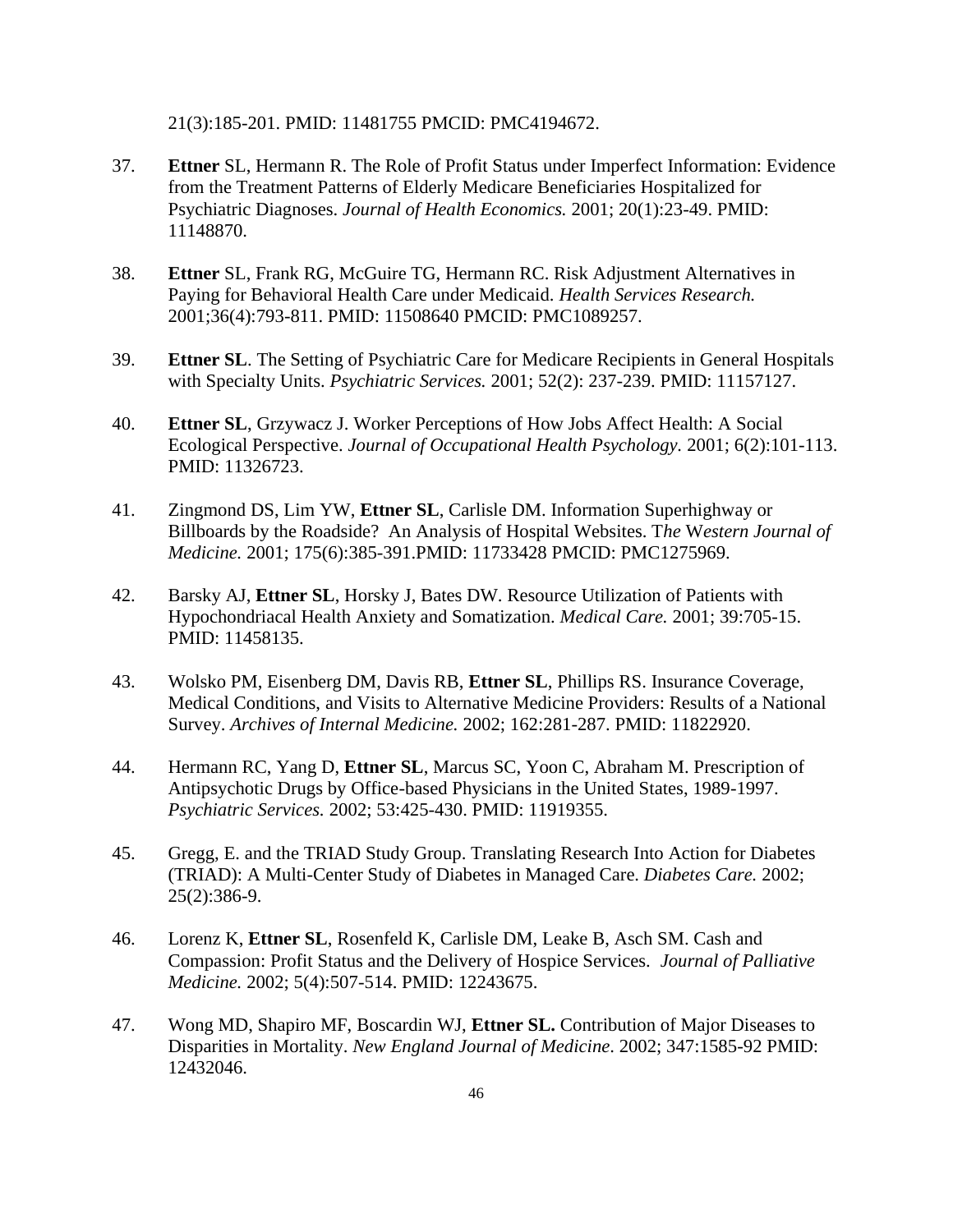21(3):185-201. PMID: 11481755 PMCID: PMC4194672.

37. **Ettner** SL, Hermann R. The Role of Profit Status under Imperfect Information: Evidence from the Treatment Patterns of Elderly Medicare Beneficiaries Hospitalized for Psychiatric Diagnoses. *Journal of Health Economics.* 2001; 20(1):23-49. PMID: 11148870.

38. **Ettner** SL, Frank RG, McGuire TG, Hermann RC. Risk Adjustment Alternatives in Paying for Behavioral Health Care under Medicaid. *Health Services Research.* 2001;36(4):793-811. PMID: 11508640 PMCID: PMC1089257.

39. **Ettner SL**. The Setting of Psychiatric Care for Medicare Recipients in General Hospitals with Specialty Units. *Psychiatric Services.* 2001; 52(2): 237-239. PMID: 11157127.

40. **Ettner SL**, Grzywacz J. Worker Perceptions of How Jobs Affect Health: A Social Ecological Perspective. *Journal of Occupational Health Psychology.* 2001; 6(2):101-113. PMID: 11326723.

41. Zingmond DS, Lim YW, **Ettner SL**, Carlisle DM. Information Superhighway or Billboards by the Roadside? An Analysis of Hospital Websites. T*he* W*estern Journal of Medicine.* 2001; 175(6):385-391.PMID: 11733428 PMCID: PMC1275969.

42. Barsky AJ, **Ettner SL**, Horsky J, Bates DW. Resource Utilization of Patients with Hypochondriacal Health Anxiety and Somatization. *Medical Care.* 2001; 39:705-15. PMID: 11458135.

43. Wolsko PM, Eisenberg DM, Davis RB, **Ettner SL**, Phillips RS. Insurance Coverage, Medical Conditions, and Visits to Alternative Medicine Providers: Results of a National Survey. *Archives of Internal Medicine.* 2002; 162:281-287. PMID: 11822920.

44. Hermann RC, Yang D, **Ettner SL**, Marcus SC, Yoon C, Abraham M. Prescription of Antipsychotic Drugs by Office-based Physicians in the United States, 1989-1997. *Psychiatric Services.* 2002; 53:425-430. PMID: 11919355.

45. Gregg, E. and the TRIAD Study Group. Translating Research Into Action for Diabetes (TRIAD): A Multi-Center Study of Diabetes in Managed Care. *Diabetes Care.* 2002; 25(2):386-9.

46. Lorenz K, **Ettner SL**, Rosenfeld K, Carlisle DM, Leake B, Asch SM. Cash and Compassion: Profit Status and the Delivery of Hospice Services. *Journal of Palliative Medicine.* 2002; 5(4):507-514. PMID: 12243675.

47. Wong MD, Shapiro MF, Boscardin WJ, **Ettner SL.** Contribution of Major Diseases to Disparities in Mortality. *New England Journal of Medicine*. 2002; 347:1585-92 PMID: 12432046.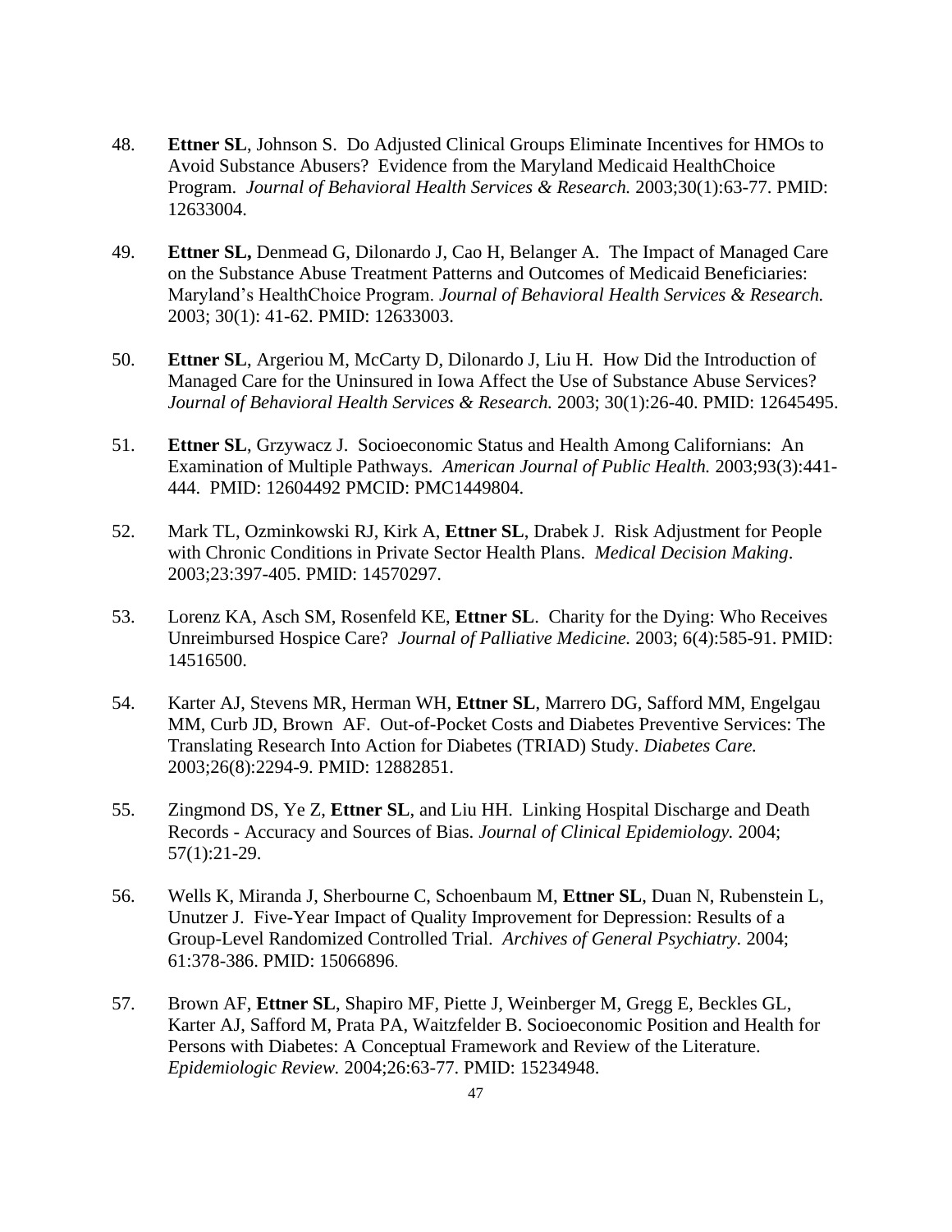48. **Ettner SL**, Johnson S. Do Adjusted Clinical Groups Eliminate Incentives for HMOs to Avoid Substance Abusers? Evidence from the Maryland Medicaid HealthChoice Program. *Journal of Behavioral Health Services & Research.* 2003;30(1):63-77. PMID: 12633004.

49. **Ettner SL,** Denmead G, Dilonardo J, Cao H, Belanger A. The Impact of Managed Care on the Substance Abuse Treatment Patterns and Outcomes of Medicaid Beneficiaries: Maryland's HealthChoice Program. *Journal of Behavioral Health Services & Research.* 2003; 30(1): 41-62. PMID: 12633003.

50. **Ettner SL**, Argeriou M, McCarty D, Dilonardo J, Liu H. How Did the Introduction of Managed Care for the Uninsured in Iowa Affect the Use of Substance Abuse Services? *Journal of Behavioral Health Services & Research.* 2003; 30(1):26-40. PMID: 12645495.

51. **Ettner SL**, Grzywacz J. Socioeconomic Status and Health Among Californians: An Examination of Multiple Pathways. *American Journal of Public Health.* 2003;93(3):441-444. PMID: 12604492 PMCID: PMC1449804.

52. Mark TL, Ozminkowski RJ, Kirk A, **Ettner SL**, Drabek J. Risk Adjustment for People with Chronic Conditions in Private Sector Health Plans. *Medical Decision Making*. 2003;23:397-405. PMID: 14570297.

53. Lorenz KA, Asch SM, Rosenfeld KE, **Ettner SL**. Charity for the Dying: Who Receives Unreimbursed Hospice Care? *Journal of Palliative Medicine.* 2003; 6(4):585-91. PMID: 14516500.

54. Karter AJ, Stevens MR, Herman WH, **Ettner SL**, Marrero DG, Safford MM, Engelgau MM, Curb JD, Brown AF. Out-of-Pocket Costs and Diabetes Preventive Services: The Translating Research Into Action for Diabetes (TRIAD) Study. *Diabetes Care.* 2003;26(8):2294-9. PMID: 12882851.

55. Zingmond DS, Ye Z, **Ettner SL**, and Liu HH. Linking Hospital Discharge and Death Records - Accuracy and Sources of Bias. *Journal of Clinical Epidemiology.* 2004; 57(1):21-29.

56. Wells K, Miranda J, Sherbourne C, Schoenbaum M, **Ettner SL**, Duan N, Rubenstein L, Unutzer J. Five-Year Impact of Quality Improvement for Depression: Results of a Group-Level Randomized Controlled Trial. *Archives of General Psychiatry.* 2004; 61:378-386. PMID: 15066896.

57. Brown AF, **Ettner SL**, Shapiro MF, Piette J, Weinberger M, Gregg E, Beckles GL, Karter AJ, Safford M, Prata PA, Waitzfelder B. Socioeconomic Position and Health for Persons with Diabetes: A Conceptual Framework and Review of the Literature. *Epidemiologic Review.* 2004;26:63-77. PMID: 15234948.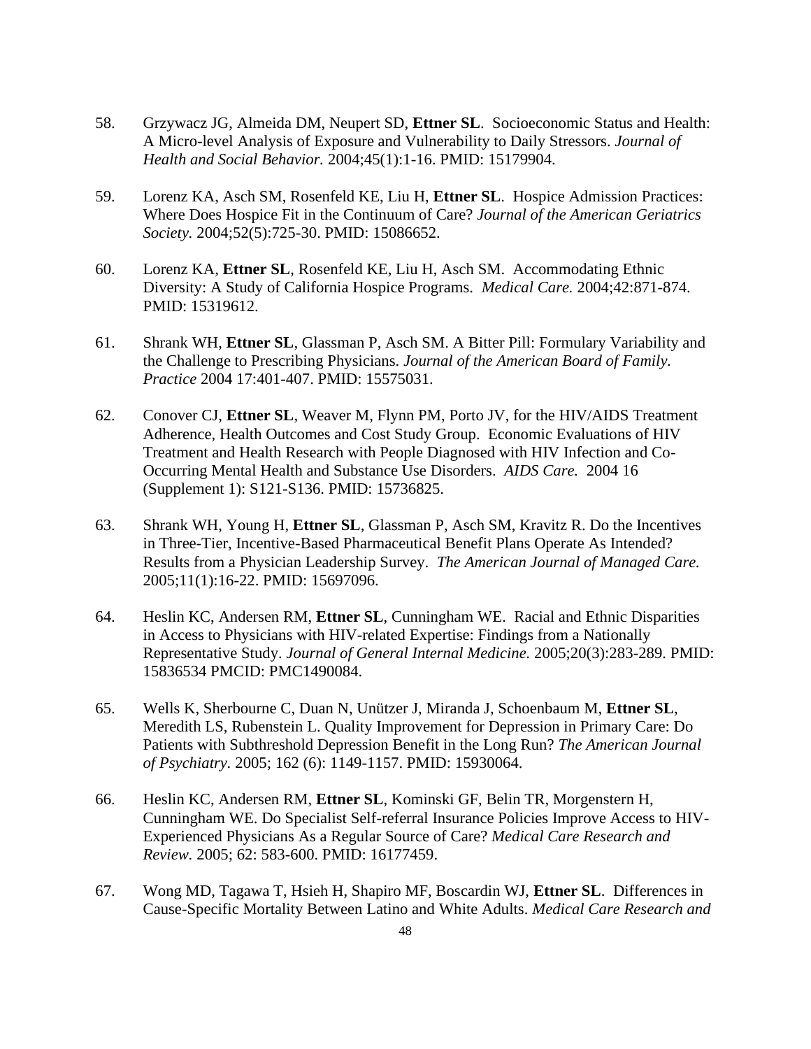58. Grzywacz JG, Almeida DM, Neupert SD, **Ettner SL**. Socioeconomic Status and Health: A Micro-level Analysis of Exposure and Vulnerability to Daily Stressors. *Journal of Health and Social Behavior.* 2004;45(1):1-16. PMID: 15179904.

59. Lorenz KA, Asch SM, Rosenfeld KE, Liu H, **Ettner SL**. Hospice Admission Practices: Where Does Hospice Fit in the Continuum of Care? *Journal of the American Geriatrics Society.* 2004;52(5):725-30. PMID: 15086652.

60. Lorenz KA, **Ettner SL**, Rosenfeld KE, Liu H, Asch SM. Accommodating Ethnic Diversity: A Study of California Hospice Programs. *Medical Care.* 2004;42:871-874. PMID: 15319612.

61. Shrank WH, **Ettner SL**, Glassman P, Asch SM. A Bitter Pill: Formulary Variability and the Challenge to Prescribing Physicians. *Journal of the American Board of Family. Practice* 2004 17:401-407. PMID: 15575031.

62. Conover CJ, **Ettner SL**, Weaver M, Flynn PM, Porto JV, for the HIV/AIDS Treatment Adherence, Health Outcomes and Cost Study Group. Economic Evaluations of HIV Treatment and Health Research with People Diagnosed with HIV Infection and Co-Occurring Mental Health and Substance Use Disorders. *AIDS Care.* 2004 16 (Supplement 1): S121-S136. PMID: 15736825.

63. Shrank WH, Young H, **Ettner SL**, Glassman P, Asch SM, Kravitz R. Do the Incentives in Three-Tier, Incentive-Based Pharmaceutical Benefit Plans Operate As Intended? Results from a Physician Leadership Survey. *The American Journal of Managed Care.* 2005;11(1):16-22. PMID: 15697096.

64. Heslin KC, Andersen RM, **Ettner SL**, Cunningham WE. Racial and Ethnic Disparities in Access to Physicians with HIV-related Expertise: Findings from a Nationally Representative Study. *Journal of General Internal Medicine.* 2005;20(3):283-289. PMID: 15836534 PMCID: PMC1490084.

65. Wells K, Sherbourne C, Duan N, Unützer J, Miranda J, Schoenbaum M, **Ettner SL**, Meredith LS, Rubenstein L. Quality Improvement for Depression in Primary Care: Do Patients with Subthreshold Depression Benefit in the Long Run? *The American Journal of Psychiatry.* 2005; 162 (6): 1149-1157. PMID: 15930064.

66. Heslin KC, Andersen RM, **Ettner SL**, Kominski GF, Belin TR, Morgenstern H, Cunningham WE. Do Specialist Self-referral Insurance Policies Improve Access to HIV-Experienced Physicians As a Regular Source of Care? *Medical Care Research and Review.* 2005; 62: 583-600. PMID: 16177459.

67. Wong MD, Tagawa T, Hsieh H, Shapiro MF, Boscardin WJ, **Ettner SL**. Differences in Cause-Specific Mortality Between Latino and White Adults. *Medical Care Research and*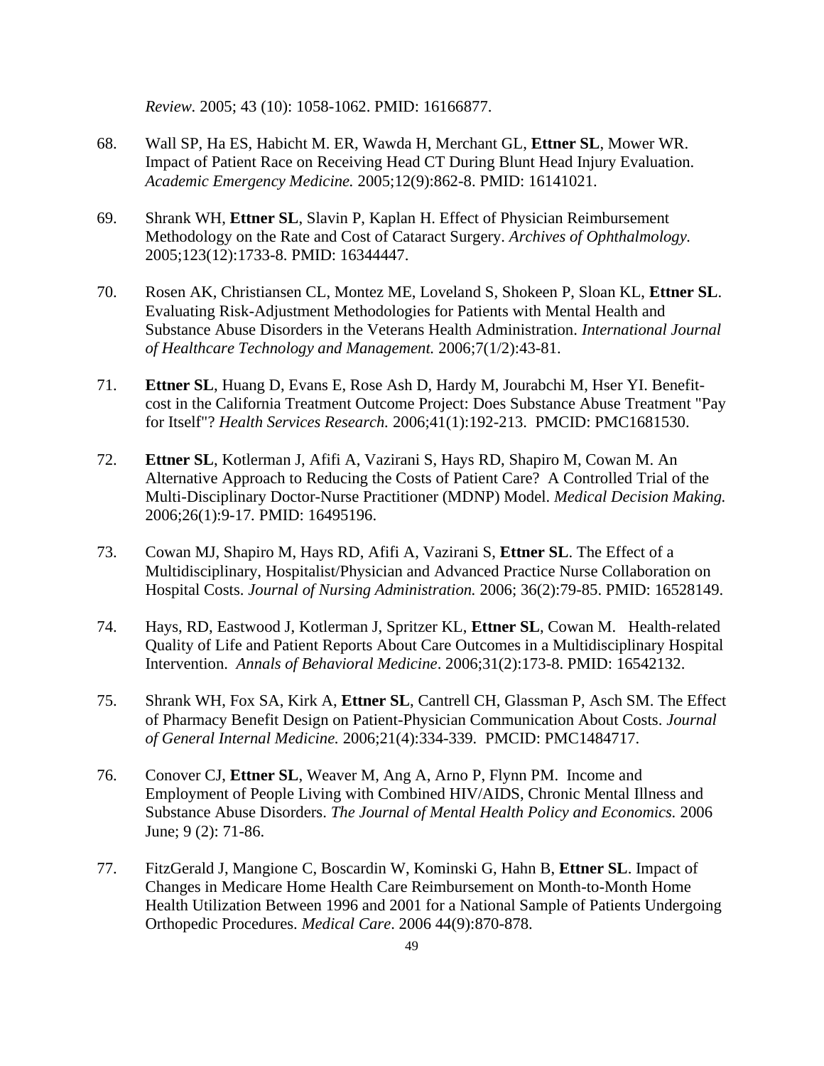*Review.* 2005; 43 (10): 1058-1062. PMID: 16166877.

68. Wall SP, Ha ES, Habicht M. ER, Wawda H, Merchant GL, **Ettner SL**, Mower WR. Impact of Patient Race on Receiving Head CT During Blunt Head Injury Evaluation. *Academic Emergency Medicine.* 2005;12(9):862-8. PMID: 16141021.

69. Shrank WH, **Ettner SL**, Slavin P, Kaplan H. Effect of Physician Reimbursement Methodology on the Rate and Cost of Cataract Surgery. *Archives of Ophthalmology.* 2005;123(12):1733-8. PMID: 16344447.

70. Rosen AK, Christiansen CL, Montez ME, Loveland S, Shokeen P, Sloan KL, **Ettner SL**. Evaluating Risk-Adjustment Methodologies for Patients with Mental Health and Substance Abuse Disorders in the Veterans Health Administration. *International Journal of Healthcare Technology and Management.* 2006;7(1/2):43-81.

71. **Ettner SL**, Huang D, Evans E, Rose Ash D, Hardy M, Jourabchi M, Hser YI. Benefit-cost in the California Treatment Outcome Project: Does Substance Abuse Treatment "Pay for Itself"? *Health Services Research.* 2006;41(1):192-213. PMCID: PMC1681530.

72. **Ettner SL**, Kotlerman J, Afifi A, Vazirani S, Hays RD, Shapiro M, Cowan M. An Alternative Approach to Reducing the Costs of Patient Care? A Controlled Trial of the Multi-Disciplinary Doctor-Nurse Practitioner (MDNP) Model. *Medical Decision Making.* 2006;26(1):9-17. PMID: 16495196.

73. Cowan MJ, Shapiro M, Hays RD, Afifi A, Vazirani S, **Ettner SL**. The Effect of a Multidisciplinary, Hospitalist/Physician and Advanced Practice Nurse Collaboration on Hospital Costs. *Journal of Nursing Administration.* 2006; 36(2):79-85. PMID: 16528149.

74. Hays, RD, Eastwood J, Kotlerman J, Spritzer KL, **Ettner SL**, Cowan M. Health-related Quality of Life and Patient Reports About Care Outcomes in a Multidisciplinary Hospital Intervention. *Annals of Behavioral Medicine*. 2006;31(2):173-8. PMID: 16542132.

75. Shrank WH, Fox SA, Kirk A, **Ettner SL**, Cantrell CH, Glassman P, Asch SM. The Effect of Pharmacy Benefit Design on Patient-Physician Communication About Costs. *Journal of General Internal Medicine.* 2006;21(4):334-339. PMCID: PMC1484717.

76. Conover CJ, **Ettner SL**, Weaver M, Ang A, Arno P, Flynn PM. Income and Employment of People Living with Combined HIV/AIDS, Chronic Mental Illness and Substance Abuse Disorders. *The Journal of Mental Health Policy and Economics.* 2006 June; 9 (2): 71-86.

77. FitzGerald J, Mangione C, Boscardin W, Kominski G, Hahn B, **Ettner SL**. Impact of Changes in Medicare Home Health Care Reimbursement on Month-to-Month Home Health Utilization Between 1996 and 2001 for a National Sample of Patients Undergoing Orthopedic Procedures. *Medical Care*. 2006 44(9):870-878.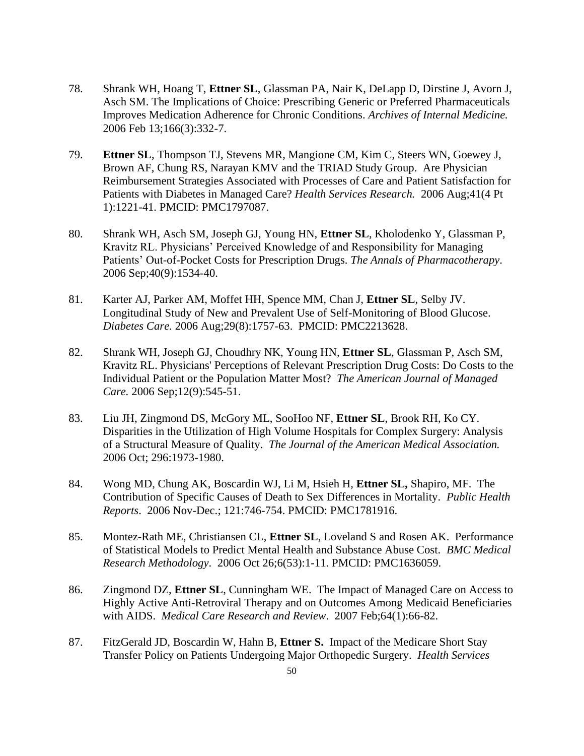78. Shrank WH, Hoang T, **Ettner SL**, Glassman PA, Nair K, DeLapp D, Dirstine J, Avorn J, Asch SM. The Implications of Choice: Prescribing Generic or Preferred Pharmaceuticals Improves Medication Adherence for Chronic Conditions. *Archives of Internal Medicine.* 2006 Feb 13;166(3):332-7.

79. **Ettner SL**, Thompson TJ, Stevens MR, Mangione CM, Kim C, Steers WN, Goewey J, Brown AF, Chung RS, Narayan KMV and the TRIAD Study Group. Are Physician Reimbursement Strategies Associated with Processes of Care and Patient Satisfaction for Patients with Diabetes in Managed Care? *Health Services Research.* 2006 Aug;41(4 Pt 1):1221-41. PMCID: PMC1797087.

80. Shrank WH, Asch SM, Joseph GJ, Young HN, **Ettner SL**, Kholodenko Y, Glassman P, Kravitz RL. Physicians' Perceived Knowledge of and Responsibility for Managing Patients' Out-of-Pocket Costs for Prescription Drugs. *The Annals of Pharmacotherapy*. 2006 Sep;40(9):1534-40.

81. Karter AJ, Parker AM, Moffet HH, Spence MM, Chan J, **Ettner SL**, Selby JV. Longitudinal Study of New and Prevalent Use of Self-Monitoring of Blood Glucose. *Diabetes Care.* 2006 Aug;29(8):1757-63. PMCID: PMC2213628.

82. Shrank WH, Joseph GJ, Choudhry NK, Young HN, **Ettner SL**, Glassman P, Asch SM, Kravitz RL. Physicians' Perceptions of Relevant Prescription Drug Costs: Do Costs to the Individual Patient or the Population Matter Most? *The American Journal of Managed Care.* 2006 Sep;12(9):545-51.

83. Liu JH, Zingmond DS, McGory ML, SooHoo NF, **Ettner SL**, Brook RH, Ko CY. Disparities in the Utilization of High Volume Hospitals for Complex Surgery: Analysis of a Structural Measure of Quality. *The Journal of the American Medical Association.* 2006 Oct; 296:1973-1980.

84. Wong MD, Chung AK, Boscardin WJ, Li M, Hsieh H, **Ettner SL,** Shapiro, MF. The Contribution of Specific Causes of Death to Sex Differences in Mortality. *Public Health Reports*. 2006 Nov-Dec.; 121:746-754. PMCID: PMC1781916.

85. Montez-Rath ME, Christiansen CL, **Ettner SL**, Loveland S and Rosen AK. Performance of Statistical Models to Predict Mental Health and Substance Abuse Cost. *BMC Medical Research Methodology*. 2006 Oct 26;6(53):1-11. PMCID: PMC1636059.

86. Zingmond DZ, **Ettner SL**, Cunningham WE. The Impact of Managed Care on Access to Highly Active Anti-Retroviral Therapy and on Outcomes Among Medicaid Beneficiaries with AIDS. *Medical Care Research and Review*. 2007 Feb;64(1):66-82.

87. FitzGerald JD, Boscardin W, Hahn B, **Ettner S.** Impact of the Medicare Short Stay Transfer Policy on Patients Undergoing Major Orthopedic Surgery. *Health Services*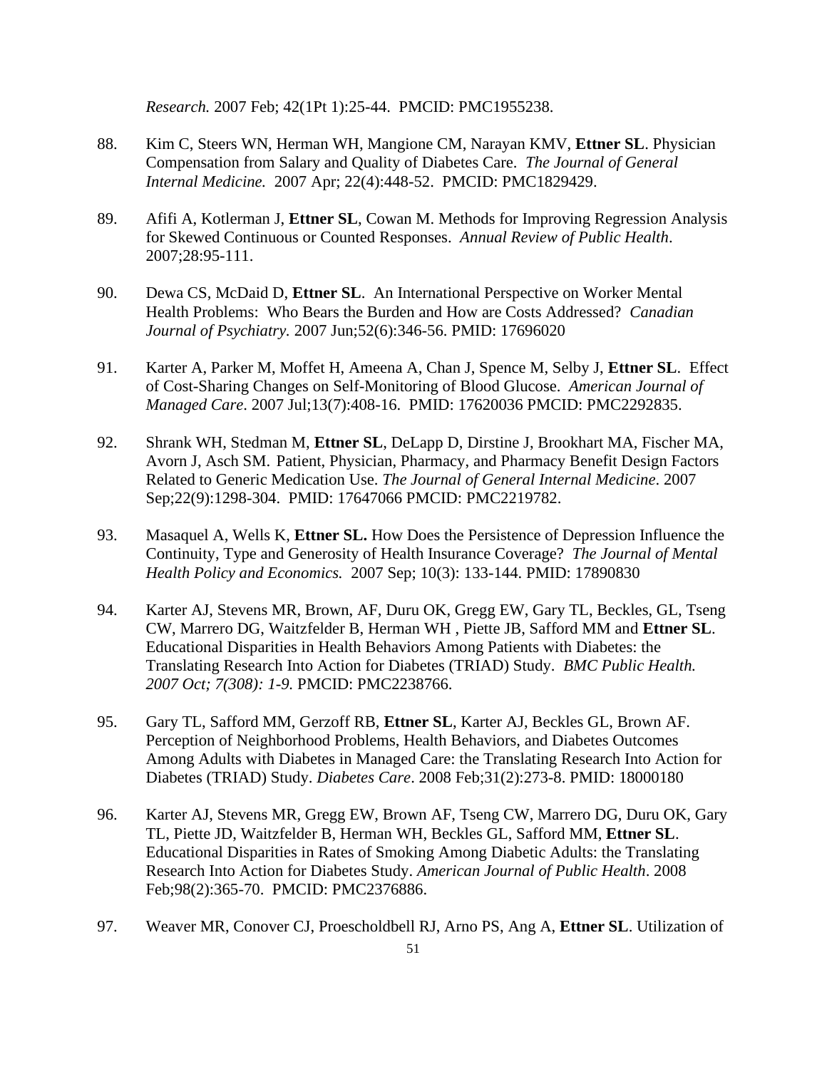*Research.* 2007 Feb; 42(1Pt 1):25-44. PMCID: PMC1955238.

88. Kim C, Steers WN, Herman WH, Mangione CM, Narayan KMV, **Ettner SL**. Physician Compensation from Salary and Quality of Diabetes Care. *The Journal of General Internal Medicine.* 2007 Apr; 22(4):448-52. PMCID: PMC1829429.

89. Afifi A, Kotlerman J, **Ettner SL**, Cowan M. Methods for Improving Regression Analysis for Skewed Continuous or Counted Responses. *Annual Review of Public Health*. 2007;28:95-111.

90. Dewa CS, McDaid D, **Ettner SL**. An International Perspective on Worker Mental Health Problems: Who Bears the Burden and How are Costs Addressed? *Canadian Journal of Psychiatry.* 2007 Jun;52(6):346-56. PMID: 17696020

91. Karter A, Parker M, Moffet H, Ameena A, Chan J, Spence M, Selby J, **Ettner SL**. Effect of Cost-Sharing Changes on Self-Monitoring of Blood Glucose. *American Journal of Managed Care*. 2007 Jul;13(7):408-16. PMID: 17620036 PMCID: PMC2292835.

92. Shrank WH, Stedman M, **Ettner SL**, DeLapp D, Dirstine J, Brookhart MA, Fischer MA, Avorn J, Asch SM. Patient, Physician, Pharmacy, and Pharmacy Benefit Design Factors Related to Generic Medication Use. *The Journal of General Internal Medicine*. 2007 Sep;22(9):1298-304. PMID: 17647066 PMCID: PMC2219782.

93. Masaquel A, Wells K, **Ettner SL.** How Does the Persistence of Depression Influence the Continuity, Type and Generosity of Health Insurance Coverage? *The Journal of Mental Health Policy and Economics.* 2007 Sep; 10(3): 133-144. PMID: 17890830

94. Karter AJ, Stevens MR, Brown, AF, Duru OK, Gregg EW, Gary TL, Beckles, GL, Tseng CW, Marrero DG, Waitzfelder B, Herman WH , Piette JB, Safford MM and **Ettner SL**. Educational Disparities in Health Behaviors Among Patients with Diabetes: the Translating Research Into Action for Diabetes (TRIAD) Study. *BMC Public Health. 2007 Oct; 7(308): 1-9.* PMCID: PMC2238766.

95. Gary TL, Safford MM, Gerzoff RB, **Ettner SL**, Karter AJ, Beckles GL, Brown AF. Perception of Neighborhood Problems, Health Behaviors, and Diabetes Outcomes Among Adults with Diabetes in Managed Care: the Translating Research Into Action for Diabetes (TRIAD) Study. *Diabetes Care*. 2008 Feb;31(2):273-8. PMID: 18000180

96. Karter AJ, Stevens MR, Gregg EW, Brown AF, Tseng CW, Marrero DG, Duru OK, Gary TL, Piette JD, Waitzfelder B, Herman WH, Beckles GL, Safford MM, **Ettner SL**. Educational Disparities in Rates of Smoking Among Diabetic Adults: the Translating Research Into Action for Diabetes Study. *American Journal of Public Health*. 2008 Feb;98(2):365-70. PMCID: PMC2376886.

97. Weaver MR, Conover CJ, Proescholdbell RJ, Arno PS, Ang A, **Ettner SL**. Utilization of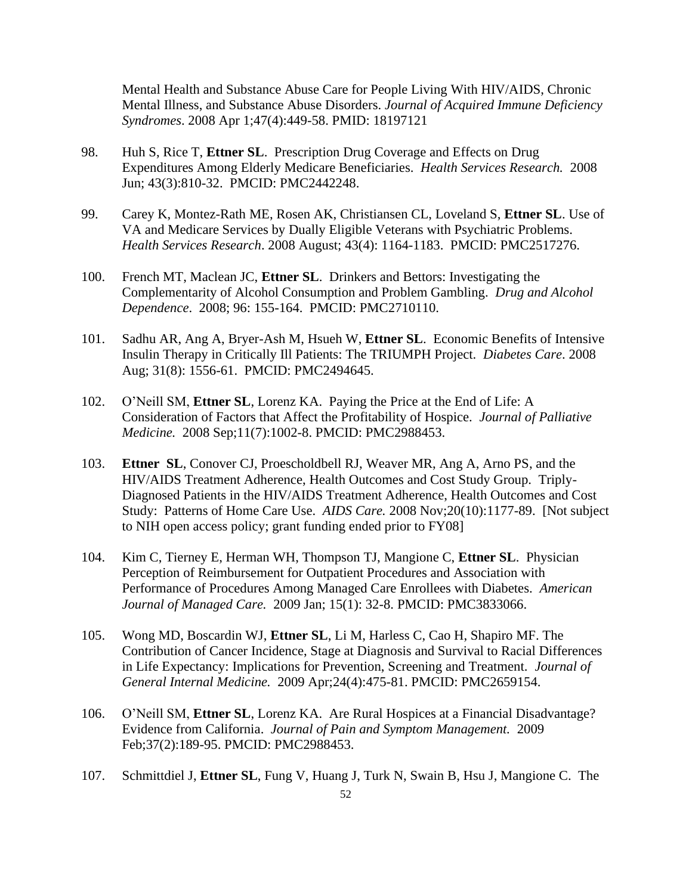Mental Health and Substance Abuse Care for People Living With HIV/AIDS, Chronic Mental Illness, and Substance Abuse Disorders. *Journal of Acquired Immune Deficiency Syndromes*. 2008 Apr 1;47(4):449-58. PMID: 18197121

98. Huh S, Rice T, **Ettner SL**. Prescription Drug Coverage and Effects on Drug Expenditures Among Elderly Medicare Beneficiaries. *Health Services Research.* 2008 Jun; 43(3):810-32. PMCID: PMC2442248.

99. Carey K, Montez-Rath ME, Rosen AK, Christiansen CL, Loveland S, **Ettner SL**. Use of VA and Medicare Services by Dually Eligible Veterans with Psychiatric Problems. *Health Services Research*. 2008 August; 43(4): 1164-1183. PMCID: PMC2517276.

100. French MT, Maclean JC, **Ettner SL**. Drinkers and Bettors: Investigating the Complementarity of Alcohol Consumption and Problem Gambling. *Drug and Alcohol Dependence*. 2008; 96: 155-164. PMCID: PMC2710110.

101. Sadhu AR, Ang A, Bryer-Ash M, Hsueh W, **Ettner SL**. Economic Benefits of Intensive Insulin Therapy in Critically Ill Patients: The TRIUMPH Project. *Diabetes Care*. 2008 Aug; 31(8): 1556-61. PMCID: PMC2494645.

102. O'Neill SM, **Ettner SL**, Lorenz KA. Paying the Price at the End of Life: A Consideration of Factors that Affect the Profitability of Hospice. *Journal of Palliative Medicine.* 2008 Sep;11(7):1002-8. PMCID: PMC2988453.

103. **Ettner SL**, Conover CJ, Proescholdbell RJ, Weaver MR, Ang A, Arno PS, and the HIV/AIDS Treatment Adherence, Health Outcomes and Cost Study Group. Triply-Diagnosed Patients in the HIV/AIDS Treatment Adherence, Health Outcomes and Cost Study: Patterns of Home Care Use. *AIDS Care.* 2008 Nov;20(10):1177-89. [Not subject to NIH open access policy; grant funding ended prior to FY08]

104. Kim C, Tierney E, Herman WH, Thompson TJ, Mangione C, **Ettner SL**. Physician Perception of Reimbursement for Outpatient Procedures and Association with Performance of Procedures Among Managed Care Enrollees with Diabetes. *American Journal of Managed Care.* 2009 Jan; 15(1): 32-8. PMCID: PMC3833066.

105. Wong MD, Boscardin WJ, **Ettner SL**, Li M, Harless C, Cao H, Shapiro MF. The Contribution of Cancer Incidence, Stage at Diagnosis and Survival to Racial Differences in Life Expectancy: Implications for Prevention, Screening and Treatment. *Journal of General Internal Medicine.* 2009 Apr;24(4):475-81. PMCID: PMC2659154.

106. O'Neill SM, **Ettner SL**, Lorenz KA. Are Rural Hospices at a Financial Disadvantage? Evidence from California. *Journal of Pain and Symptom Management.* 2009 Feb;37(2):189-95. PMCID: PMC2988453.

107. Schmittdiel J, **Ettner SL**, Fung V, Huang J, Turk N, Swain B, Hsu J, Mangione C. The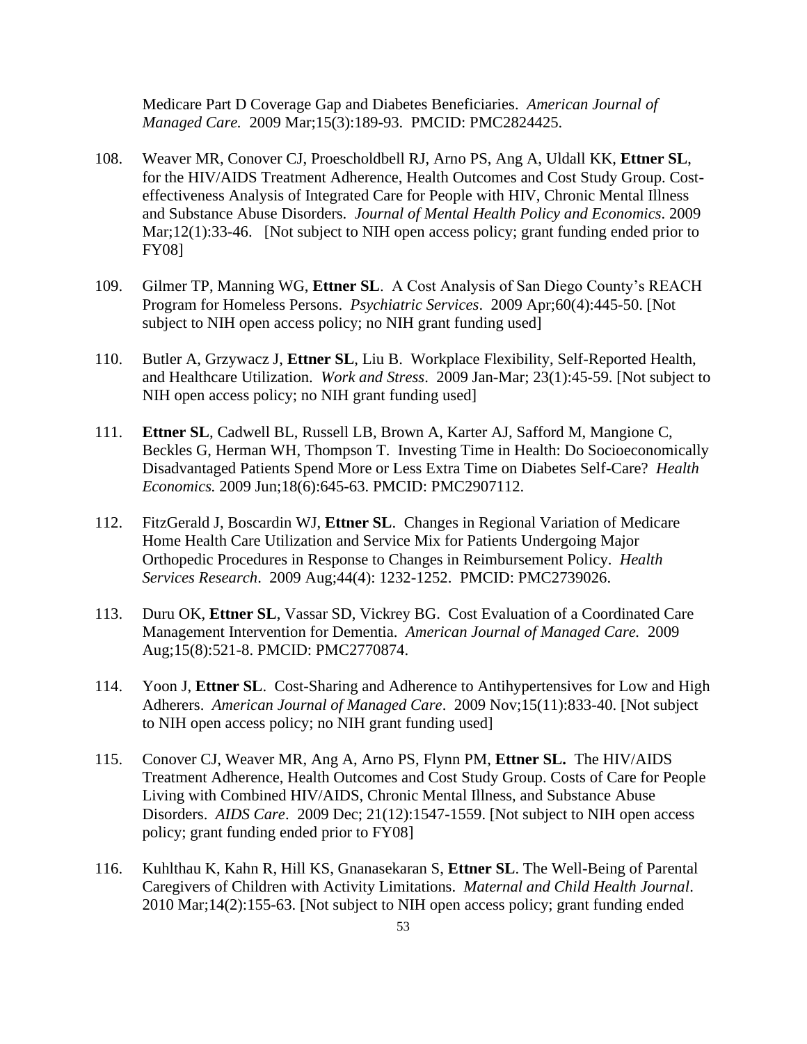Medicare Part D Coverage Gap and Diabetes Beneficiaries. *American Journal of Managed Care.* 2009 Mar;15(3):189-93. PMCID: PMC2824425.

108. Weaver MR, Conover CJ, Proescholdbell RJ, Arno PS, Ang A, Uldall KK, **Ettner SL**, for the HIV/AIDS Treatment Adherence, Health Outcomes and Cost Study Group. Cost-effectiveness Analysis of Integrated Care for People with HIV, Chronic Mental Illness and Substance Abuse Disorders. *Journal of Mental Health Policy and Economics*. 2009 Mar;12(1):33-46. [Not subject to NIH open access policy; grant funding ended prior to FY08]

109. Gilmer TP, Manning WG, **Ettner SL**. A Cost Analysis of San Diego County's REACH Program for Homeless Persons. *Psychiatric Services*. 2009 Apr;60(4):445-50. [Not subject to NIH open access policy; no NIH grant funding used]

110. Butler A, Grzywacz J, **Ettner SL**, Liu B. Workplace Flexibility, Self-Reported Health, and Healthcare Utilization. *Work and Stress*. 2009 Jan-Mar; 23(1):45-59. [Not subject to NIH open access policy; no NIH grant funding used]

111. **Ettner SL**, Cadwell BL, Russell LB, Brown A, Karter AJ, Safford M, Mangione C, Beckles G, Herman WH, Thompson T. Investing Time in Health: Do Socioeconomically Disadvantaged Patients Spend More or Less Extra Time on Diabetes Self-Care? *Health Economics.* 2009 Jun;18(6):645-63. PMCID: PMC2907112.

112. FitzGerald J, Boscardin WJ, **Ettner SL**. Changes in Regional Variation of Medicare Home Health Care Utilization and Service Mix for Patients Undergoing Major Orthopedic Procedures in Response to Changes in Reimbursement Policy. *Health Services Research*. 2009 Aug;44(4): 1232-1252. PMCID: PMC2739026.

113. Duru OK, **Ettner SL**, Vassar SD, Vickrey BG. Cost Evaluation of a Coordinated Care Management Intervention for Dementia. *American Journal of Managed Care.* 2009 Aug;15(8):521-8. PMCID: PMC2770874.

114. Yoon J, **Ettner SL**. Cost-Sharing and Adherence to Antihypertensives for Low and High Adherers. *American Journal of Managed Care*. 2009 Nov;15(11):833-40. [Not subject to NIH open access policy; no NIH grant funding used]

115. Conover CJ, Weaver MR, Ang A, Arno PS, Flynn PM, **Ettner SL.** The HIV/AIDS Treatment Adherence, Health Outcomes and Cost Study Group. Costs of Care for People Living with Combined HIV/AIDS, Chronic Mental Illness, and Substance Abuse Disorders. *AIDS Care*. 2009 Dec; 21(12):1547-1559. [Not subject to NIH open access policy; grant funding ended prior to FY08]

116. Kuhlthau K, Kahn R, Hill KS, Gnanasekaran S, **Ettner SL**. The Well-Being of Parental Caregivers of Children with Activity Limitations. *Maternal and Child Health Journal*. 2010 Mar;14(2):155-63. [Not subject to NIH open access policy; grant funding ended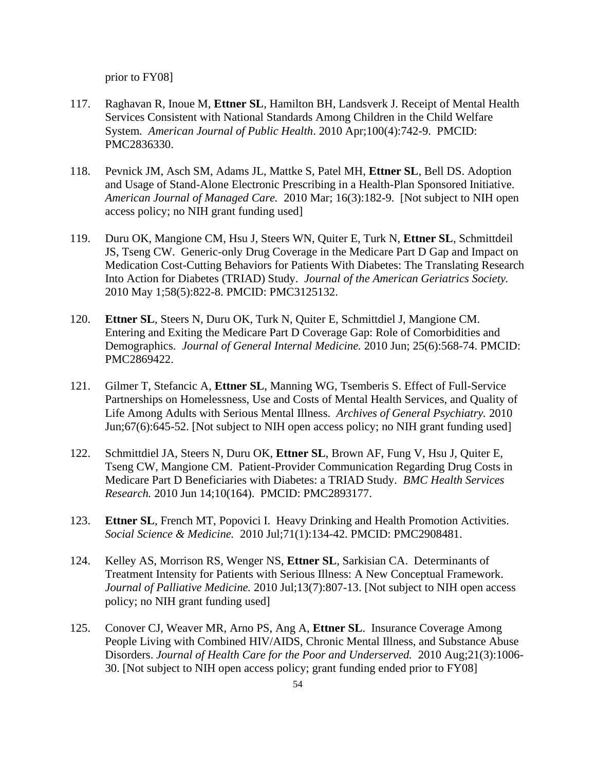prior to FY08]

117. Raghavan R, Inoue M, **Ettner SL**, Hamilton BH, Landsverk J. Receipt of Mental Health Services Consistent with National Standards Among Children in the Child Welfare System. *American Journal of Public Health*. 2010 Apr;100(4):742-9. PMCID: PMC2836330.

118. Pevnick JM, Asch SM, Adams JL, Mattke S, Patel MH, **Ettner SL**, Bell DS. Adoption and Usage of Stand-Alone Electronic Prescribing in a Health-Plan Sponsored Initiative. *American Journal of Managed Care.* 2010 Mar; 16(3):182-9. [Not subject to NIH open access policy; no NIH grant funding used]

119. Duru OK, Mangione CM, Hsu J, Steers WN, Quiter E, Turk N, **Ettner SL**, Schmittdeil JS, Tseng CW. Generic-only Drug Coverage in the Medicare Part D Gap and Impact on Medication Cost-Cutting Behaviors for Patients With Diabetes: The Translating Research Into Action for Diabetes (TRIAD) Study. *Journal of the American Geriatrics Society.* 2010 May 1;58(5):822-8. PMCID: PMC3125132.

120. **Ettner SL**, Steers N, Duru OK, Turk N, Quiter E, Schmittdiel J, Mangione CM. Entering and Exiting the Medicare Part D Coverage Gap: Role of Comorbidities and Demographics. *Journal of General Internal Medicine.* 2010 Jun; 25(6):568-74. PMCID: PMC2869422.

121. Gilmer T, Stefancic A, **Ettner SL**, Manning WG, Tsemberis S. Effect of Full-Service Partnerships on Homelessness, Use and Costs of Mental Health Services, and Quality of Life Among Adults with Serious Mental Illness. *Archives of General Psychiatry.* 2010 Jun;67(6):645-52. [Not subject to NIH open access policy; no NIH grant funding used]

122. Schmittdiel JA, Steers N, Duru OK, **Ettner SL**, Brown AF, Fung V, Hsu J, Quiter E, Tseng CW, Mangione CM. Patient-Provider Communication Regarding Drug Costs in Medicare Part D Beneficiaries with Diabetes: a TRIAD Study. *BMC Health Services Research.* 2010 Jun 14;10(164). PMCID: PMC2893177.

123. **Ettner SL**, French MT, Popovici I. Heavy Drinking and Health Promotion Activities. *Social Science & Medicine.* 2010 Jul;71(1):134-42. PMCID: PMC2908481.

124. Kelley AS, Morrison RS, Wenger NS, **Ettner SL**, Sarkisian CA. Determinants of Treatment Intensity for Patients with Serious Illness: A New Conceptual Framework. *Journal of Palliative Medicine.* 2010 Jul;13(7):807-13. [Not subject to NIH open access policy; no NIH grant funding used]

125. Conover CJ, Weaver MR, Arno PS, Ang A, **Ettner SL**. Insurance Coverage Among People Living with Combined HIV/AIDS, Chronic Mental Illness, and Substance Abuse Disorders. *Journal of Health Care for the Poor and Underserved.* 2010 Aug;21(3):1006-30. [Not subject to NIH open access policy; grant funding ended prior to FY08]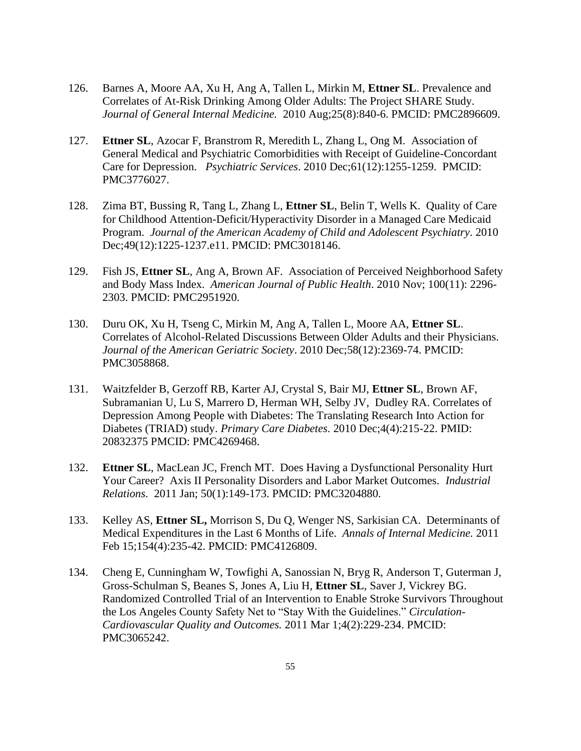126. Barnes A, Moore AA, Xu H, Ang A, Tallen L, Mirkin M, **Ettner SL**. Prevalence and Correlates of At-Risk Drinking Among Older Adults: The Project SHARE Study. *Journal of General Internal Medicine.* 2010 Aug;25(8):840-6. PMCID: PMC2896609.

127. **Ettner SL**, Azocar F, Branstrom R, Meredith L, Zhang L, Ong M. Association of General Medical and Psychiatric Comorbidities with Receipt of Guideline-Concordant Care for Depression. *Psychiatric Services*. 2010 Dec;61(12):1255-1259. PMCID: PMC3776027.

128. Zima BT, Bussing R, Tang L, Zhang L, **Ettner SL**, Belin T, Wells K. Quality of Care for Childhood Attention-Deficit/Hyperactivity Disorder in a Managed Care Medicaid Program. *Journal of the American Academy of Child and Adolescent Psychiatry*. 2010 Dec;49(12):1225-1237.e11. PMCID: PMC3018146.

129. Fish JS, **Ettner SL**, Ang A, Brown AF. Association of Perceived Neighborhood Safety and Body Mass Index. *American Journal of Public Health*. 2010 Nov; 100(11): 2296-2303. PMCID: PMC2951920.

130. Duru OK, Xu H, Tseng C, Mirkin M, Ang A, Tallen L, Moore AA, **Ettner SL**. Correlates of Alcohol-Related Discussions Between Older Adults and their Physicians. *Journal of the American Geriatric Society*. 2010 Dec;58(12):2369-74. PMCID: PMC3058868.

131. Waitzfelder B, Gerzoff RB, Karter AJ, Crystal S, Bair MJ, **Ettner SL**, Brown AF, Subramanian U, Lu S, Marrero D, Herman WH, Selby JV, Dudley RA. Correlates of Depression Among People with Diabetes: The Translating Research Into Action for Diabetes (TRIAD) study. *Primary Care Diabetes*. 2010 Dec;4(4):215-22. PMID: 20832375 PMCID: PMC4269468.

132. **Ettner SL**, MacLean JC, French MT. Does Having a Dysfunctional Personality Hurt Your Career? Axis II Personality Disorders and Labor Market Outcomes. *Industrial Relations*. 2011 Jan; 50(1):149-173. PMCID: PMC3204880.

133. Kelley AS, **Ettner SL,** Morrison S, Du Q, Wenger NS, Sarkisian CA. Determinants of Medical Expenditures in the Last 6 Months of Life. *Annals of Internal Medicine.* 2011 Feb 15;154(4):235-42. PMCID: PMC4126809.

134. Cheng E, Cunningham W, Towfighi A, Sanossian N, Bryg R, Anderson T, Guterman J, Gross-Schulman S, Beanes S, Jones A, Liu H, **Ettner SL**, Saver J, Vickrey BG. Randomized Controlled Trial of an Intervention to Enable Stroke Survivors Throughout the Los Angeles County Safety Net to "Stay With the Guidelines." *Circulation-Cardiovascular Quality and Outcomes.* 2011 Mar 1;4(2):229-234. PMCID: PMC3065242.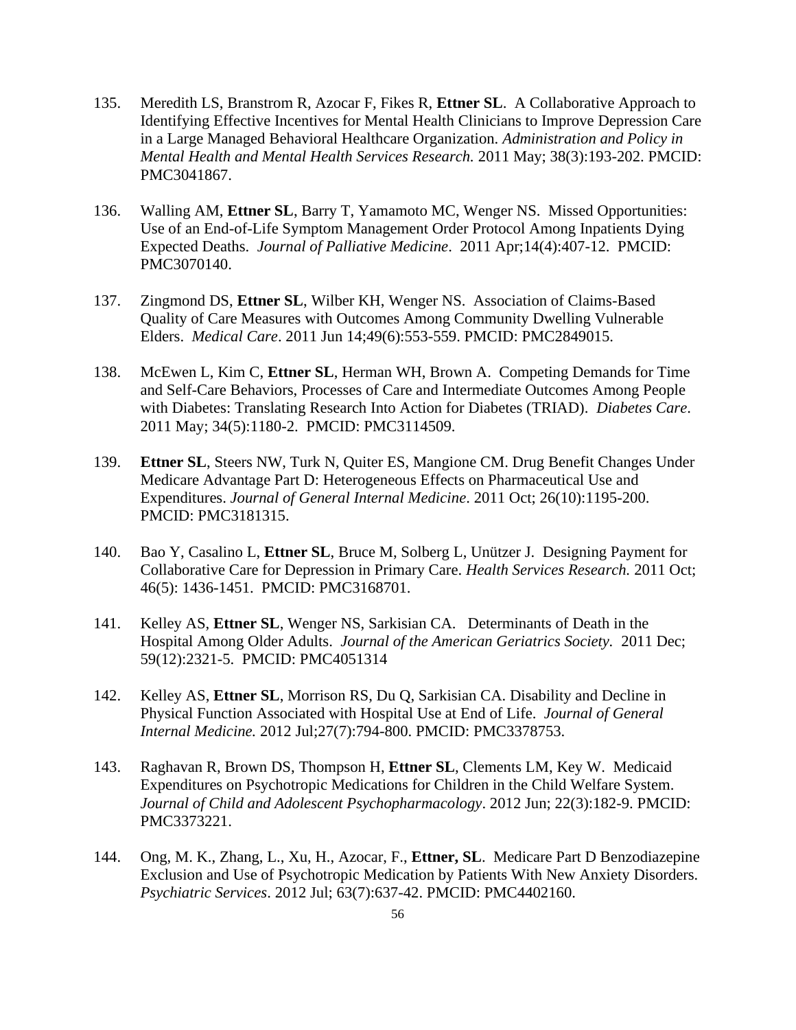135. Meredith LS, Branstrom R, Azocar F, Fikes R, **Ettner SL**. A Collaborative Approach to Identifying Effective Incentives for Mental Health Clinicians to Improve Depression Care in a Large Managed Behavioral Healthcare Organization. *Administration and Policy in Mental Health and Mental Health Services Research.* 2011 May; 38(3):193-202. PMCID: PMC3041867.

136. Walling AM, **Ettner SL**, Barry T, Yamamoto MC, Wenger NS. Missed Opportunities: Use of an End-of-Life Symptom Management Order Protocol Among Inpatients Dying Expected Deaths. *Journal of Palliative Medicine*. 2011 Apr;14(4):407-12. PMCID: PMC3070140.

137. Zingmond DS, **Ettner SL**, Wilber KH, Wenger NS. Association of Claims-Based Quality of Care Measures with Outcomes Among Community Dwelling Vulnerable Elders. *Medical Care*. 2011 Jun 14;49(6):553-559. PMCID: PMC2849015.

138. McEwen L, Kim C, **Ettner SL**, Herman WH, Brown A. Competing Demands for Time and Self-Care Behaviors, Processes of Care and Intermediate Outcomes Among People with Diabetes: Translating Research Into Action for Diabetes (TRIAD). *Diabetes Care*. 2011 May; 34(5):1180-2. PMCID: PMC3114509.

139. **Ettner SL**, Steers NW, Turk N, Quiter ES, Mangione CM. Drug Benefit Changes Under Medicare Advantage Part D: Heterogeneous Effects on Pharmaceutical Use and Expenditures. *Journal of General Internal Medicine*. 2011 Oct; 26(10):1195-200. PMCID: PMC3181315.

140. Bao Y, Casalino L, **Ettner SL**, Bruce M, Solberg L, Unützer J. Designing Payment for Collaborative Care for Depression in Primary Care. *Health Services Research.* 2011 Oct; 46(5): 1436-1451. PMCID: PMC3168701.

141. Kelley AS, **Ettner SL**, Wenger NS, Sarkisian CA. Determinants of Death in the Hospital Among Older Adults. *Journal of the American Geriatrics Society*. 2011 Dec; 59(12):2321-5. PMCID: PMC4051314

142. Kelley AS, **Ettner SL**, Morrison RS, Du Q, Sarkisian CA. Disability and Decline in Physical Function Associated with Hospital Use at End of Life. *Journal of General Internal Medicine.* 2012 Jul;27(7):794-800. PMCID: PMC3378753.

143. Raghavan R, Brown DS, Thompson H, **Ettner SL**, Clements LM, Key W. Medicaid Expenditures on Psychotropic Medications for Children in the Child Welfare System. *Journal of Child and Adolescent Psychopharmacology*. 2012 Jun; 22(3):182-9. PMCID: PMC3373221.

144. Ong, M. K., Zhang, L., Xu, H., Azocar, F., **Ettner, SL**. Medicare Part D Benzodiazepine Exclusion and Use of Psychotropic Medication by Patients With New Anxiety Disorders. *Psychiatric Services*. 2012 Jul; 63(7):637-42. PMCID: PMC4402160.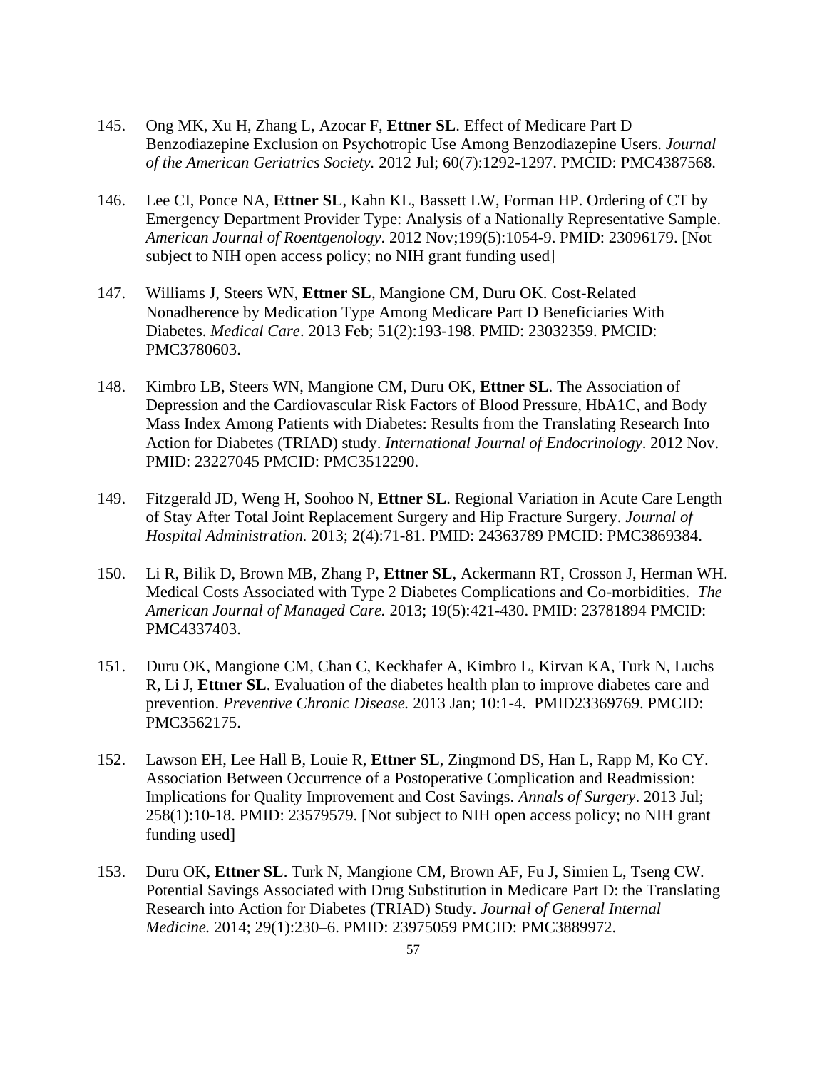145. Ong MK, Xu H, Zhang L, Azocar F, **Ettner SL**. Effect of Medicare Part D Benzodiazepine Exclusion on Psychotropic Use Among Benzodiazepine Users. *Journal of the American Geriatrics Society.* 2012 Jul; 60(7):1292-1297. PMCID: PMC4387568.

146. Lee CI, Ponce NA, **Ettner SL**, Kahn KL, Bassett LW, Forman HP. Ordering of CT by Emergency Department Provider Type: Analysis of a Nationally Representative Sample. *American Journal of Roentgenology*. 2012 Nov;199(5):1054-9. PMID: 23096179. [Not subject to NIH open access policy; no NIH grant funding used]

147. Williams J, Steers WN, **Ettner SL**, Mangione CM, Duru OK. Cost-Related Nonadherence by Medication Type Among Medicare Part D Beneficiaries With Diabetes. *Medical Care*. 2013 Feb; 51(2):193-198. PMID: 23032359. PMCID: PMC3780603.

148. Kimbro LB, Steers WN, Mangione CM, Duru OK, **Ettner SL**. The Association of Depression and the Cardiovascular Risk Factors of Blood Pressure, HbA1C, and Body Mass Index Among Patients with Diabetes: Results from the Translating Research Into Action for Diabetes (TRIAD) study. *International Journal of Endocrinology*. 2012 Nov. PMID: 23227045 PMCID: PMC3512290.

149. Fitzgerald JD, Weng H, Soohoo N, **Ettner SL**. Regional Variation in Acute Care Length of Stay After Total Joint Replacement Surgery and Hip Fracture Surgery. *Journal of Hospital Administration.* 2013; 2(4):71-81. PMID: 24363789 PMCID: PMC3869384.

150. Li R, Bilik D, Brown MB, Zhang P, **Ettner SL**, Ackermann RT, Crosson J, Herman WH. Medical Costs Associated with Type 2 Diabetes Complications and Co-morbidities. *The American Journal of Managed Care.* 2013; 19(5):421-430. PMID: 23781894 PMCID: PMC4337403.

151. Duru OK, Mangione CM, Chan C, Keckhafer A, Kimbro L, Kirvan KA, Turk N, Luchs R, Li J, **Ettner SL**. Evaluation of the diabetes health plan to improve diabetes care and prevention. *Preventive Chronic Disease.* 2013 Jan; 10:1-4. PMID23369769. PMCID: PMC3562175.

152. Lawson EH, Lee Hall B, Louie R, **Ettner SL**, Zingmond DS, Han L, Rapp M, Ko CY. Association Between Occurrence of a Postoperative Complication and Readmission: Implications for Quality Improvement and Cost Savings. *Annals of Surgery*. 2013 Jul; 258(1):10-18. PMID: 23579579. [Not subject to NIH open access policy; no NIH grant funding used]

153. Duru OK, **Ettner SL**. Turk N, Mangione CM, Brown AF, Fu J, Simien L, Tseng CW. Potential Savings Associated with Drug Substitution in Medicare Part D: the Translating Research into Action for Diabetes (TRIAD) Study. *Journal of General Internal Medicine.* 2014; 29(1):230–6. PMID: 23975059 PMCID: PMC3889972.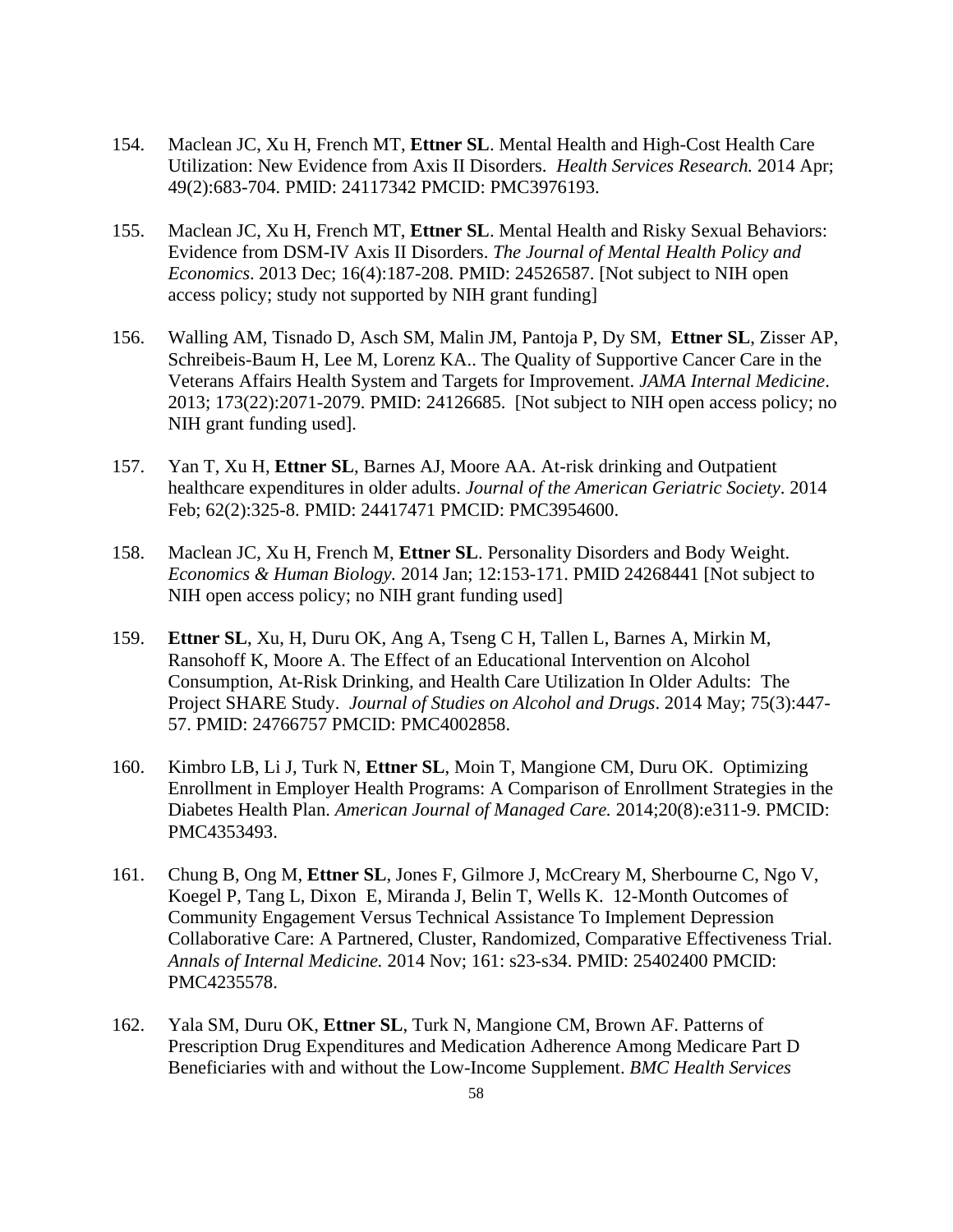154. Maclean JC, Xu H, French MT, **Ettner SL**. Mental Health and High-Cost Health Care Utilization: New Evidence from Axis II Disorders. *Health Services Research.* 2014 Apr; 49(2):683-704. PMID: 24117342 PMCID: PMC3976193.

155. Maclean JC, Xu H, French MT, **Ettner SL**. Mental Health and Risky Sexual Behaviors: Evidence from DSM-IV Axis II Disorders. *The Journal of Mental Health Policy and Economics*. 2013 Dec; 16(4):187-208. PMID: 24526587. [Not subject to NIH open access policy; study not supported by NIH grant funding]

156. Walling AM, Tisnado D, Asch SM, Malin JM, Pantoja P, Dy SM, **Ettner SL**, Zisser AP, Schreibeis-Baum H, Lee M, Lorenz KA.. The Quality of Supportive Cancer Care in the Veterans Affairs Health System and Targets for Improvement. *JAMA Internal Medicine*. 2013; 173(22):2071-2079. PMID: 24126685. [Not subject to NIH open access policy; no NIH grant funding used].

157. Yan T, Xu H, **Ettner SL**, Barnes AJ, Moore AA. At-risk drinking and Outpatient healthcare expenditures in older adults. *Journal of the American Geriatric Society*. 2014 Feb; 62(2):325-8. PMID: 24417471 PMCID: PMC3954600.

158. Maclean JC, Xu H, French M, **Ettner SL**. Personality Disorders and Body Weight. *Economics & Human Biology.* 2014 Jan; 12:153-171. PMID 24268441 [Not subject to NIH open access policy; no NIH grant funding used]

159. **Ettner SL**, Xu, H, Duru OK, Ang A, Tseng C H, Tallen L, Barnes A, Mirkin M, Ransohoff K, Moore A. The Effect of an Educational Intervention on Alcohol Consumption, At-Risk Drinking, and Health Care Utilization In Older Adults: The Project SHARE Study. *Journal of Studies on Alcohol and Drugs*. 2014 May; 75(3):447-57. PMID: 24766757 PMCID: PMC4002858.

160. Kimbro LB, Li J, Turk N, **Ettner SL**, Moin T, Mangione CM, Duru OK. Optimizing Enrollment in Employer Health Programs: A Comparison of Enrollment Strategies in the Diabetes Health Plan. *American Journal of Managed Care.* 2014;20(8):e311-9. PMCID: PMC4353493.

161. Chung B, Ong M, **Ettner SL**, Jones F, Gilmore J, McCreary M, Sherbourne C, Ngo V, Koegel P, Tang L, Dixon E, Miranda J, Belin T, Wells K. 12-Month Outcomes of Community Engagement Versus Technical Assistance To Implement Depression Collaborative Care: A Partnered, Cluster, Randomized, Comparative Effectiveness Trial. *Annals of Internal Medicine.* 2014 Nov; 161: s23-s34. PMID: 25402400 PMCID: PMC4235578.

162. Yala SM, Duru OK, **Ettner SL**, Turk N, Mangione CM, Brown AF. Patterns of Prescription Drug Expenditures and Medication Adherence Among Medicare Part D Beneficiaries with and without the Low-Income Supplement. *BMC Health Services*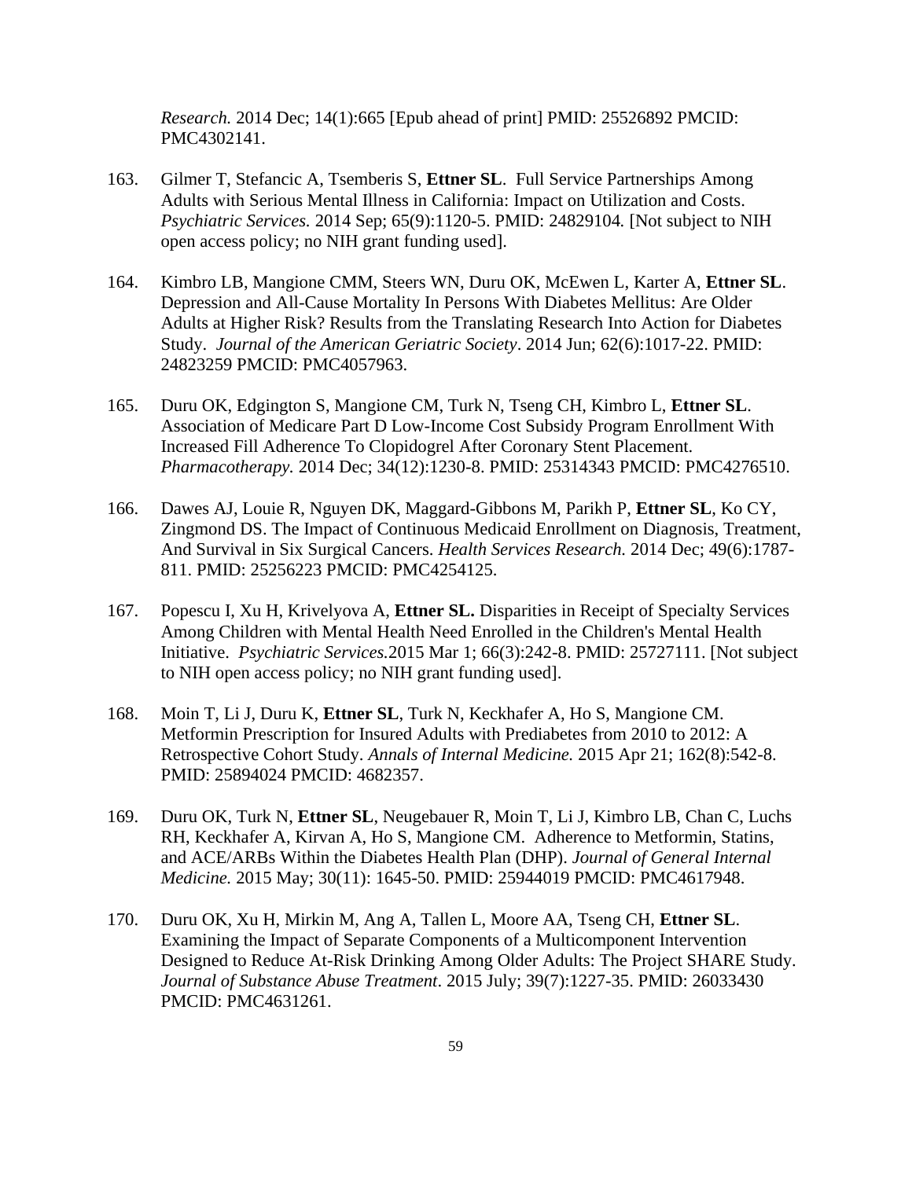*Research.* 2014 Dec; 14(1):665 [Epub ahead of print] PMID: 25526892 PMCID: PMC4302141.

163. Gilmer T, Stefancic A, Tsemberis S, **Ettner SL**. Full Service Partnerships Among Adults with Serious Mental Illness in California: Impact on Utilization and Costs. *Psychiatric Services.* 2014 Sep; 65(9):1120-5. PMID: 24829104. [Not subject to NIH open access policy; no NIH grant funding used].

164. Kimbro LB, Mangione CMM, Steers WN, Duru OK, McEwen L, Karter A, **Ettner SL**. Depression and All-Cause Mortality In Persons With Diabetes Mellitus: Are Older Adults at Higher Risk? Results from the Translating Research Into Action for Diabetes Study. *Journal of the American Geriatric Society*. 2014 Jun; 62(6):1017-22. PMID: 24823259 PMCID: PMC4057963.

165. Duru OK, Edgington S, Mangione CM, Turk N, Tseng CH, Kimbro L, **Ettner SL**. Association of Medicare Part D Low-Income Cost Subsidy Program Enrollment With Increased Fill Adherence To Clopidogrel After Coronary Stent Placement. *Pharmacotherapy.* 2014 Dec; 34(12):1230-8. PMID: 25314343 PMCID: PMC4276510.

166. Dawes AJ, Louie R, Nguyen DK, Maggard-Gibbons M, Parikh P, **Ettner SL**, Ko CY, Zingmond DS. The Impact of Continuous Medicaid Enrollment on Diagnosis, Treatment, And Survival in Six Surgical Cancers. *Health Services Research.* 2014 Dec; 49(6):1787-811. PMID: 25256223 PMCID: PMC4254125.

167. Popescu I, Xu H, Krivelyova A, **Ettner SL.** Disparities in Receipt of Specialty Services Among Children with Mental Health Need Enrolled in the Children's Mental Health Initiative. *Psychiatric Services.*2015 Mar 1; 66(3):242-8. PMID: 25727111. [Not subject to NIH open access policy; no NIH grant funding used].

168. Moin T, Li J, Duru K, **Ettner SL**, Turk N, Keckhafer A, Ho S, Mangione CM. Metformin Prescription for Insured Adults with Prediabetes from 2010 to 2012: A Retrospective Cohort Study. *Annals of Internal Medicine.* 2015 Apr 21; 162(8):542-8. PMID: 25894024 PMCID: 4682357.

169. Duru OK, Turk N, **Ettner SL**, Neugebauer R, Moin T, Li J, Kimbro LB, Chan C, Luchs RH, Keckhafer A, Kirvan A, Ho S, Mangione CM. Adherence to Metformin, Statins, and ACE/ARBs Within the Diabetes Health Plan (DHP). *Journal of General Internal Medicine.* 2015 May; 30(11): 1645-50. PMID: 25944019 PMCID: PMC4617948.

170. Duru OK, Xu H, Mirkin M, Ang A, Tallen L, Moore AA, Tseng CH, **Ettner SL**. Examining the Impact of Separate Components of a Multicomponent Intervention Designed to Reduce At-Risk Drinking Among Older Adults: The Project SHARE Study. *Journal of Substance Abuse Treatment*. 2015 July; 39(7):1227-35. PMID: 26033430 PMCID: PMC4631261.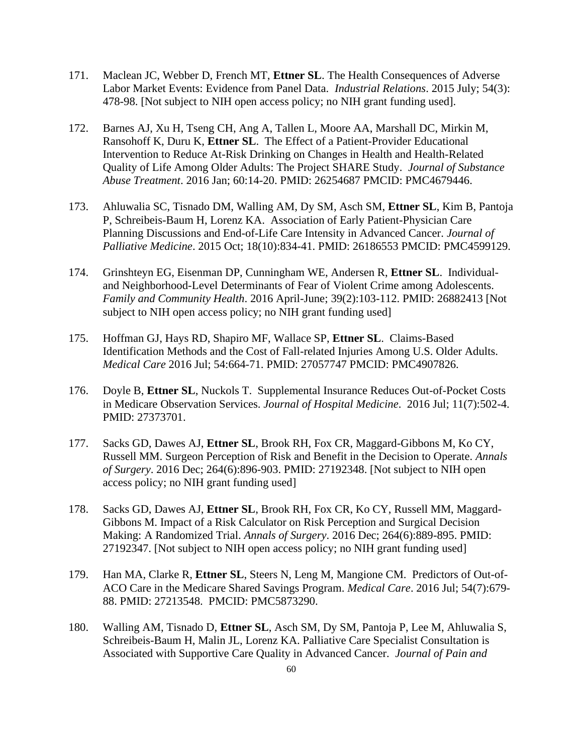171. Maclean JC, Webber D, French MT, **Ettner SL**. The Health Consequences of Adverse Labor Market Events: Evidence from Panel Data. *Industrial Relations*. 2015 July; 54(3): 478-98. [Not subject to NIH open access policy; no NIH grant funding used].

172. Barnes AJ, Xu H, Tseng CH, Ang A, Tallen L, Moore AA, Marshall DC, Mirkin M, Ransohoff K, Duru K, **Ettner SL**. The Effect of a Patient-Provider Educational Intervention to Reduce At-Risk Drinking on Changes in Health and Health-Related Quality of Life Among Older Adults: The Project SHARE Study. *Journal of Substance Abuse Treatment*. 2016 Jan; 60:14-20. PMID: 26254687 PMCID: PMC4679446.

173. Ahluwalia SC, Tisnado DM, Walling AM, Dy SM, Asch SM, **Ettner SL**, Kim B, Pantoja P, Schreibeis-Baum H, Lorenz KA. Association of Early Patient-Physician Care Planning Discussions and End-of-Life Care Intensity in Advanced Cancer. *Journal of Palliative Medicine*. 2015 Oct; 18(10):834-41. PMID: 26186553 PMCID: PMC4599129.

174. Grinshteyn EG, Eisenman DP, Cunningham WE, Andersen R, **Ettner SL**. Individual- and Neighborhood-Level Determinants of Fear of Violent Crime among Adolescents. *Family and Community Health*. 2016 April-June; 39(2):103-112. PMID: 26882413 [Not subject to NIH open access policy; no NIH grant funding used]

175. Hoffman GJ, Hays RD, Shapiro MF, Wallace SP, **Ettner SL**. Claims-Based Identification Methods and the Cost of Fall-related Injuries Among U.S. Older Adults. *Medical Care* 2016 Jul; 54:664-71. PMID: 27057747 PMCID: PMC4907826.

176. Doyle B, **Ettner SL**, Nuckols T. Supplemental Insurance Reduces Out-of-Pocket Costs in Medicare Observation Services. *Journal of Hospital Medicine*. 2016 Jul; 11(7):502-4. PMID: 27373701.

177. Sacks GD, Dawes AJ, **Ettner SL**, Brook RH, Fox CR, Maggard-Gibbons M, Ko CY, Russell MM. Surgeon Perception of Risk and Benefit in the Decision to Operate. *Annals of Surgery*. 2016 Dec; 264(6):896-903. PMID: 27192348. [Not subject to NIH open access policy; no NIH grant funding used]

178. Sacks GD, Dawes AJ, **Ettner SL**, Brook RH, Fox CR, Ko CY, Russell MM, Maggard-Gibbons M. Impact of a Risk Calculator on Risk Perception and Surgical Decision Making: A Randomized Trial. *Annals of Surgery*. 2016 Dec; 264(6):889-895. PMID: 27192347. [Not subject to NIH open access policy; no NIH grant funding used]

179. Han MA, Clarke R, **Ettner SL**, Steers N, Leng M, Mangione CM. Predictors of Out-of-ACO Care in the Medicare Shared Savings Program. *Medical Care*. 2016 Jul; 54(7):679-88. PMID: 27213548. PMCID: PMC5873290.

180. Walling AM, Tisnado D, **Ettner SL**, Asch SM, Dy SM, Pantoja P, Lee M, Ahluwalia S, Schreibeis-Baum H, Malin JL, Lorenz KA. Palliative Care Specialist Consultation is Associated with Supportive Care Quality in Advanced Cancer. *Journal of Pain and*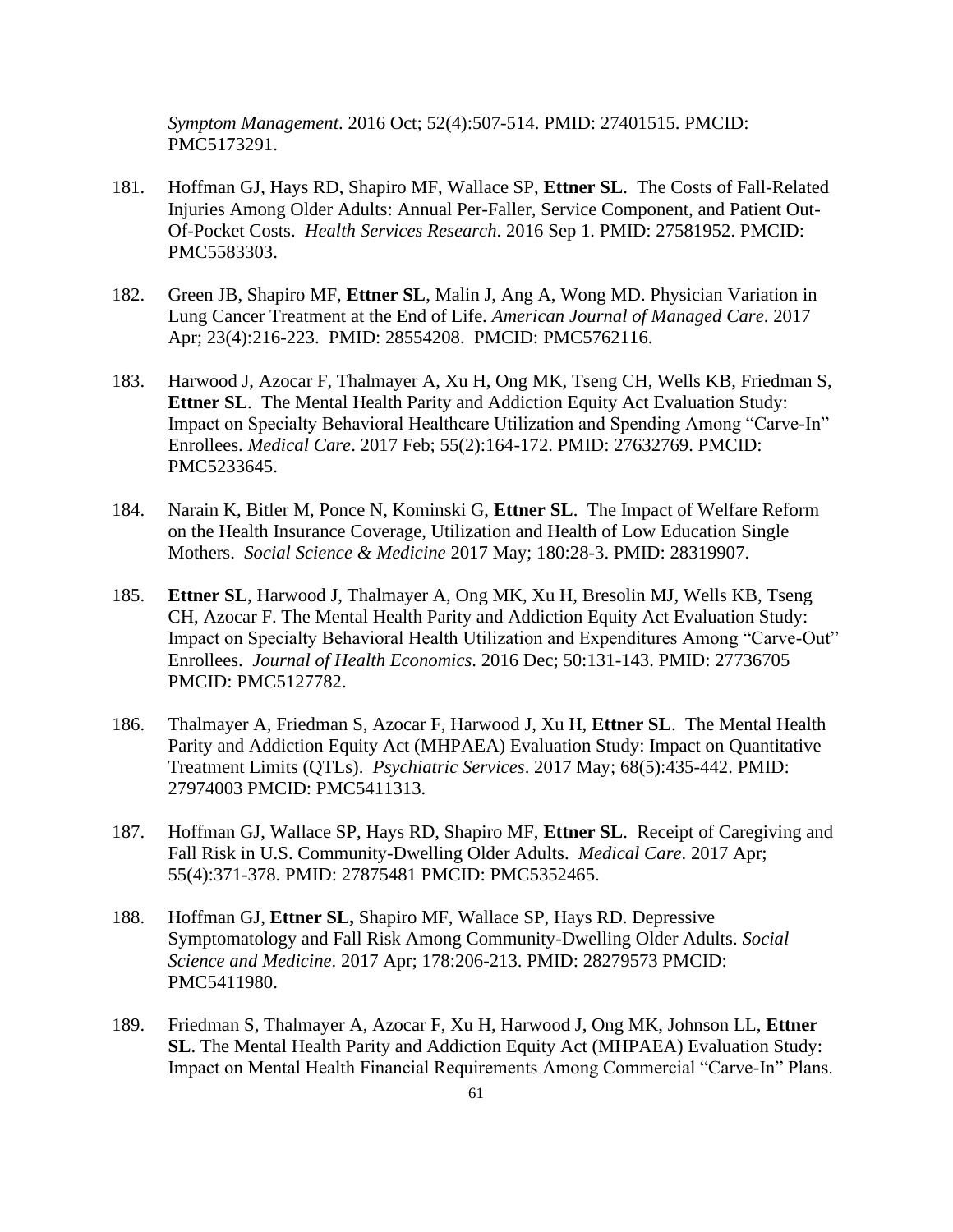*Symptom Management*. 2016 Oct; 52(4):507-514. PMID: 27401515. PMCID: PMC5173291.

181. Hoffman GJ, Hays RD, Shapiro MF, Wallace SP, **Ettner SL**. The Costs of Fall-Related Injuries Among Older Adults: Annual Per-Faller, Service Component, and Patient Out-Of-Pocket Costs. *Health Services Research*. 2016 Sep 1. PMID: 27581952. PMCID: PMC5583303.

182. Green JB, Shapiro MF, **Ettner SL**, Malin J, Ang A, Wong MD. Physician Variation in Lung Cancer Treatment at the End of Life. *American Journal of Managed Care*. 2017 Apr; 23(4):216-223. PMID: 28554208. PMCID: PMC5762116.

183. Harwood J, Azocar F, Thalmayer A, Xu H, Ong MK, Tseng CH, Wells KB, Friedman S, **Ettner SL**. The Mental Health Parity and Addiction Equity Act Evaluation Study: Impact on Specialty Behavioral Healthcare Utilization and Spending Among "Carve-In" Enrollees. *Medical Care*. 2017 Feb; 55(2):164-172. PMID: 27632769. PMCID: PMC5233645.

184. Narain K, Bitler M, Ponce N, Kominski G, **Ettner SL**. The Impact of Welfare Reform on the Health Insurance Coverage, Utilization and Health of Low Education Single Mothers. *Social Science & Medicine* 2017 May; 180:28-3. PMID: 28319907.

185. **Ettner SL**, Harwood J, Thalmayer A, Ong MK, Xu H, Bresolin MJ, Wells KB, Tseng CH, Azocar F. The Mental Health Parity and Addiction Equity Act Evaluation Study: Impact on Specialty Behavioral Health Utilization and Expenditures Among "Carve-Out" Enrollees. *Journal of Health Economics*. 2016 Dec; 50:131-143. PMID: 27736705 PMCID: PMC5127782.

186. Thalmayer A, Friedman S, Azocar F, Harwood J, Xu H, **Ettner SL**. The Mental Health Parity and Addiction Equity Act (MHPAEA) Evaluation Study: Impact on Quantitative Treatment Limits (QTLs). *Psychiatric Services*. 2017 May; 68(5):435-442. PMID: 27974003 PMCID: PMC5411313.

187. Hoffman GJ, Wallace SP, Hays RD, Shapiro MF, **Ettner SL**. Receipt of Caregiving and Fall Risk in U.S. Community-Dwelling Older Adults. *Medical Care*. 2017 Apr; 55(4):371-378. PMID: 27875481 PMCID: PMC5352465.

188. Hoffman GJ, **Ettner SL,** Shapiro MF, Wallace SP, Hays RD. Depressive Symptomatology and Fall Risk Among Community-Dwelling Older Adults. *Social Science and Medicine*. 2017 Apr; 178:206-213. PMID: 28279573 PMCID: PMC5411980.

189. Friedman S, Thalmayer A, Azocar F, Xu H, Harwood J, Ong MK, Johnson LL, **Ettner SL**. The Mental Health Parity and Addiction Equity Act (MHPAEA) Evaluation Study: Impact on Mental Health Financial Requirements Among Commercial "Carve-In" Plans.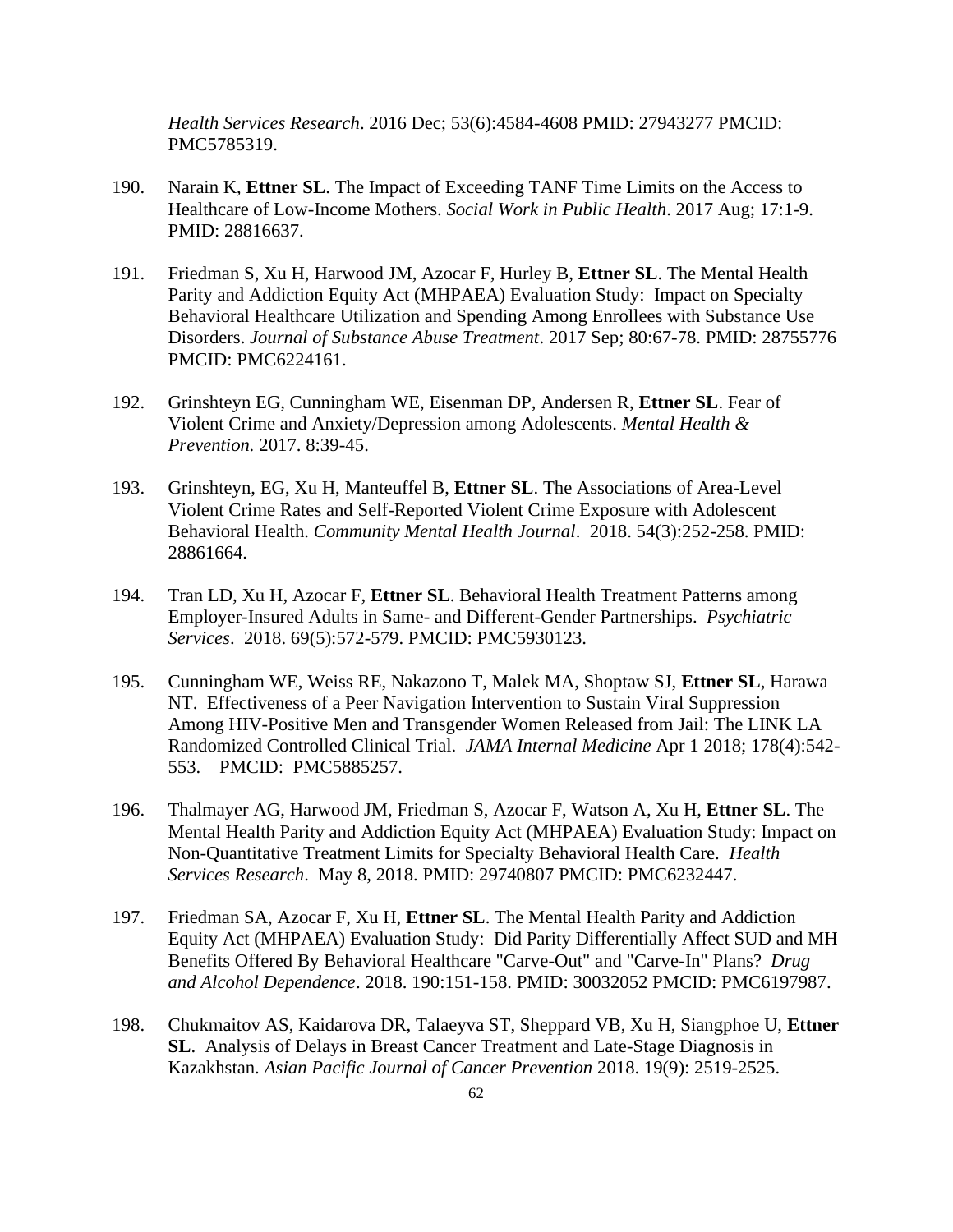*Health Services Research*. 2016 Dec; 53(6):4584-4608 PMID: 27943277 PMCID: PMC5785319.

190. Narain K, **Ettner SL**. The Impact of Exceeding TANF Time Limits on the Access to Healthcare of Low-Income Mothers. *Social Work in Public Health*. 2017 Aug; 17:1-9. PMID: 28816637.

191. Friedman S, Xu H, Harwood JM, Azocar F, Hurley B, **Ettner SL**. The Mental Health Parity and Addiction Equity Act (MHPAEA) Evaluation Study: Impact on Specialty Behavioral Healthcare Utilization and Spending Among Enrollees with Substance Use Disorders. *Journal of Substance Abuse Treatment*. 2017 Sep; 80:67-78. PMID: 28755776 PMCID: PMC6224161.

192. Grinshteyn EG, Cunningham WE, Eisenman DP, Andersen R, **Ettner SL**. Fear of Violent Crime and Anxiety/Depression among Adolescents. *Mental Health & Prevention.* 2017. 8:39-45.

193. Grinshteyn, EG, Xu H, Manteuffel B, **Ettner SL**. The Associations of Area-Level Violent Crime Rates and Self-Reported Violent Crime Exposure with Adolescent Behavioral Health. *Community Mental Health Journal*. 2018. 54(3):252-258. PMID: 28861664.

194. Tran LD, Xu H, Azocar F, **Ettner SL**. Behavioral Health Treatment Patterns among Employer-Insured Adults in Same- and Different-Gender Partnerships. *Psychiatric Services*. 2018. 69(5):572-579. PMCID: PMC5930123.

195. Cunningham WE, Weiss RE, Nakazono T, Malek MA, Shoptaw SJ, **Ettner SL**, Harawa NT. Effectiveness of a Peer Navigation Intervention to Sustain Viral Suppression Among HIV-Positive Men and Transgender Women Released from Jail: The LINK LA Randomized Controlled Clinical Trial. *JAMA Internal Medicine* Apr 1 2018; 178(4):542-553. PMCID: PMC5885257.

196. Thalmayer AG, Harwood JM, Friedman S, Azocar F, Watson A, Xu H, **Ettner SL**. The Mental Health Parity and Addiction Equity Act (MHPAEA) Evaluation Study: Impact on Non-Quantitative Treatment Limits for Specialty Behavioral Health Care. *Health Services Research*. May 8, 2018. PMID: 29740807 PMCID: PMC6232447.

197. Friedman SA, Azocar F, Xu H, **Ettner SL**. The Mental Health Parity and Addiction Equity Act (MHPAEA) Evaluation Study: Did Parity Differentially Affect SUD and MH Benefits Offered By Behavioral Healthcare "Carve-Out" and "Carve-In" Plans? *Drug and Alcohol Dependence*. 2018. 190:151-158. PMID: 30032052 PMCID: PMC6197987.

198. Chukmaitov AS, Kaidarova DR, Talaeyva ST, Sheppard VB, Xu H, Siangphoe U, **Ettner SL**. Analysis of Delays in Breast Cancer Treatment and Late-Stage Diagnosis in Kazakhstan. *Asian Pacific Journal of Cancer Prevention* 2018. 19(9): 2519-2525.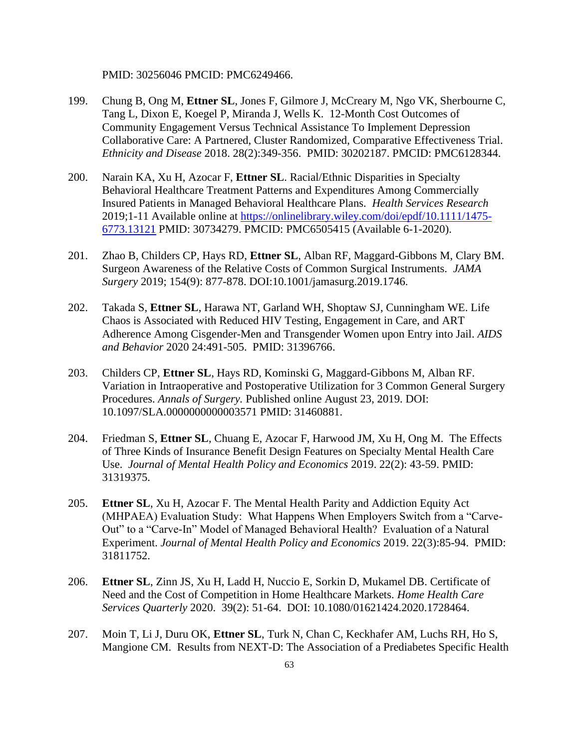PMID: 30256046 PMCID: PMC6249466.

199. Chung B, Ong M, **Ettner SL**, Jones F, Gilmore J, McCreary M, Ngo VK, Sherbourne C, Tang L, Dixon E, Koegel P, Miranda J, Wells K. 12-Month Cost Outcomes of Community Engagement Versus Technical Assistance To Implement Depression Collaborative Care: A Partnered, Cluster Randomized, Comparative Effectiveness Trial. *Ethnicity and Disease* 2018. 28(2):349-356. PMID: 30202187. PMCID: PMC6128344.

200. Narain KA, Xu H, Azocar F, **Ettner SL**. Racial/Ethnic Disparities in Specialty Behavioral Healthcare Treatment Patterns and Expenditures Among Commercially Insured Patients in Managed Behavioral Healthcare Plans. *Health Services Research* 2019;1-11 Available online at [https://onlinelibrary.wiley.com/doi/epdf/10.1111/1475-6773.13121](https://onlinelibrary.wiley.com/doi/epdf/10.1111/1475-6773.13121) PMID: 30734279. PMCID: PMC6505415 (Available 6-1-2020).

201. Zhao B, Childers CP, Hays RD, **Ettner SL**, Alban RF, Maggard-Gibbons M, Clary BM. Surgeon Awareness of the Relative Costs of Common Surgical Instruments. *JAMA Surgery* 2019; 154(9): 877-878. DOI:10.1001/jamasurg.2019.1746.

202. Takada S, **Ettner SL**, Harawa NT, Garland WH, Shoptaw SJ, Cunningham WE. Life Chaos is Associated with Reduced HIV Testing, Engagement in Care, and ART Adherence Among Cisgender-Men and Transgender Women upon Entry into Jail. *AIDS and Behavior* 2020 24:491-505. PMID: 31396766.

203. Childers CP, **Ettner SL**, Hays RD, Kominski G, Maggard-Gibbons M, Alban RF. Variation in Intraoperative and Postoperative Utilization for 3 Common General Surgery Procedures. *Annals of Surgery.* Published online August 23, 2019. DOI: 10.1097/SLA.0000000000003571 PMID: 31460881.

204. Friedman S, **Ettner SL**, Chuang E, Azocar F, Harwood JM, Xu H, Ong M. The Effects of Three Kinds of Insurance Benefit Design Features on Specialty Mental Health Care Use. *Journal of Mental Health Policy and Economics* 2019. 22(2): 43-59. PMID: 31319375.

205. **Ettner SL**, Xu H, Azocar F. The Mental Health Parity and Addiction Equity Act (MHPAEA) Evaluation Study: What Happens When Employers Switch from a "Carve-Out" to a "Carve-In" Model of Managed Behavioral Health? Evaluation of a Natural Experiment. *Journal of Mental Health Policy and Economics* 2019. 22(3):85-94. PMID: 31811752.

206. **Ettner SL**, Zinn JS, Xu H, Ladd H, Nuccio E, Sorkin D, Mukamel DB. Certificate of Need and the Cost of Competition in Home Healthcare Markets. *Home Health Care Services Quarterly* 2020. 39(2): 51-64. DOI: 10.1080/01621424.2020.1728464.

207. Moin T, Li J, Duru OK, **Ettner SL**, Turk N, Chan C, Keckhafer AM, Luchs RH, Ho S, Mangione CM. Results from NEXT-D: The Association of a Prediabetes Specific Health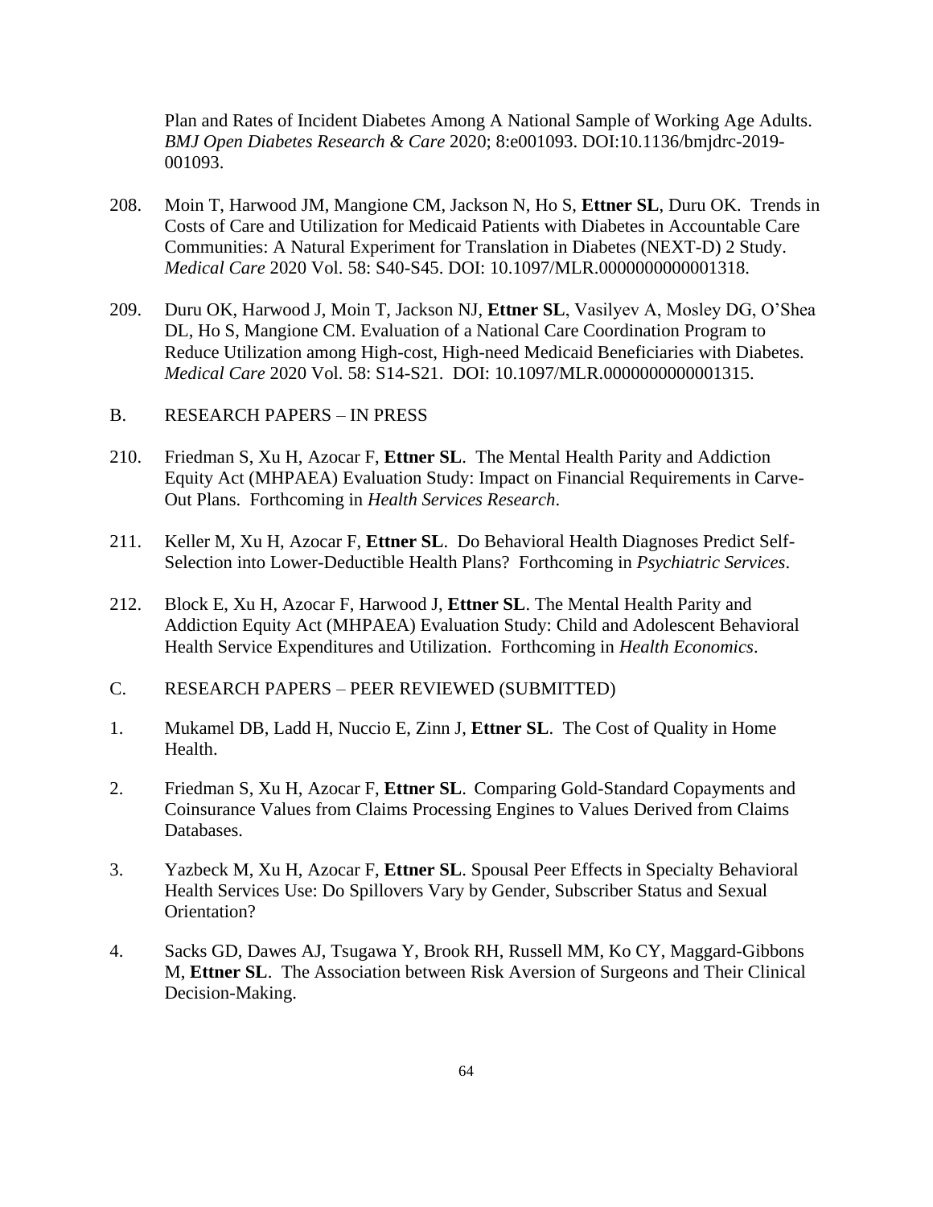Plan and Rates of Incident Diabetes Among A National Sample of Working Age Adults. *BMJ Open Diabetes Research & Care* 2020; 8:e001093. DOI:10.1136/bmjdrc-2019-001093.

208. Moin T, Harwood JM, Mangione CM, Jackson N, Ho S, **Ettner SL**, Duru OK. Trends in Costs of Care and Utilization for Medicaid Patients with Diabetes in Accountable Care Communities: A Natural Experiment for Translation in Diabetes (NEXT-D) 2 Study. *Medical Care* 2020 Vol. 58: S40-S45. DOI: 10.1097/MLR.0000000000001318.

209. Duru OK, Harwood J, Moin T, Jackson NJ, **Ettner SL**, Vasilyev A, Mosley DG, O'Shea DL, Ho S, Mangione CM. Evaluation of a National Care Coordination Program to Reduce Utilization among High-cost, High-need Medicaid Beneficiaries with Diabetes. *Medical Care* 2020 Vol. 58: S14-S21. DOI: 10.1097/MLR.0000000000001315.

B. RESEARCH PAPERS – IN PRESS

210. Friedman S, Xu H, Azocar F, **Ettner SL**. The Mental Health Parity and Addiction Equity Act (MHPAEA) Evaluation Study: Impact on Financial Requirements in Carve-Out Plans. Forthcoming in *Health Services Research*.

211. Keller M, Xu H, Azocar F, **Ettner SL**. Do Behavioral Health Diagnoses Predict Self-Selection into Lower-Deductible Health Plans? Forthcoming in *Psychiatric Services*.

212. Block E, Xu H, Azocar F, Harwood J, **Ettner SL**. The Mental Health Parity and Addiction Equity Act (MHPAEA) Evaluation Study: Child and Adolescent Behavioral Health Service Expenditures and Utilization. Forthcoming in *Health Economics*.

C. RESEARCH PAPERS – PEER REVIEWED (SUBMITTED)

1. Mukamel DB, Ladd H, Nuccio E, Zinn J, **Ettner SL**. The Cost of Quality in Home Health.

2. Friedman S, Xu H, Azocar F, **Ettner SL**. Comparing Gold-Standard Copayments and Coinsurance Values from Claims Processing Engines to Values Derived from Claims Databases.

3. Yazbeck M, Xu H, Azocar F, **Ettner SL**. Spousal Peer Effects in Specialty Behavioral Health Services Use: Do Spillovers Vary by Gender, Subscriber Status and Sexual Orientation?

4. Sacks GD, Dawes AJ, Tsugawa Y, Brook RH, Russell MM, Ko CY, Maggard-Gibbons M, **Ettner SL**. The Association between Risk Aversion of Surgeons and Their Clinical Decision-Making.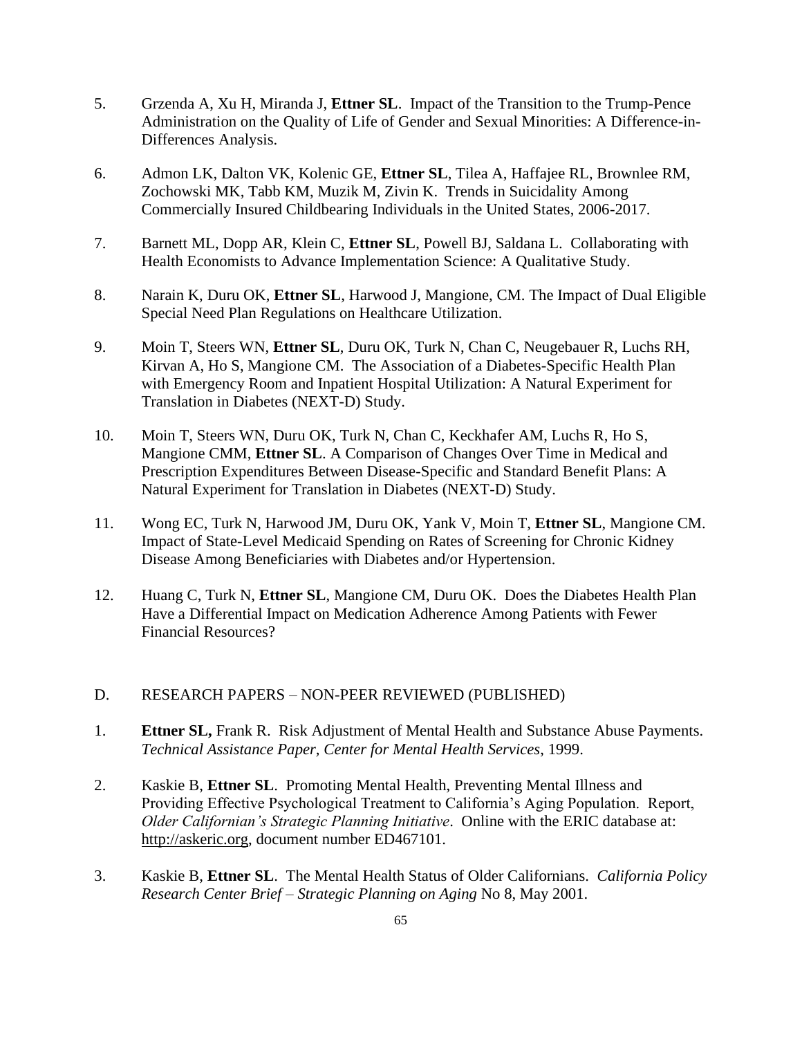5. Grzenda A, Xu H, Miranda J, **Ettner SL**. Impact of the Transition to the Trump-Pence Administration on the Quality of Life of Gender and Sexual Minorities: A Difference-in-Differences Analysis.

6. Admon LK, Dalton VK, Kolenic GE, **Ettner SL**, Tilea A, Haffajee RL, Brownlee RM, Zochowski MK, Tabb KM, Muzik M, Zivin K. Trends in Suicidality Among Commercially Insured Childbearing Individuals in the United States, 2006-2017.

7. Barnett ML, Dopp AR, Klein C, **Ettner SL**, Powell BJ, Saldana L. Collaborating with Health Economists to Advance Implementation Science: A Qualitative Study.

8. Narain K, Duru OK, **Ettner SL**, Harwood J, Mangione, CM. The Impact of Dual Eligible Special Need Plan Regulations on Healthcare Utilization.

9. Moin T, Steers WN, **Ettner SL**, Duru OK, Turk N, Chan C, Neugebauer R, Luchs RH, Kirvan A, Ho S, Mangione CM. The Association of a Diabetes-Specific Health Plan with Emergency Room and Inpatient Hospital Utilization: A Natural Experiment for Translation in Diabetes (NEXT-D) Study.

10. Moin T, Steers WN, Duru OK, Turk N, Chan C, Keckhafer AM, Luchs R, Ho S, Mangione CMM, **Ettner SL**. A Comparison of Changes Over Time in Medical and Prescription Expenditures Between Disease-Specific and Standard Benefit Plans: A Natural Experiment for Translation in Diabetes (NEXT-D) Study.

11. Wong EC, Turk N, Harwood JM, Duru OK, Yank V, Moin T, **Ettner SL**, Mangione CM. Impact of State-Level Medicaid Spending on Rates of Screening for Chronic Kidney Disease Among Beneficiaries with Diabetes and/or Hypertension.

12. Huang C, Turk N, **Ettner SL**, Mangione CM, Duru OK. Does the Diabetes Health Plan Have a Differential Impact on Medication Adherence Among Patients with Fewer Financial Resources?

## D. RESEARCH PAPERS – NON-PEER REVIEWED (PUBLISHED)

1. **Ettner SL,** Frank R. Risk Adjustment of Mental Health and Substance Abuse Payments. *Technical Assistance Paper, Center for Mental Health Services*, 1999.

2. Kaskie B, **Ettner SL**. Promoting Mental Health, Preventing Mental Illness and Providing Effective Psychological Treatment to California's Aging Population. Report, *Older Californian's Strategic Planning Initiative*. Online with the ERIC database at: http://askeric.org, document number ED467101.

3. Kaskie B, **Ettner SL**. The Mental Health Status of Older Californians. *California Policy Research Center Brief – Strategic Planning on Aging* No 8, May 2001.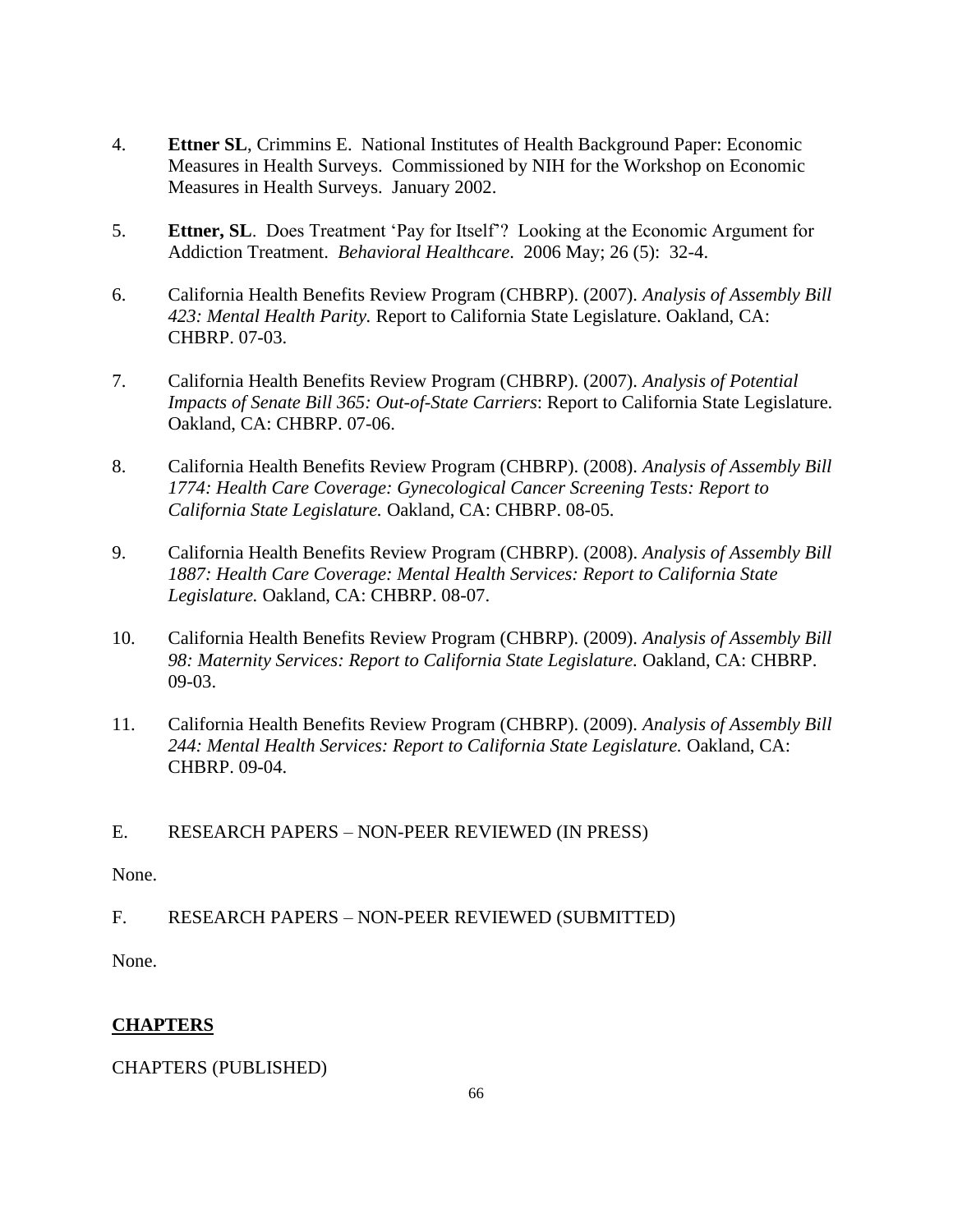4. **Ettner SL**, Crimmins E. National Institutes of Health Background Paper: Economic Measures in Health Surveys. Commissioned by NIH for the Workshop on Economic Measures in Health Surveys. January 2002.

5. **Ettner, SL**. Does Treatment 'Pay for Itself'? Looking at the Economic Argument for Addiction Treatment. *Behavioral Healthcare*. 2006 May; 26 (5): 32-4.

6. California Health Benefits Review Program (CHBRP). (2007). *Analysis of Assembly Bill 423: Mental Health Parity.* Report to California State Legislature. Oakland, CA: CHBRP. 07-03.

7. California Health Benefits Review Program (CHBRP). (2007). *Analysis of Potential Impacts of Senate Bill 365: Out-of-State Carriers*: Report to California State Legislature. Oakland, CA: CHBRP. 07-06.

8. California Health Benefits Review Program (CHBRP). (2008). *Analysis of Assembly Bill 1774: Health Care Coverage: Gynecological Cancer Screening Tests: Report to California State Legislature.* Oakland, CA: CHBRP. 08-05.

9. California Health Benefits Review Program (CHBRP). (2008). *Analysis of Assembly Bill 1887: Health Care Coverage: Mental Health Services: Report to California State Legislature.* Oakland, CA: CHBRP. 08-07.

10. California Health Benefits Review Program (CHBRP). (2009). *Analysis of Assembly Bill 98: Maternity Services: Report to California State Legislature.* Oakland, CA: CHBRP. 09-03.

11. California Health Benefits Review Program (CHBRP). (2009). *Analysis of Assembly Bill 244: Mental Health Services: Report to California State Legislature.* Oakland, CA: CHBRP. 09-04.

E. RESEARCH PAPERS – NON-PEER REVIEWED (IN PRESS)

None.

F. RESEARCH PAPERS – NON-PEER REVIEWED (SUBMITTED)

None.

## **CHAPTERS**

CHAPTERS (PUBLISHED)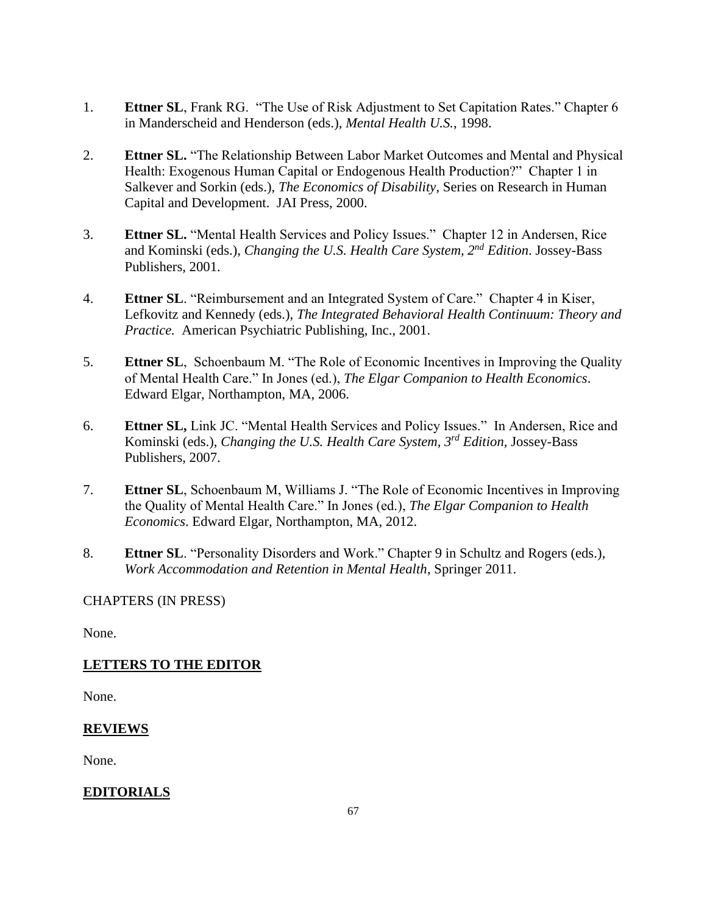1. **Ettner SL**, Frank RG. "The Use of Risk Adjustment to Set Capitation Rates." Chapter 6 in Manderscheid and Henderson (eds.), *Mental Health U.S.*, 1998.

2. **Ettner SL.** "The Relationship Between Labor Market Outcomes and Mental and Physical Health: Exogenous Human Capital or Endogenous Health Production?" Chapter 1 in Salkever and Sorkin (eds.), *The Economics of Disability*, Series on Research in Human Capital and Development. JAI Press, 2000.

3. **Ettner SL.** "Mental Health Services and Policy Issues." Chapter 12 in Andersen, Rice and Kominski (eds.), *Changing the U.S. Health Care System, 2nd Edition*. Jossey-Bass Publishers, 2001.

4. **Ettner SL**. "Reimbursement and an Integrated System of Care." Chapter 4 in Kiser, Lefkovitz and Kennedy (eds.), *The Integrated Behavioral Health Continuum: Theory and Practice.* American Psychiatric Publishing, Inc., 2001.

5. **Ettner SL**, Schoenbaum M. "The Role of Economic Incentives in Improving the Quality of Mental Health Care." In Jones (ed.), *The Elgar Companion to Health Economics*. Edward Elgar, Northampton, MA, 2006.

6. **Ettner SL,** Link JC. "Mental Health Services and Policy Issues." In Andersen, Rice and Kominski (eds.), *Changing the U.S. Health Care System, 3rd Edition,* Jossey-Bass Publishers, 2007.

7. **Ettner SL**, Schoenbaum M, Williams J. "The Role of Economic Incentives in Improving the Quality of Mental Health Care." In Jones (ed.), *The Elgar Companion to Health Economics*. Edward Elgar, Northampton, MA, 2012.

8. **Ettner SL**. "Personality Disorders and Work." Chapter 9 in Schultz and Rogers (eds.), *Work Accommodation and Retention in Mental Health*, Springer 2011.

CHAPTERS (IN PRESS)

None.

## LETTERS TO THE EDITOR

None.

## REVIEWS

None.

## EDITORIALS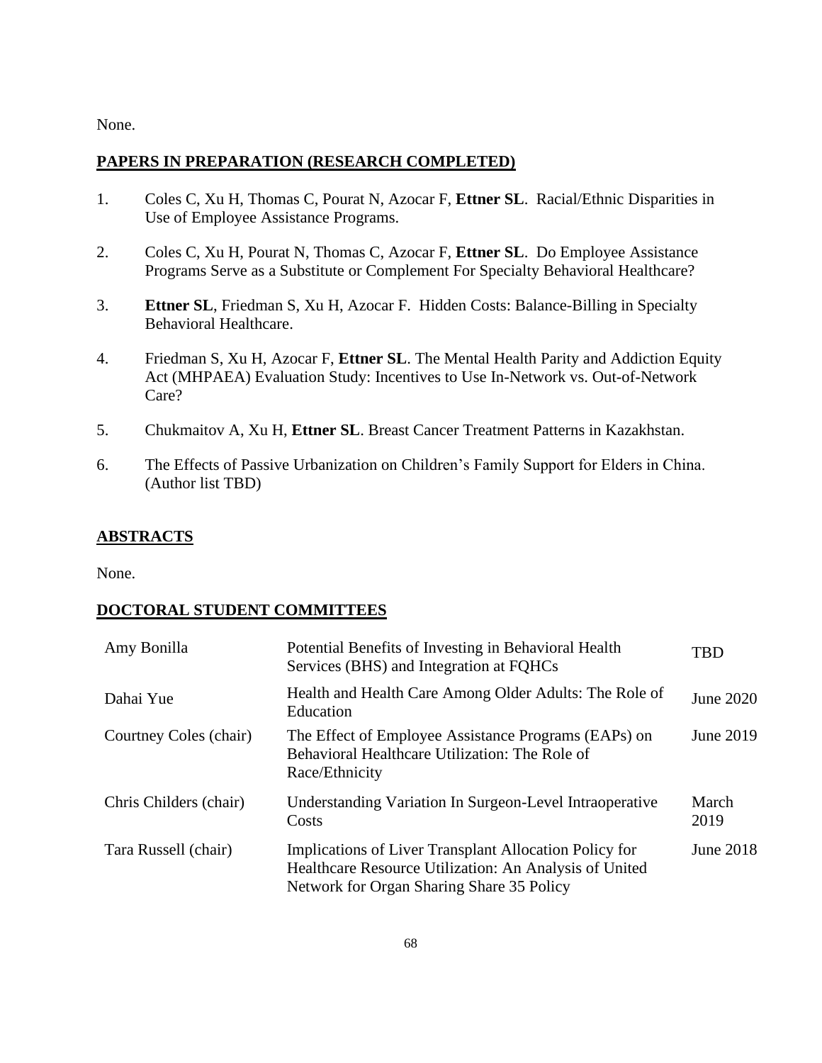None.

**PAPERS IN PREPARATION (RESEARCH COMPLETED)**

1. Coles C, Xu H, Thomas C, Pourat N, Azocar F, **Ettner SL**. Racial/Ethnic Disparities in Use of Employee Assistance Programs.

2. Coles C, Xu H, Pourat N, Thomas C, Azocar F, **Ettner SL**. Do Employee Assistance Programs Serve as a Substitute or Complement For Specialty Behavioral Healthcare?

3. **Ettner SL**, Friedman S, Xu H, Azocar F. Hidden Costs: Balance-Billing in Specialty Behavioral Healthcare.

4. Friedman S, Xu H, Azocar F, **Ettner SL**. The Mental Health Parity and Addiction Equity Act (MHPAEA) Evaluation Study: Incentives to Use In-Network vs. Out-of-Network Care?

5. Chukmaitov A, Xu H, **Ettner SL**. Breast Cancer Treatment Patterns in Kazakhstan.

6. The Effects of Passive Urbanization on Children's Family Support for Elders in China. (Author list TBD)

**ABSTRACTS**

None.

**DOCTORAL STUDENT COMMITTEES**

| | | |
|---|---|---|
| Amy Bonilla | Potential Benefits of Investing in Behavioral Health Services (BHS) and Integration at FQHCs | TBD |
| Dahai Yue | Health and Health Care Among Older Adults: The Role of Education | June 2020 |
| Courtney Coles (chair) | The Effect of Employee Assistance Programs (EAPs) on Behavioral Healthcare Utilization: The Role of Race/Ethnicity | June 2019 |
| Chris Childers (chair) | Understanding Variation In Surgeon-Level Intraoperative Costs | March 2019 |
| Tara Russell (chair) | Implications of Liver Transplant Allocation Policy for Healthcare Resource Utilization: An Analysis of United Network for Organ Sharing Share 35 Policy | June 2018 |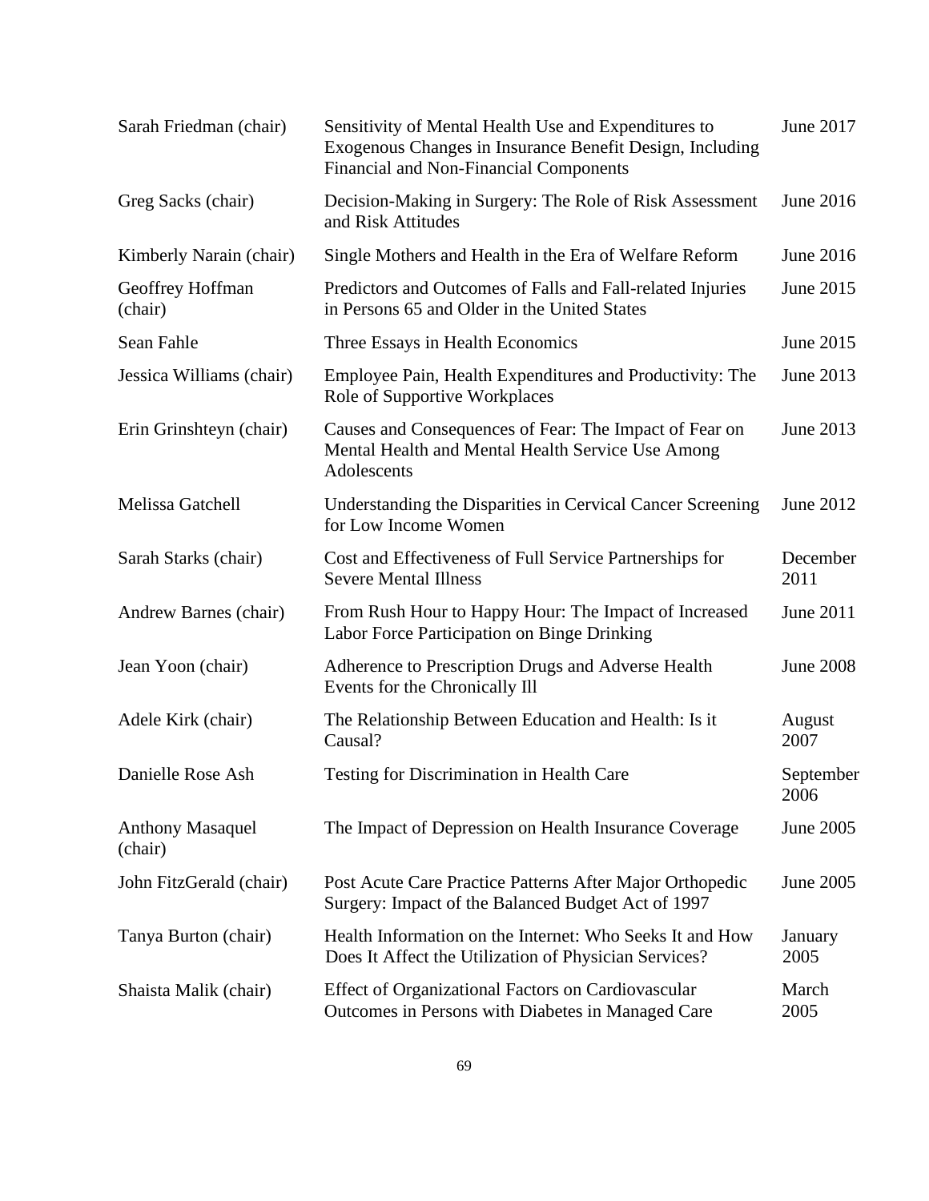| | | |
|---|---|---|
| Sarah Friedman (chair) | Sensitivity of Mental Health Use and Expenditures to Exogenous Changes in Insurance Benefit Design, Including Financial and Non-Financial Components | June 2017 |
| Greg Sacks (chair) | Decision-Making in Surgery: The Role of Risk Assessment and Risk Attitudes | June 2016 |
| Kimberly Narain (chair) | Single Mothers and Health in the Era of Welfare Reform | June 2016 |
| Geoffrey Hoffman (chair) | Predictors and Outcomes of Falls and Fall-related Injuries in Persons 65 and Older in the United States | June 2015 |
| Sean Fahle | Three Essays in Health Economics | June 2015 |
| Jessica Williams (chair) | Employee Pain, Health Expenditures and Productivity: The Role of Supportive Workplaces | June 2013 |
| Erin Grinshteyn (chair) | Causes and Consequences of Fear: The Impact of Fear on Mental Health and Mental Health Service Use Among Adolescents | June 2013 |
| Melissa Gatchell | Understanding the Disparities in Cervical Cancer Screening for Low Income Women | June 2012 |
| Sarah Starks (chair) | Cost and Effectiveness of Full Service Partnerships for Severe Mental Illness | December 2011 |
| Andrew Barnes (chair) | From Rush Hour to Happy Hour: The Impact of Increased Labor Force Participation on Binge Drinking | June 2011 |
| Jean Yoon (chair) | Adherence to Prescription Drugs and Adverse Health Events for the Chronically Ill | June 2008 |
| Adele Kirk (chair) | The Relationship Between Education and Health: Is it Causal? | August 2007 |
| Danielle Rose Ash | Testing for Discrimination in Health Care | September 2006 |
| Anthony Masaquel (chair) | The Impact of Depression on Health Insurance Coverage | June 2005 |
| John FitzGerald (chair) | Post Acute Care Practice Patterns After Major Orthopedic Surgery: Impact of the Balanced Budget Act of 1997 | June 2005 |
| Tanya Burton (chair) | Health Information on the Internet: Who Seeks It and How Does It Affect the Utilization of Physician Services? | January 2005 |
| Shaista Malik (chair) | Effect of Organizational Factors on Cardiovascular Outcomes in Persons with Diabetes in Managed Care | March 2005 |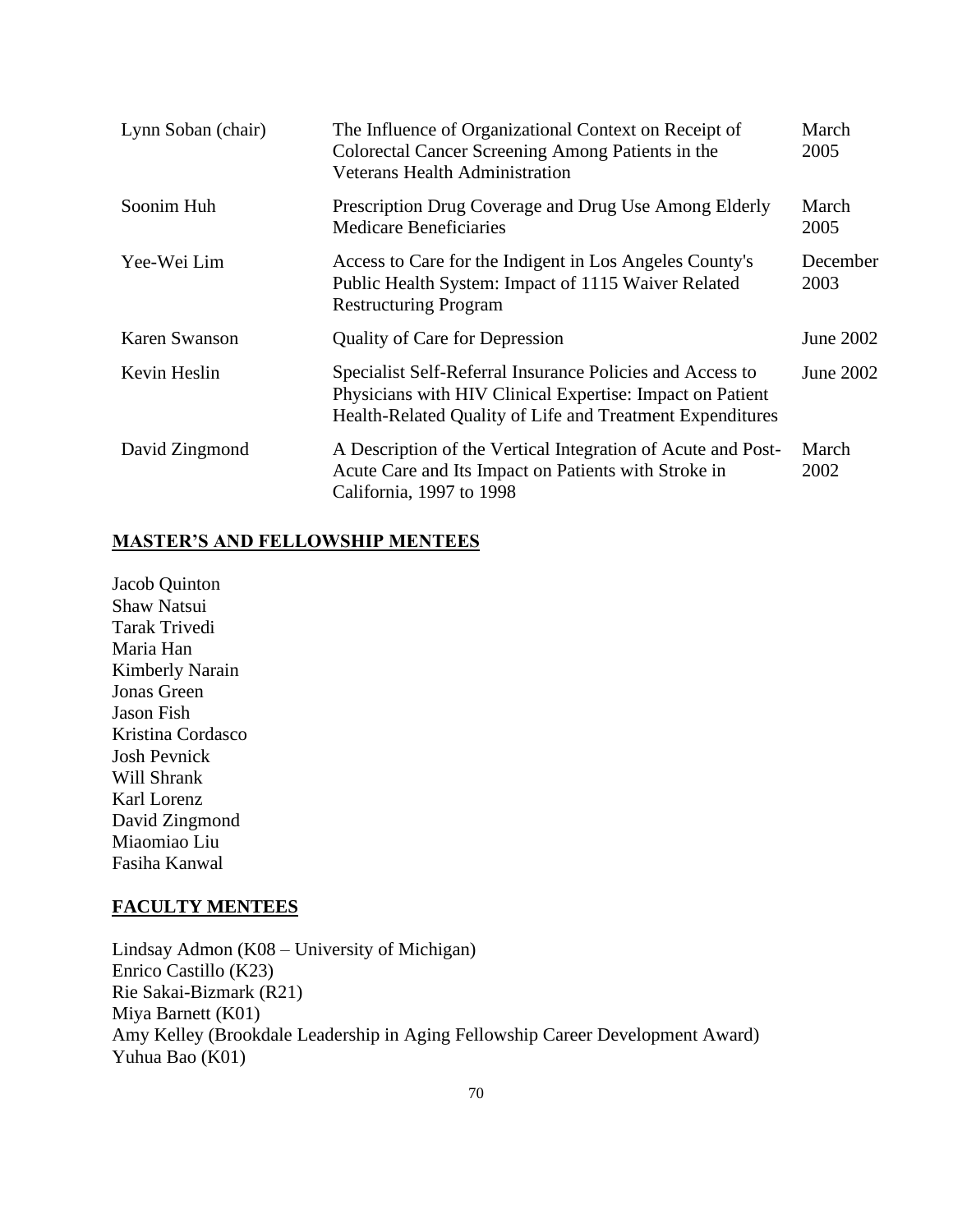| | | |
|---|---|---|
| Lynn Soban (chair) | The Influence of Organizational Context on Receipt of Colorectal Cancer Screening Among Patients in the Veterans Health Administration | March 2005 |
| Soonim Huh | Prescription Drug Coverage and Drug Use Among Elderly Medicare Beneficiaries | March 2005 |
| Yee-Wei Lim | Access to Care for the Indigent in Los Angeles County's Public Health System: Impact of 1115 Waiver Related Restructuring Program | December 2003 |
| Karen Swanson | Quality of Care for Depression | June 2002 |
| Kevin Heslin | Specialist Self-Referral Insurance Policies and Access to Physicians with HIV Clinical Expertise: Impact on Patient Health-Related Quality of Life and Treatment Expenditures | June 2002 |
| David Zingmond | A Description of the Vertical Integration of Acute and Post-Acute Care and Its Impact on Patients with Stroke in California, 1997 to 1998 | March 2002 |

## MASTER'S AND FELLOWSHIP MENTEES

Jacob Quinton
Shaw Natsui
Tarak Trivedi
Maria Han
Kimberly Narain
Jonas Green
Jason Fish
Kristina Cordasco
Josh Pevnick
Will Shrank
Karl Lorenz
David Zingmond
Miaomiao Liu
Fasiha Kanwal

## FACULTY MENTEES

Lindsay Admon (K08 – University of Michigan)
Enrico Castillo (K23)
Rie Sakai-Bizmark (R21)
Miya Barnett (K01)
Amy Kelley (Brookdale Leadership in Aging Fellowship Career Development Award)
Yuhua Bao (K01)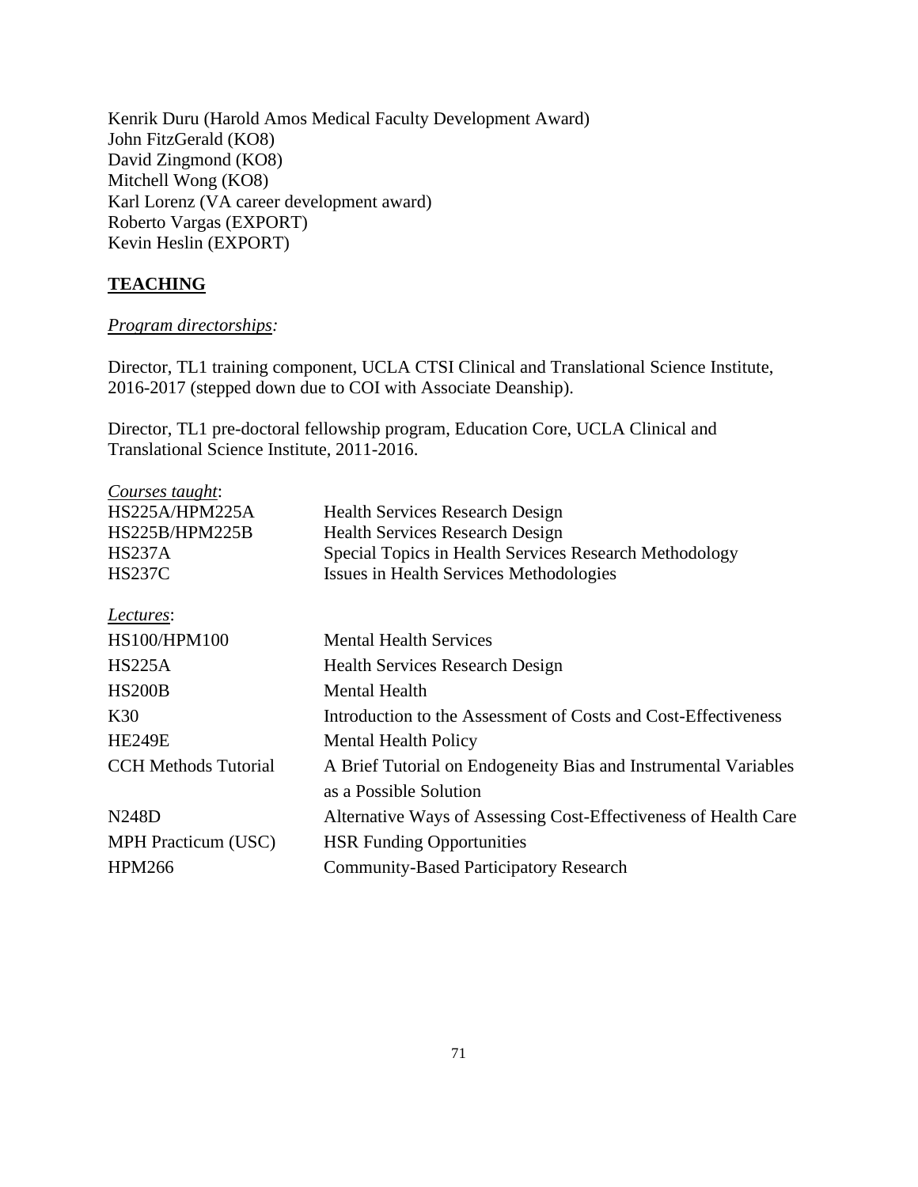Kenrik Duru (Harold Amos Medical Faculty Development Award)
John FitzGerald (KO8)
David Zingmond (KO8)
Mitchell Wong (KO8)
Karl Lorenz (VA career development award)
Roberto Vargas (EXPORT)
Kevin Heslin (EXPORT)

## TEACHING

*Program directorships:*

Director, TL1 training component, UCLA CTSI Clinical and Translational Science Institute, 2016-2017 (stepped down due to COI with Associate Deanship).

Director, TL1 pre-doctoral fellowship program, Education Core, UCLA Clinical and Translational Science Institute, 2011-2016.

*Courses taught*:

| | |
|---|---|
| HS225A/HPM225A | Health Services Research Design |
| HS225B/HPM225B | Health Services Research Design |
| HS237A | Special Topics in Health Services Research Methodology |
| HS237C | Issues in Health Services Methodologies |

*Lectures*:

| | |
|---|---|
| HS100/HPM100 | Mental Health Services |
| HS225A | Health Services Research Design |
| HS200B | Mental Health |
| K30 | Introduction to the Assessment of Costs and Cost-Effectiveness |
| HE249E | Mental Health Policy |
| CCH Methods Tutorial | A Brief Tutorial on Endogeneity Bias and Instrumental Variables as a Possible Solution |
| N248D | Alternative Ways of Assessing Cost-Effectiveness of Health Care |
| MPH Practicum (USC) | HSR Funding Opportunities |
| HPM266 | Community-Based Participatory Research |